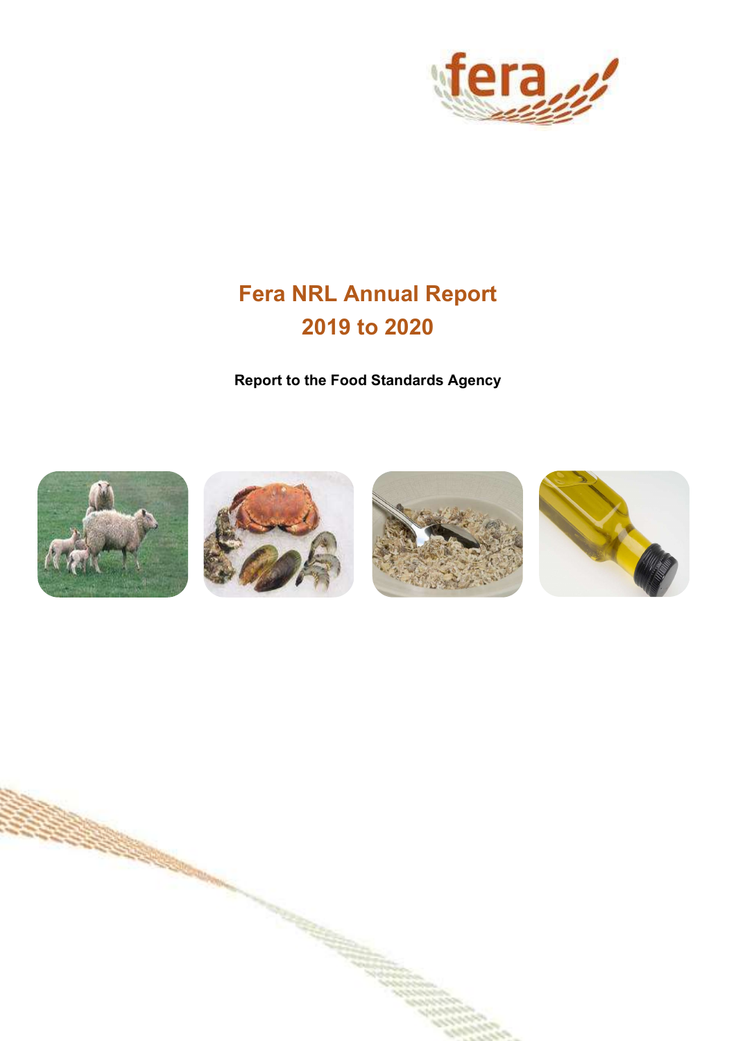# Fera NRL Annual Report
# 2019 to 2020

**Report to the Food Standards Agency**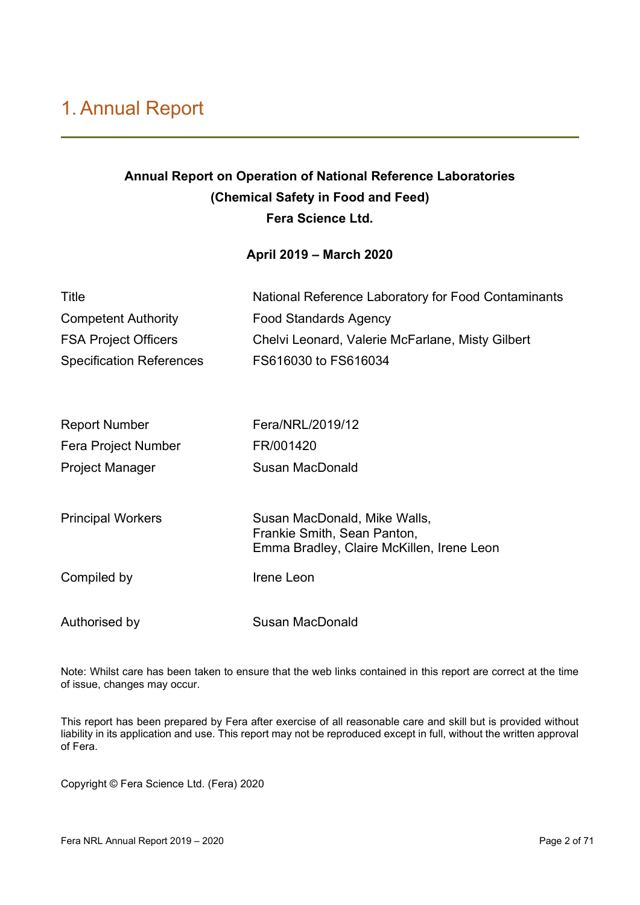# 1. Annual Report

**Annual Report on Operation of National Reference Laboratories**
**(Chemical Safety in Food and Feed)**
**Fera Science Ltd.**

**April 2019 – March 2020**

| | |
|---|---|
| Title | National Reference Laboratory for Food Contaminants |
| Competent Authority | Food Standards Agency |
| FSA Project Officers | Chelvi Leonard, Valerie McFarlane, Misty Gilbert |
| Specification References | FS616030 to FS616034 |

| | |
|---|---|
| Report Number | Fera/NRL/2019/12 |
| Fera Project Number | FR/001420 |
| Project Manager | Susan MacDonald |

| | |
|---|---|
| Principal Workers | Susan MacDonald, Mike Walls, Frankie Smith, Sean Panton, Emma Bradley, Claire McKillen, Irene Leon |
| Compiled by | Irene Leon |
| Authorised by | Susan MacDonald |

Note: Whilst care has been taken to ensure that the web links contained in this report are correct at the time of issue, changes may occur.

This report has been prepared by Fera after exercise of all reasonable care and skill but is provided without liability in its application and use. This report may not be reproduced except in full, without the written approval of Fera.

Copyright © Fera Science Ltd. (Fera) 2020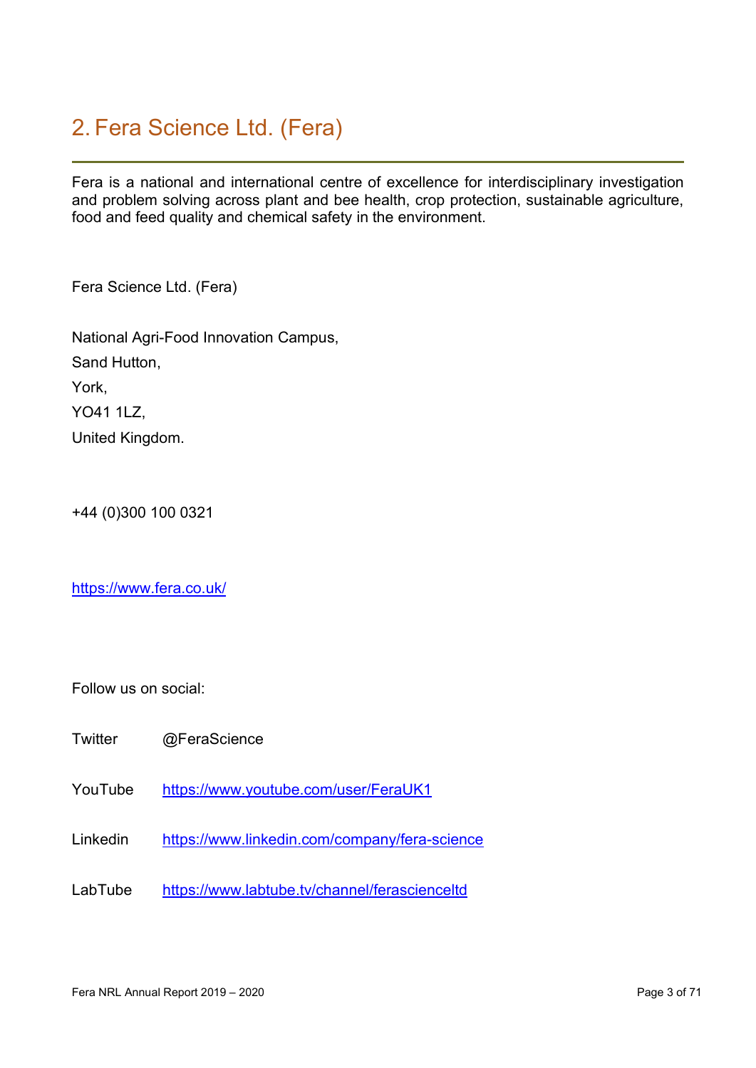# 2. Fera Science Ltd. (Fera)

Fera is a national and international centre of excellence for interdisciplinary investigation and problem solving across plant and bee health, crop protection, sustainable agriculture, food and feed quality and chemical safety in the environment.

Fera Science Ltd. (Fera)

National Agri-Food Innovation Campus,
Sand Hutton,
York,
YO41 1LZ,
United Kingdom.

+44 (0)300 100 0321

https://www.fera.co.uk/

Follow us on social:

| | |
|---|---|
| Twitter | @FeraScience |
| YouTube | https://www.youtube.com/user/FeraUK1 |
| Linkedin | https://www.linkedin.com/company/fera-science |
| LabTube | https://www.labtube.tv/channel/ferascienceltd |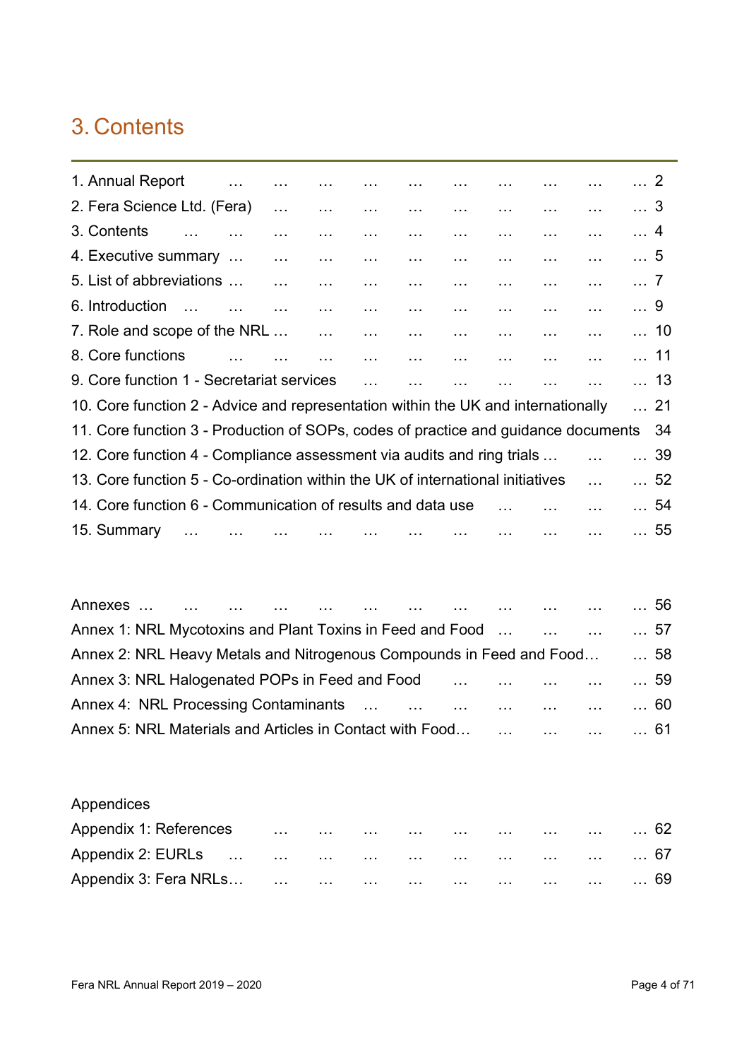# 3. Contents

1. Annual Report … … … … … … … … … … 2
2. Fera Science Ltd. (Fera) … … … … … … … … … 3
3. Contents … … … … … … … … … … … 4
4. Executive summary … … … … … … … … … … 5
5. List of abbreviations … … … … … … … … … … 7
6. Introduction … … … … … … … … … … … 9
7. Role and scope of the NRL … … … … … … … … … 10
8. Core functions … … … … … … … … … … 11
9. Core function 1 - Secretariat services … … … … … … … 13
10. Core function 2 - Advice and representation within the UK and internationally … 21
11. Core function 3 - Production of SOPs, codes of practice and guidance documents 34
12. Core function 4 - Compliance assessment via audits and ring trials … … … 39
13. Core function 5 - Co-ordination within the UK of international initiatives … … 52
14. Core function 6 - Communication of results and data use … … … … 54
15. Summary … … … … … … … … … … … 55

Annexes … … … … … … … … … … … … 56
Annex 1: NRL Mycotoxins and Plant Toxins in Feed and Food … … … … 57
Annex 2: NRL Heavy Metals and Nitrogenous Compounds in Feed and Food… … 58
Annex 3: NRL Halogenated POPs in Feed and Food … … … … … 59
Annex 4: NRL Processing Contaminants … … … … … … … 60
Annex 5: NRL Materials and Articles in Contact with Food… … … … … 61

Appendices
Appendix 1: References … … … … … … … … … 62
Appendix 2: EURLs … … … … … … … … … … 67
Appendix 3: Fera NRLs… … … … … … … … … … 69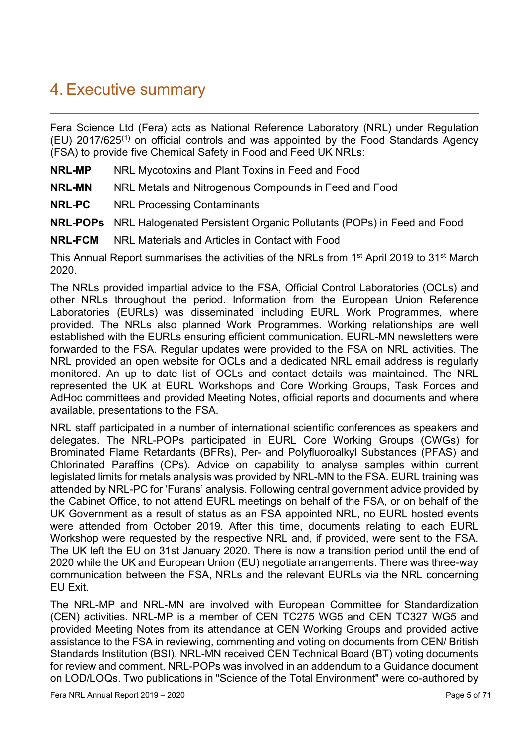# 4. Executive summary

Fera Science Ltd (Fera) acts as National Reference Laboratory (NRL) under Regulation (EU) 2017/625[1] on official controls and was appointed by the Food Standards Agency (FSA) to provide five Chemical Safety in Food and Feed UK NRLs:

**NRL-MP** NRL Mycotoxins and Plant Toxins in Feed and Food

**NRL-MN** NRL Metals and Nitrogenous Compounds in Feed and Food

**NRL-PC** NRL Processing Contaminants

**NRL-POPs** NRL Halogenated Persistent Organic Pollutants (POPs) in Feed and Food

**NRL-FCM** NRL Materials and Articles in Contact with Food

This Annual Report summarises the activities of the NRLs from 1st April 2019 to 31st March 2020.

The NRLs provided impartial advice to the FSA, Official Control Laboratories (OCLs) and other NRLs throughout the period. Information from the European Union Reference Laboratories (EURLs) was disseminated including EURL Work Programmes, where provided. The NRLs also planned Work Programmes. Working relationships are well established with the EURLs ensuring efficient communication. EURL-MN newsletters were forwarded to the FSA. Regular updates were provided to the FSA on NRL activities. The NRL provided an open website for OCLs and a dedicated NRL email address is regularly monitored. An up to date list of OCLs and contact details was maintained. The NRL represented the UK at EURL Workshops and Core Working Groups, Task Forces and AdHoc committees and provided Meeting Notes, official reports and documents and where available, presentations to the FSA.

NRL staff participated in a number of international scientific conferences as speakers and delegates. The NRL-POPs participated in EURL Core Working Groups (CWGs) for Brominated Flame Retardants (BFRs), Per- and Polyfluoroalkyl Substances (PFAS) and Chlorinated Paraffins (CPs). Advice on capability to analyse samples within current legislated limits for metals analysis was provided by NRL-MN to the FSA. EURL training was attended by NRL-PC for 'Furans' analysis. Following central government advice provided by the Cabinet Office, to not attend EURL meetings on behalf of the FSA, or on behalf of the UK Government as a result of status as an FSA appointed NRL, no EURL hosted events were attended from October 2019. After this time, documents relating to each EURL Workshop were requested by the respective NRL and, if provided, were sent to the FSA. The UK left the EU on 31st January 2020. There is now a transition period until the end of 2020 while the UK and European Union (EU) negotiate arrangements. There was three-way communication between the FSA, NRLs and the relevant EURLs via the NRL concerning EU Exit.

The NRL-MP and NRL-MN are involved with European Committee for Standardization (CEN) activities. NRL-MP is a member of CEN TC275 WG5 and CEN TC327 WG5 and provided Meeting Notes from its attendance at CEN Working Groups and provided active assistance to the FSA in reviewing, commenting and voting on documents from CEN/ British Standards Institution (BSI). NRL-MN received CEN Technical Board (BT) voting documents for review and comment. NRL-POPs was involved in an addendum to a Guidance document on LOD/LOQs. Two publications in "Science of the Total Environment" were co-authored by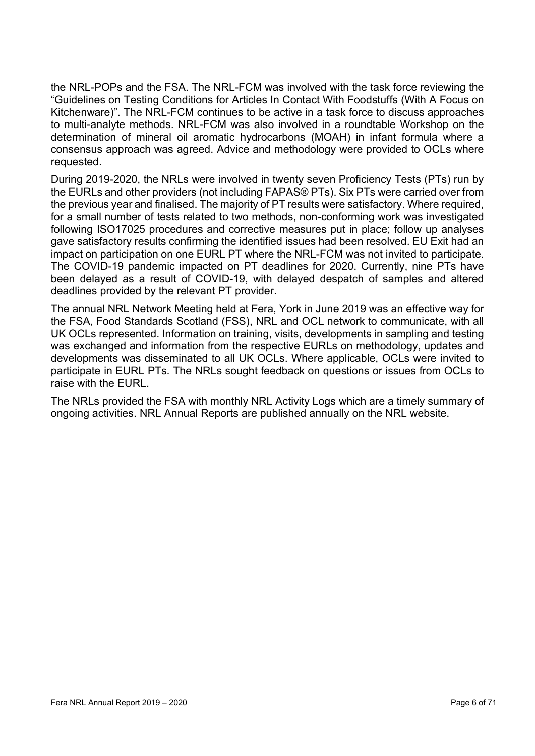the NRL-POPs and the FSA. The NRL-FCM was involved with the task force reviewing the "Guidelines on Testing Conditions for Articles In Contact With Foodstuffs (With A Focus on Kitchenware)". The NRL-FCM continues to be active in a task force to discuss approaches to multi-analyte methods. NRL-FCM was also involved in a roundtable Workshop on the determination of mineral oil aromatic hydrocarbons (MOAH) in infant formula where a consensus approach was agreed. Advice and methodology were provided to OCLs where requested.

During 2019-2020, the NRLs were involved in twenty seven Proficiency Tests (PTs) run by the EURLs and other providers (not including FAPAS® PTs). Six PTs were carried over from the previous year and finalised. The majority of PT results were satisfactory. Where required, for a small number of tests related to two methods, non-conforming work was investigated following ISO17025 procedures and corrective measures put in place; follow up analyses gave satisfactory results confirming the identified issues had been resolved. EU Exit had an impact on participation on one EURL PT where the NRL-FCM was not invited to participate. The COVID-19 pandemic impacted on PT deadlines for 2020. Currently, nine PTs have been delayed as a result of COVID-19, with delayed despatch of samples and altered deadlines provided by the relevant PT provider.

The annual NRL Network Meeting held at Fera, York in June 2019 was an effective way for the FSA, Food Standards Scotland (FSS), NRL and OCL network to communicate, with all UK OCLs represented. Information on training, visits, developments in sampling and testing was exchanged and information from the respective EURLs on methodology, updates and developments was disseminated to all UK OCLs. Where applicable, OCLs were invited to participate in EURL PTs. The NRLs sought feedback on questions or issues from OCLs to raise with the EURL.

The NRLs provided the FSA with monthly NRL Activity Logs which are a timely summary of ongoing activities. NRL Annual Reports are published annually on the NRL website.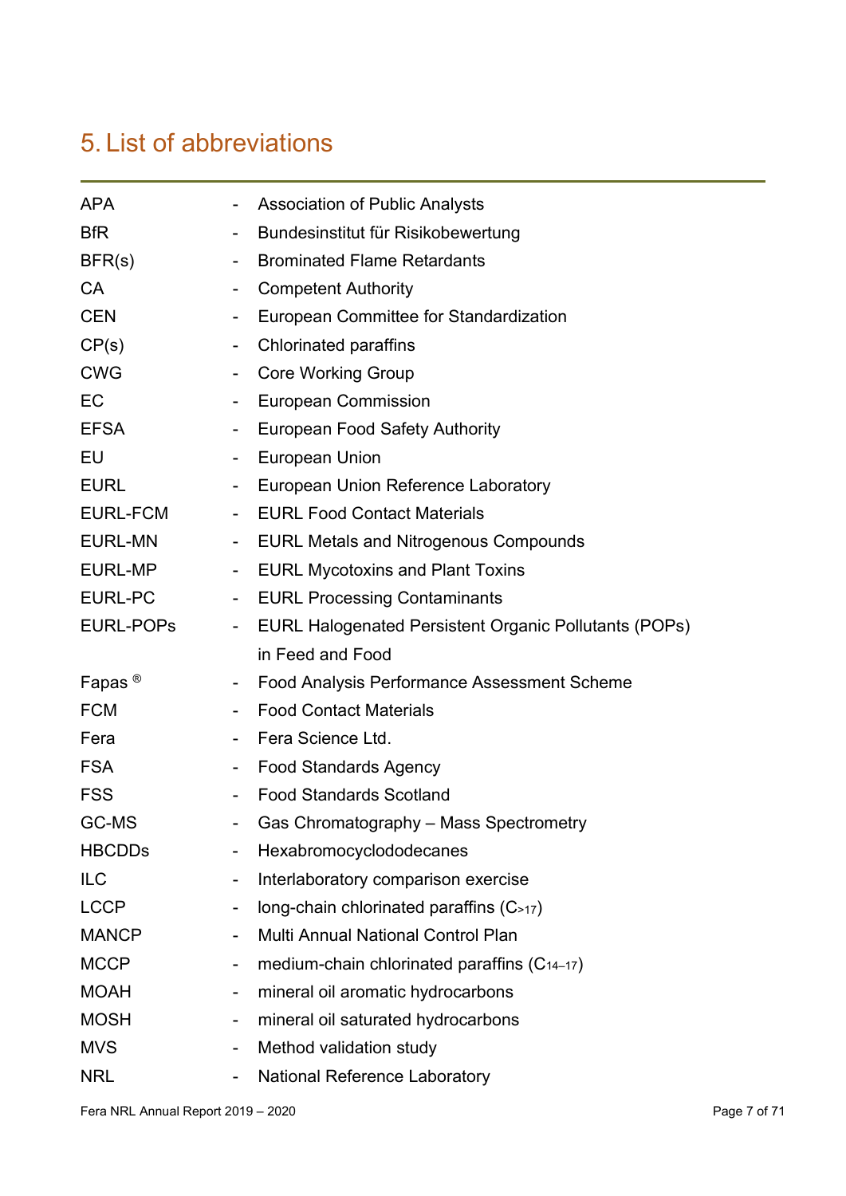# 5. List of abbreviations

| | | |
|---|---|---|
| APA | - | Association of Public Analysts |
| BfR | - | Bundesinstitut für Risikobewertung |
| BFR(s) | - | Brominated Flame Retardants |
| CA | - | Competent Authority |
| CEN | - | European Committee for Standardization |
| CP(s) | - | Chlorinated paraffins |
| CWG | - | Core Working Group |
| EC | - | European Commission |
| EFSA | - | European Food Safety Authority |
| EU | - | European Union |
| EURL | - | European Union Reference Laboratory |
| EURL-FCM | - | EURL Food Contact Materials |
| EURL-MN | - | EURL Metals and Nitrogenous Compounds |
| EURL-MP | - | EURL Mycotoxins and Plant Toxins |
| EURL-PC | - | EURL Processing Contaminants |
| EURL-POPs | - | EURL Halogenated Persistent Organic Pollutants (POPs) in Feed and Food |
| Fapas ® | - | Food Analysis Performance Assessment Scheme |
| FCM | - | Food Contact Materials |
| Fera | - | Fera Science Ltd. |
| FSA | - | Food Standards Agency |
| FSS | - | Food Standards Scotland |
| GC-MS | - | Gas Chromatography – Mass Spectrometry |
| HBCDDs | - | Hexabromocyclododecanes |
| ILC | - | Interlaboratory comparison exercise |
| LCCP | - | long-chain chlorinated paraffins ($C_{>17}$) |
| MANCP | - | Multi Annual National Control Plan |
| MCCP | - | medium-chain chlorinated paraffins ($C_{14–17}$) |
| MOAH | - | mineral oil aromatic hydrocarbons |
| MOSH | - | mineral oil saturated hydrocarbons |
| MVS | - | Method validation study |
| NRL | - | National Reference Laboratory |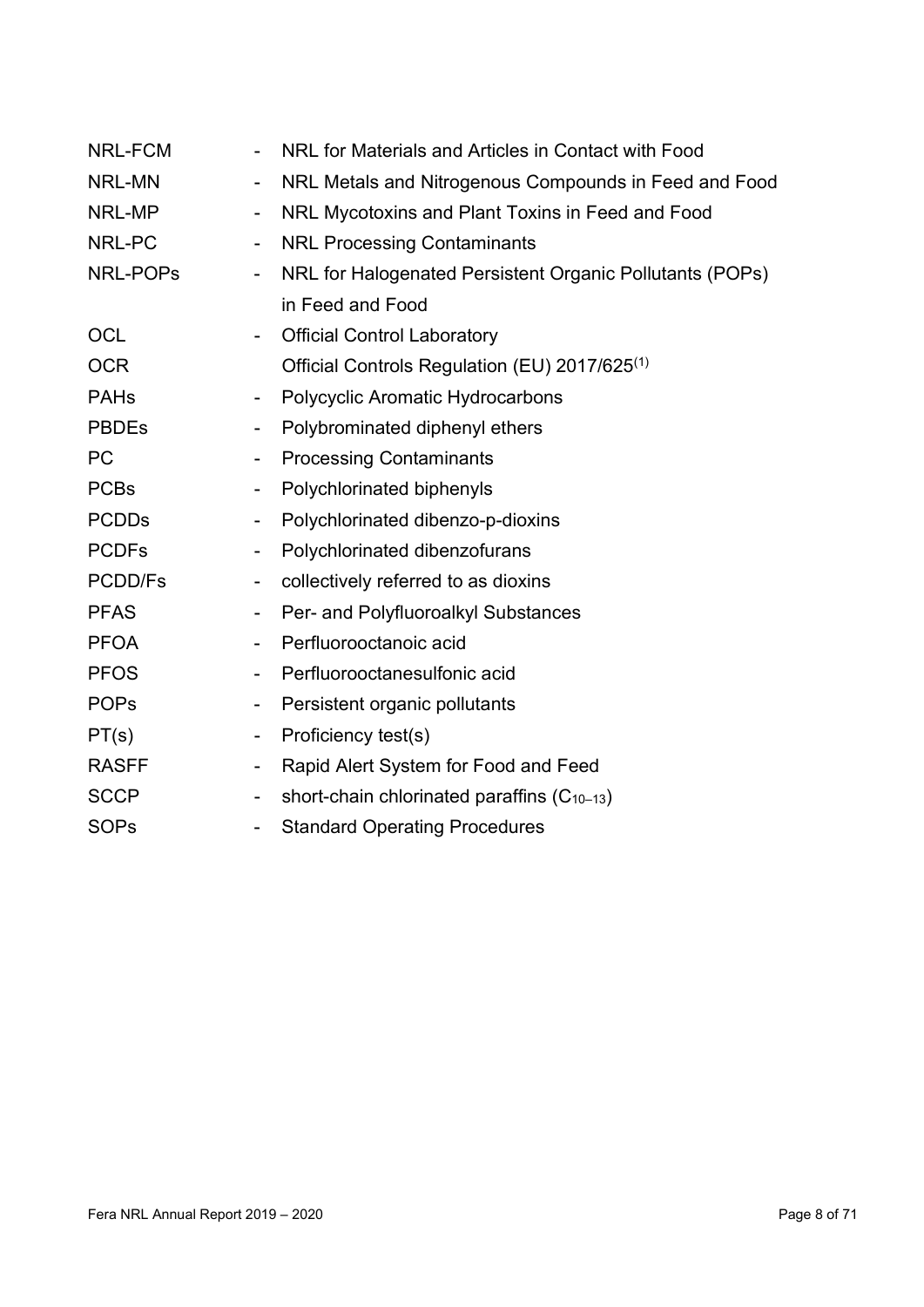NRL-FCM - NRL for Materials and Articles in Contact with Food
NRL-MN - NRL Metals and Nitrogenous Compounds in Feed and Food
NRL-MP - NRL Mycotoxins and Plant Toxins in Feed and Food
NRL-PC - NRL Processing Contaminants
NRL-POPs - NRL for Halogenated Persistent Organic Pollutants (POPs) in Feed and Food
OCL - Official Control Laboratory
OCR Official Controls Regulation (EU) 2017/625[1]
PAHs - Polycyclic Aromatic Hydrocarbons
PBDEs - Polybrominated diphenyl ethers
PC - Processing Contaminants
PCBs - Polychlorinated biphenyls
PCDDs - Polychlorinated dibenzo-p-dioxins
PCDFs - Polychlorinated dibenzofurans
PCDD/Fs - collectively referred to as dioxins
PFAS - Per- and Polyfluoroalkyl Substances
PFOA - Perfluorooctanoic acid
PFOS - Perfluorooctanesulfonic acid
POPs - Persistent organic pollutants
PT(s) - Proficiency test(s)
RASFF - Rapid Alert System for Food and Feed
SCCP - short-chain chlorinated paraffins ($C_{10–13}$)
SOPs - Standard Operating Procedures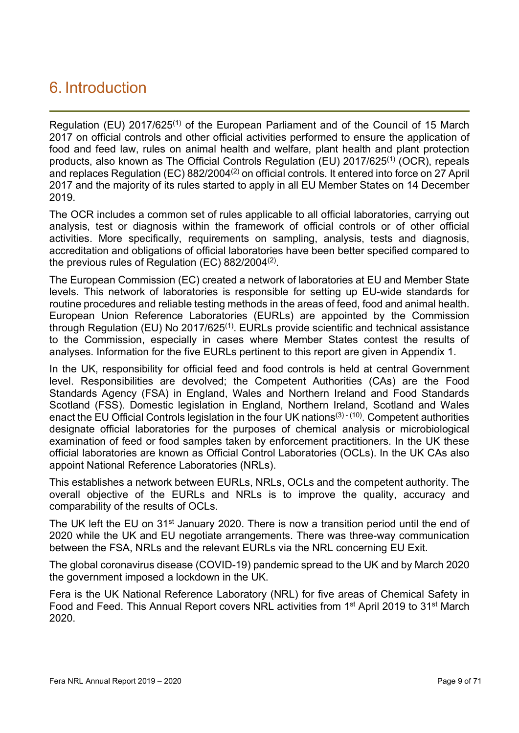# 6. Introduction

Regulation (EU) 2017/625[1] of the European Parliament and of the Council of 15 March 2017 on official controls and other official activities performed to ensure the application of food and feed law, rules on animal health and welfare, plant health and plant protection products, also known as The Official Controls Regulation (EU) 2017/625[1] (OCR), repeals and replaces Regulation (EC) 882/2004[2] on official controls. It entered into force on 27 April 2017 and the majority of its rules started to apply in all EU Member States on 14 December 2019.

The OCR includes a common set of rules applicable to all official laboratories, carrying out analysis, test or diagnosis within the framework of official controls or of other official activities. More specifically, requirements on sampling, analysis, tests and diagnosis, accreditation and obligations of official laboratories have been better specified compared to the previous rules of Regulation (EC) 882/2004[2].

The European Commission (EC) created a network of laboratories at EU and Member State levels. This network of laboratories is responsible for setting up EU-wide standards for routine procedures and reliable testing methods in the areas of feed, food and animal health. European Union Reference Laboratories (EURLs) are appointed by the Commission through Regulation (EU) No 2017/625[1]. EURLs provide scientific and technical assistance to the Commission, especially in cases where Member States contest the results of analyses. Information for the five EURLs pertinent to this report are given in Appendix 1.

In the UK, responsibility for official feed and food controls is held at central Government level. Responsibilities are devolved; the Competent Authorities (CAs) are the Food Standards Agency (FSA) in England, Wales and Northern Ireland and Food Standards Scotland (FSS). Domestic legislation in England, Northern Ireland, Scotland and Wales enact the EU Official Controls legislation in the four UK nations[3]-[10]. Competent authorities designate official laboratories for the purposes of chemical analysis or microbiological examination of feed or food samples taken by enforcement practitioners. In the UK these official laboratories are known as Official Control Laboratories (OCLs). In the UK CAs also appoint National Reference Laboratories (NRLs).

This establishes a network between EURLs, NRLs, OCLs and the competent authority. The overall objective of the EURLs and NRLs is to improve the quality, accuracy and comparability of the results of OCLs.

The UK left the EU on 31st January 2020. There is now a transition period until the end of 2020 while the UK and EU negotiate arrangements. There was three-way communication between the FSA, NRLs and the relevant EURLs via the NRL concerning EU Exit.

The global coronavirus disease (COVID-19) pandemic spread to the UK and by March 2020 the government imposed a lockdown in the UK.

Fera is the UK National Reference Laboratory (NRL) for five areas of Chemical Safety in Food and Feed. This Annual Report covers NRL activities from 1st April 2019 to 31st March 2020.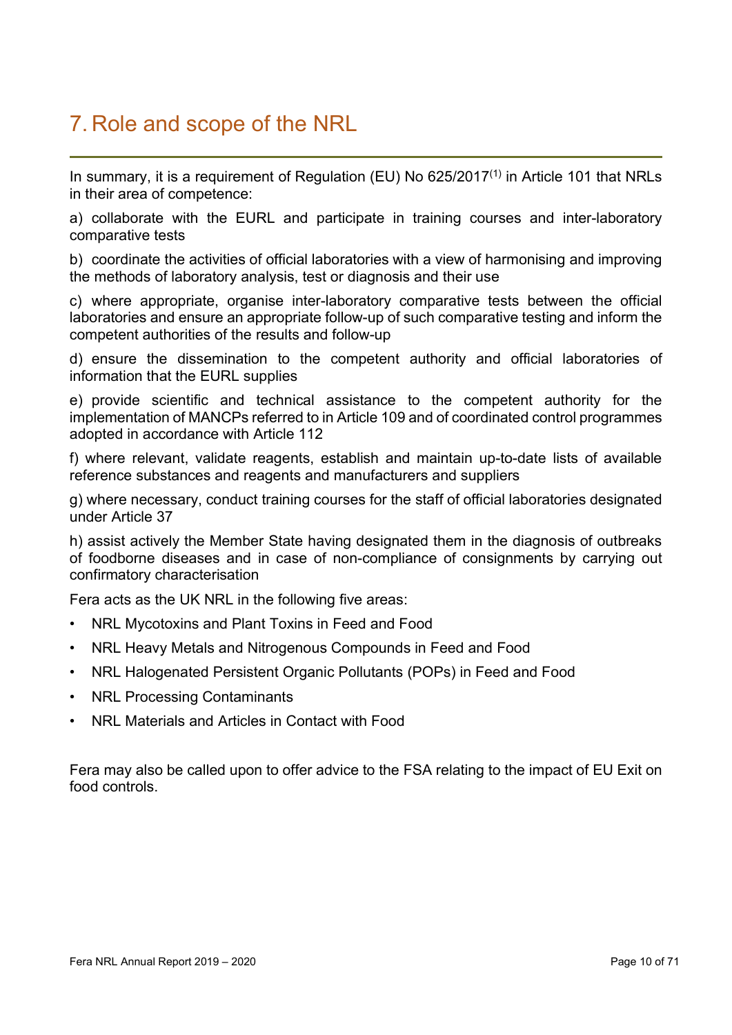# 7. Role and scope of the NRL

In summary, it is a requirement of Regulation (EU) No 625/2017[1] in Article 101 that NRLs in their area of competence:

a) collaborate with the EURL and participate in training courses and inter-laboratory comparative tests

b) coordinate the activities of official laboratories with a view of harmonising and improving the methods of laboratory analysis, test or diagnosis and their use

c) where appropriate, organise inter-laboratory comparative tests between the official laboratories and ensure an appropriate follow-up of such comparative testing and inform the competent authorities of the results and follow-up

d) ensure the dissemination to the competent authority and official laboratories of information that the EURL supplies

e) provide scientific and technical assistance to the competent authority for the implementation of MANCPs referred to in Article 109 and of coordinated control programmes adopted in accordance with Article 112

f) where relevant, validate reagents, establish and maintain up-to-date lists of available reference substances and reagents and manufacturers and suppliers

g) where necessary, conduct training courses for the staff of official laboratories designated under Article 37

h) assist actively the Member State having designated them in the diagnosis of outbreaks of foodborne diseases and in case of non-compliance of consignments by carrying out confirmatory characterisation

Fera acts as the UK NRL in the following five areas:

- NRL Mycotoxins and Plant Toxins in Feed and Food
- NRL Heavy Metals and Nitrogenous Compounds in Feed and Food
- NRL Halogenated Persistent Organic Pollutants (POPs) in Feed and Food
- NRL Processing Contaminants
- NRL Materials and Articles in Contact with Food

Fera may also be called upon to offer advice to the FSA relating to the impact of EU Exit on food controls.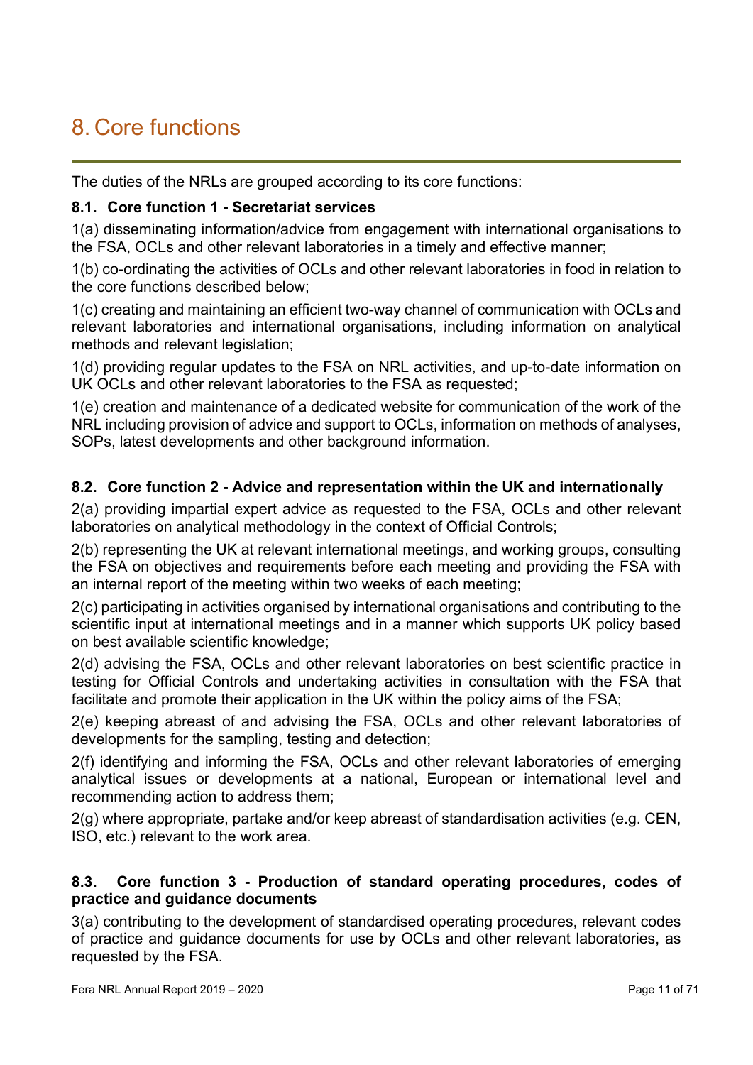# 8. Core functions

The duties of the NRLs are grouped according to its core functions:

### 8.1. Core function 1 - Secretariat services

1(a) disseminating information/advice from engagement with international organisations to the FSA, OCLs and other relevant laboratories in a timely and effective manner;

1(b) co-ordinating the activities of OCLs and other relevant laboratories in food in relation to the core functions described below;

1(c) creating and maintaining an efficient two-way channel of communication with OCLs and relevant laboratories and international organisations, including information on analytical methods and relevant legislation;

1(d) providing regular updates to the FSA on NRL activities, and up-to-date information on UK OCLs and other relevant laboratories to the FSA as requested;

1(e) creation and maintenance of a dedicated website for communication of the work of the NRL including provision of advice and support to OCLs, information on methods of analyses, SOPs, latest developments and other background information.

### 8.2. Core function 2 - Advice and representation within the UK and internationally

2(a) providing impartial expert advice as requested to the FSA, OCLs and other relevant laboratories on analytical methodology in the context of Official Controls;

2(b) representing the UK at relevant international meetings, and working groups, consulting the FSA on objectives and requirements before each meeting and providing the FSA with an internal report of the meeting within two weeks of each meeting;

2(c) participating in activities organised by international organisations and contributing to the scientific input at international meetings and in a manner which supports UK policy based on best available scientific knowledge;

2(d) advising the FSA, OCLs and other relevant laboratories on best scientific practice in testing for Official Controls and undertaking activities in consultation with the FSA that facilitate and promote their application in the UK within the policy aims of the FSA;

2(e) keeping abreast of and advising the FSA, OCLs and other relevant laboratories of developments for the sampling, testing and detection;

2(f) identifying and informing the FSA, OCLs and other relevant laboratories of emerging analytical issues or developments at a national, European or international level and recommending action to address them;

2(g) where appropriate, partake and/or keep abreast of standardisation activities (e.g. CEN, ISO, etc.) relevant to the work area.

### 8.3. Core function 3 - Production of standard operating procedures, codes of practice and guidance documents

3(a) contributing to the development of standardised operating procedures, relevant codes of practice and guidance documents for use by OCLs and other relevant laboratories, as requested by the FSA.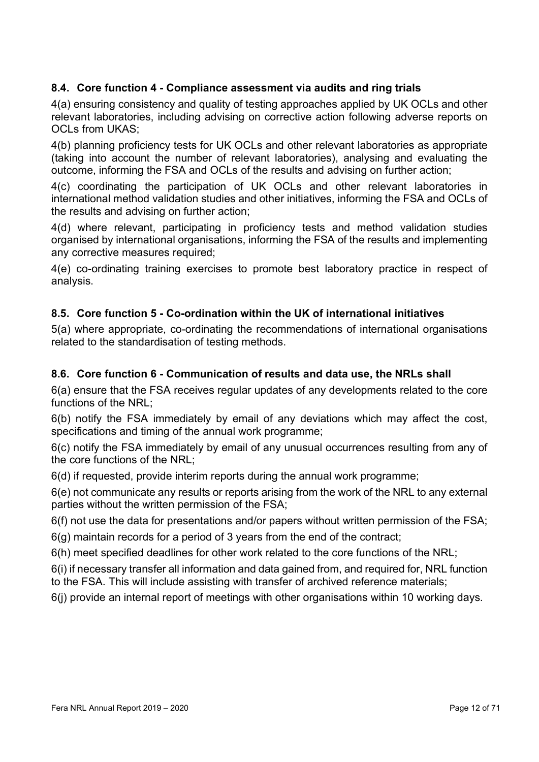### 8.4. Core function 4 - Compliance assessment via audits and ring trials

4(a) ensuring consistency and quality of testing approaches applied by UK OCLs and other relevant laboratories, including advising on corrective action following adverse reports on OCLs from UKAS;

4(b) planning proficiency tests for UK OCLs and other relevant laboratories as appropriate (taking into account the number of relevant laboratories), analysing and evaluating the outcome, informing the FSA and OCLs of the results and advising on further action;

4(c) coordinating the participation of UK OCLs and other relevant laboratories in international method validation studies and other initiatives, informing the FSA and OCLs of the results and advising on further action;

4(d) where relevant, participating in proficiency tests and method validation studies organised by international organisations, informing the FSA of the results and implementing any corrective measures required;

4(e) co-ordinating training exercises to promote best laboratory practice in respect of analysis.

### 8.5. Core function 5 - Co-ordination within the UK of international initiatives

5(a) where appropriate, co-ordinating the recommendations of international organisations related to the standardisation of testing methods.

### 8.6. Core function 6 - Communication of results and data use, the NRLs shall

6(a) ensure that the FSA receives regular updates of any developments related to the core functions of the NRL;

6(b) notify the FSA immediately by email of any deviations which may affect the cost, specifications and timing of the annual work programme;

6(c) notify the FSA immediately by email of any unusual occurrences resulting from any of the core functions of the NRL;

6(d) if requested, provide interim reports during the annual work programme;

6(e) not communicate any results or reports arising from the work of the NRL to any external parties without the written permission of the FSA;

6(f) not use the data for presentations and/or papers without written permission of the FSA;

6(g) maintain records for a period of 3 years from the end of the contract;

6(h) meet specified deadlines for other work related to the core functions of the NRL;

6(i) if necessary transfer all information and data gained from, and required for, NRL function to the FSA. This will include assisting with transfer of archived reference materials;

6(j) provide an internal report of meetings with other organisations within 10 working days.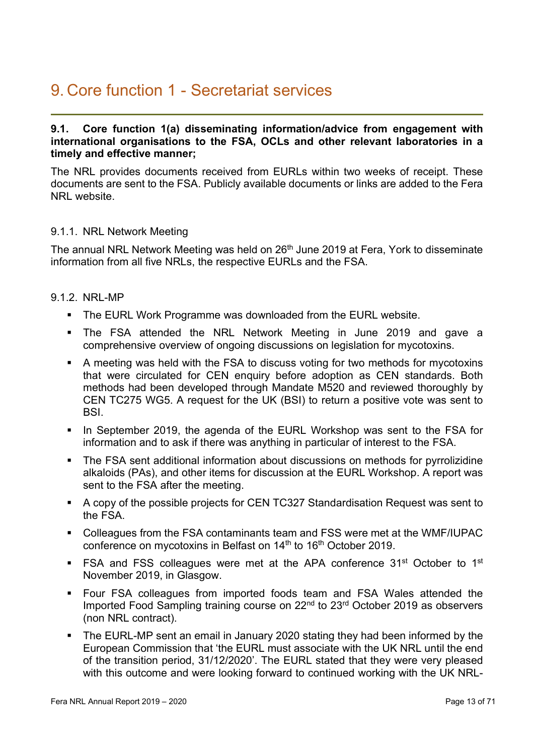# 9. Core function 1 - Secretariat services

## 9.1. Core function 1(a) disseminating information/advice from engagement with international organisations to the FSA, OCLs and other relevant laboratories in a timely and effective manner;

The NRL provides documents received from EURLs within two weeks of receipt. These documents are sent to the FSA. Publicly available documents or links are added to the Fera NRL website.

### 9.1.1. NRL Network Meeting

The annual NRL Network Meeting was held on 26th June 2019 at Fera, York to disseminate information from all five NRLs, the respective EURLs and the FSA.

### 9.1.2. NRL-MP

- The EURL Work Programme was downloaded from the EURL website.
- The FSA attended the NRL Network Meeting in June 2019 and gave a comprehensive overview of ongoing discussions on legislation for mycotoxins.
- A meeting was held with the FSA to discuss voting for two methods for mycotoxins that were circulated for CEN enquiry before adoption as CEN standards. Both methods had been developed through Mandate M520 and reviewed thoroughly by CEN TC275 WG5. A request for the UK (BSI) to return a positive vote was sent to BSI.
- In September 2019, the agenda of the EURL Workshop was sent to the FSA for information and to ask if there was anything in particular of interest to the FSA.
- The FSA sent additional information about discussions on methods for pyrrolizidine alkaloids (PAs), and other items for discussion at the EURL Workshop. A report was sent to the FSA after the meeting.
- A copy of the possible projects for CEN TC327 Standardisation Request was sent to the FSA.
- Colleagues from the FSA contaminants team and FSS were met at the WMF/IUPAC conference on mycotoxins in Belfast on 14th to 16th October 2019.
- FSA and FSS colleagues were met at the APA conference 31st October to 1st November 2019, in Glasgow.
- Four FSA colleagues from imported foods team and FSA Wales attended the Imported Food Sampling training course on 22nd to 23rd October 2019 as observers (non NRL contract).
- The EURL-MP sent an email in January 2020 stating they had been informed by the European Commission that 'the EURL must associate with the UK NRL until the end of the transition period, 31/12/2020'. The EURL stated that they were very pleased with this outcome and were looking forward to continued working with the UK NRL-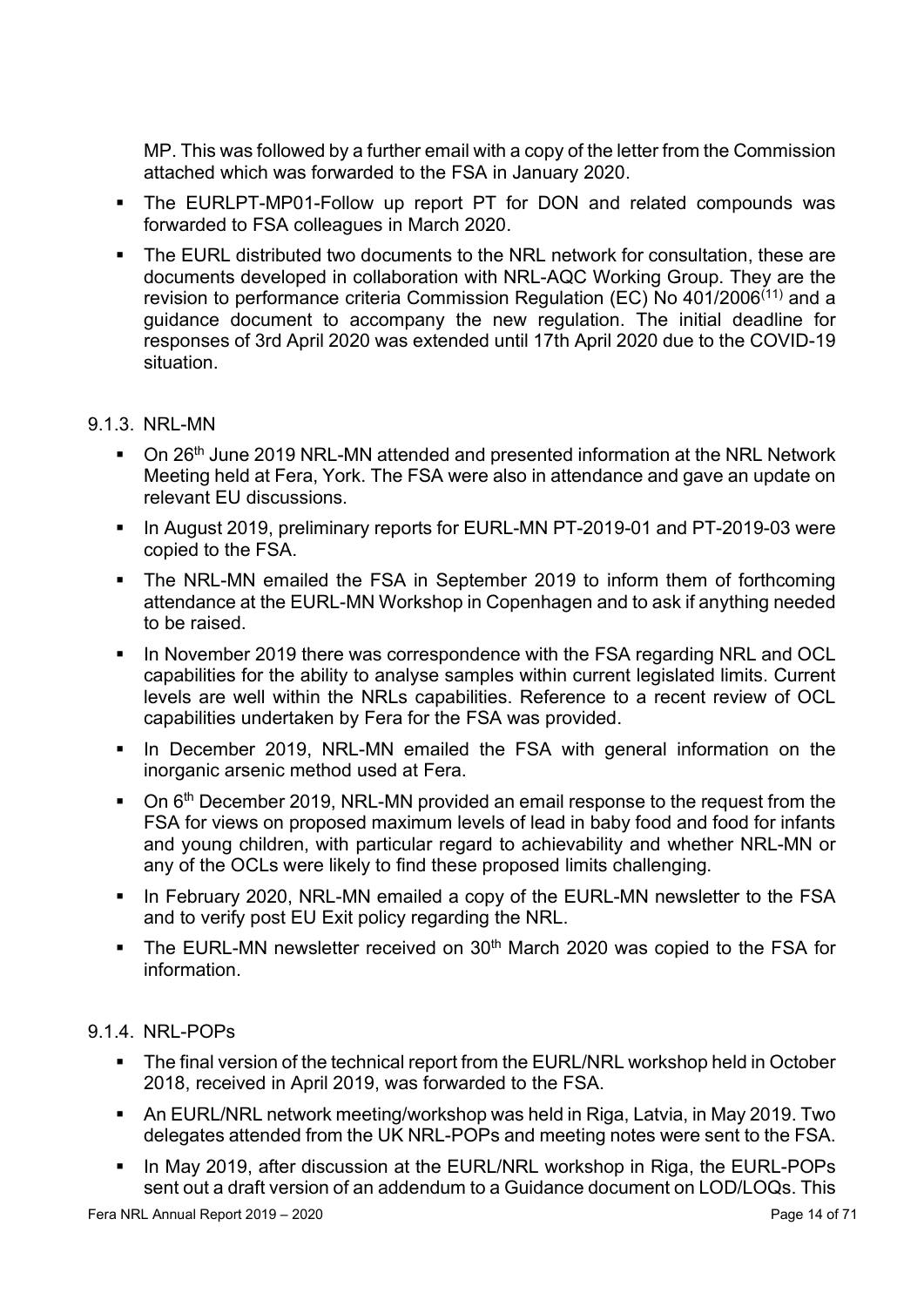MP. This was followed by a further email with a copy of the letter from the Commission attached which was forwarded to the FSA in January 2020.

- The EURLPT-MP01-Follow up report PT for DON and related compounds was forwarded to FSA colleagues in March 2020.
- The EURL distributed two documents to the NRL network for consultation, these are documents developed in collaboration with NRL-AQC Working Group. They are the revision to performance criteria Commission Regulation (EC) No 401/2006[11] and a guidance document to accompany the new regulation. The initial deadline for responses of 3rd April 2020 was extended until 17th April 2020 due to the COVID-19 situation.

9.1.3. NRL-MN

- On 26th June 2019 NRL-MN attended and presented information at the NRL Network Meeting held at Fera, York. The FSA were also in attendance and gave an update on relevant EU discussions.
- In August 2019, preliminary reports for EURL-MN PT-2019-01 and PT-2019-03 were copied to the FSA.
- The NRL-MN emailed the FSA in September 2019 to inform them of forthcoming attendance at the EURL-MN Workshop in Copenhagen and to ask if anything needed to be raised.
- In November 2019 there was correspondence with the FSA regarding NRL and OCL capabilities for the ability to analyse samples within current legislated limits. Current levels are well within the NRLs capabilities. Reference to a recent review of OCL capabilities undertaken by Fera for the FSA was provided.
- In December 2019, NRL-MN emailed the FSA with general information on the inorganic arsenic method used at Fera.
- On 6th December 2019, NRL-MN provided an email response to the request from the FSA for views on proposed maximum levels of lead in baby food and food for infants and young children, with particular regard to achievability and whether NRL-MN or any of the OCLs were likely to find these proposed limits challenging.
- In February 2020, NRL-MN emailed a copy of the EURL-MN newsletter to the FSA and to verify post EU Exit policy regarding the NRL.
- The EURL-MN newsletter received on 30th March 2020 was copied to the FSA for information.

9.1.4. NRL-POPs

- The final version of the technical report from the EURL/NRL workshop held in October 2018, received in April 2019, was forwarded to the FSA.
- An EURL/NRL network meeting/workshop was held in Riga, Latvia, in May 2019. Two delegates attended from the UK NRL-POPs and meeting notes were sent to the FSA.
- In May 2019, after discussion at the EURL/NRL workshop in Riga, the EURL-POPs sent out a draft version of an addendum to a Guidance document on LOD/LOQs. This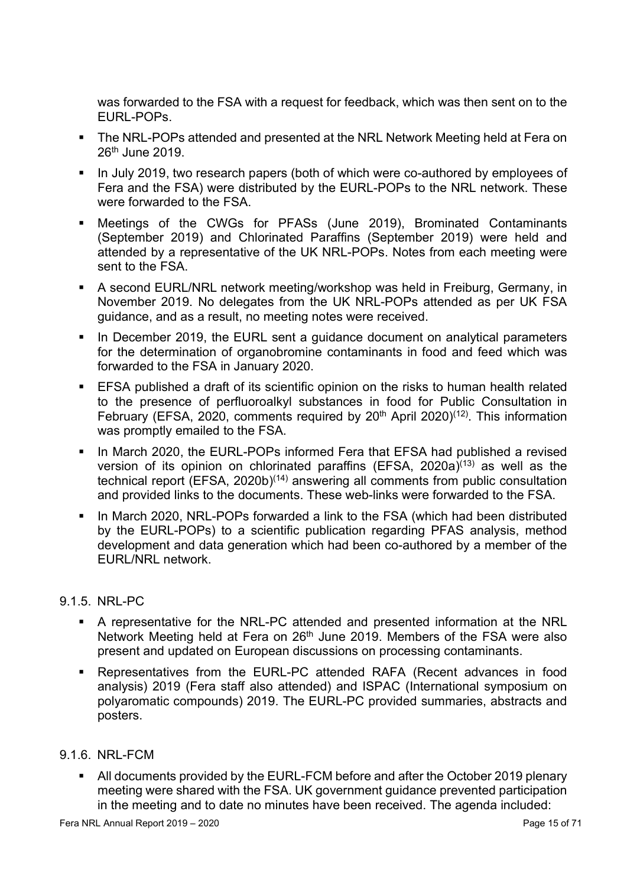was forwarded to the FSA with a request for feedback, which was then sent on to the EURL-POPs.

- The NRL-POPs attended and presented at the NRL Network Meeting held at Fera on 26th June 2019.
- In July 2019, two research papers (both of which were co-authored by employees of Fera and the FSA) were distributed by the EURL-POPs to the NRL network. These were forwarded to the FSA.
- Meetings of the CWGs for PFASs (June 2019), Brominated Contaminants (September 2019) and Chlorinated Paraffins (September 2019) were held and attended by a representative of the UK NRL-POPs. Notes from each meeting were sent to the FSA.
- A second EURL/NRL network meeting/workshop was held in Freiburg, Germany, in November 2019. No delegates from the UK NRL-POPs attended as per UK FSA guidance, and as a result, no meeting notes were received.
- In December 2019, the EURL sent a guidance document on analytical parameters for the determination of organobromine contaminants in food and feed which was forwarded to the FSA in January 2020.
- EFSA published a draft of its scientific opinion on the risks to human health related to the presence of perfluoroalkyl substances in food for Public Consultation in February (EFSA, 2020, comments required by 20th April 2020)(12). This information was promptly emailed to the FSA.
- In March 2020, the EURL-POPs informed Fera that EFSA had published a revised version of its opinion on chlorinated paraffins (EFSA, 2020a)(13) as well as the technical report (EFSA, 2020b)(14) answering all comments from public consultation and provided links to the documents. These web-links were forwarded to the FSA.
- In March 2020, NRL-POPs forwarded a link to the FSA (which had been distributed by the EURL-POPs) to a scientific publication regarding PFAS analysis, method development and data generation which had been co-authored by a member of the EURL/NRL network.

### 9.1.5. NRL-PC

- A representative for the NRL-PC attended and presented information at the NRL Network Meeting held at Fera on 26th June 2019. Members of the FSA were also present and updated on European discussions on processing contaminants.
- Representatives from the EURL-PC attended RAFA (Recent advances in food analysis) 2019 (Fera staff also attended) and ISPAC (International symposium on polyaromatic compounds) 2019. The EURL-PC provided summaries, abstracts and posters.

### 9.1.6. NRL-FCM

- All documents provided by the EURL-FCM before and after the October 2019 plenary meeting were shared with the FSA. UK government guidance prevented participation in the meeting and to date no minutes have been received. The agenda included: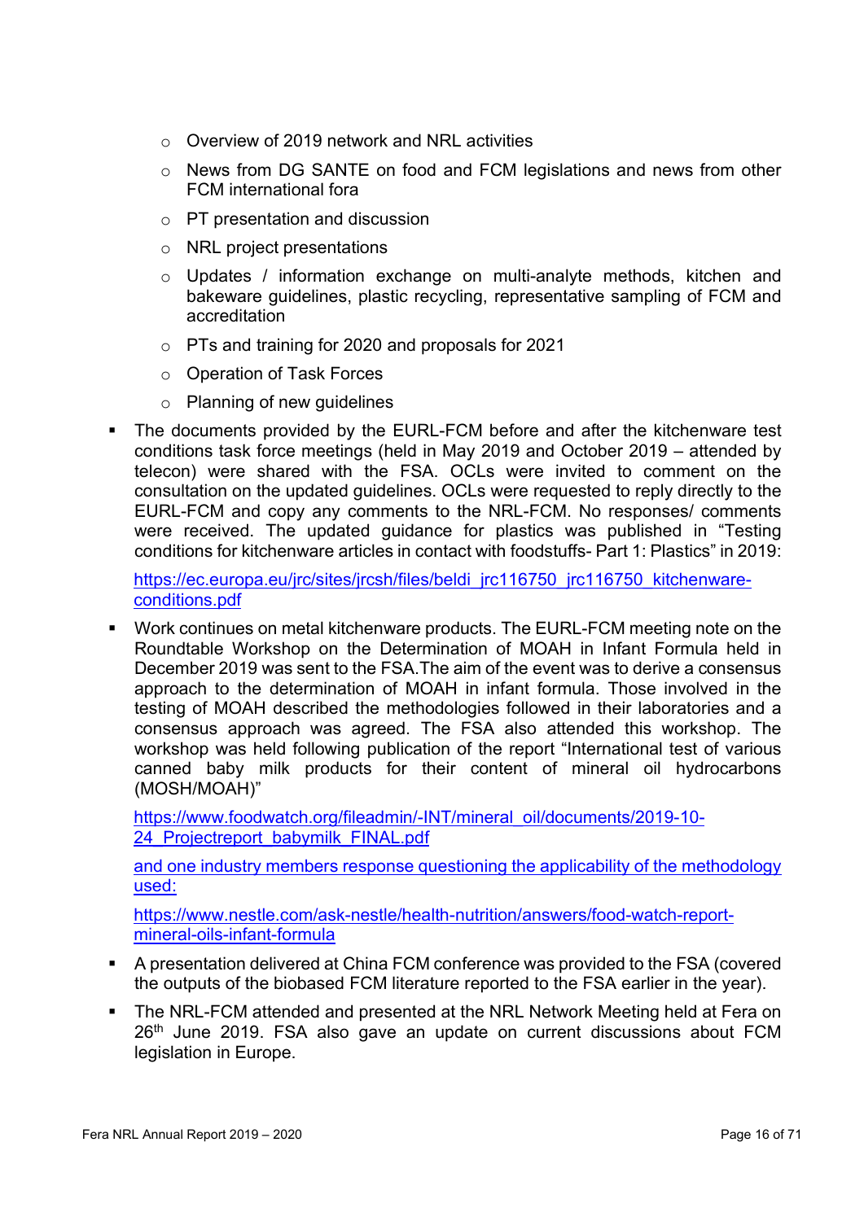- Overview of 2019 network and NRL activities
  - News from DG SANTE on food and FCM legislations and news from other FCM international fora
  - PT presentation and discussion
  - NRL project presentations
  - Updates / information exchange on multi-analyte methods, kitchen and bakeware guidelines, plastic recycling, representative sampling of FCM and accreditation
  - PTs and training for 2020 and proposals for 2021
  - Operation of Task Forces
  - Planning of new guidelines

- The documents provided by the EURL-FCM before and after the kitchenware test conditions task force meetings (held in May 2019 and October 2019 – attended by telecon) were shared with the FSA. OCLs were invited to comment on the consultation on the updated guidelines. OCLs were requested to reply directly to the EURL-FCM and copy any comments to the NRL-FCM. No responses/ comments were received. The updated guidance for plastics was published in "Testing conditions for kitchenware articles in contact with foodstuffs- Part 1: Plastics" in 2019:

  https://ec.europa.eu/jrc/sites/jrcsh/files/beldi_jrc116750_jrc116750_kitchenware-conditions.pdf

- Work continues on metal kitchenware products. The EURL-FCM meeting note on the Roundtable Workshop on the Determination of MOAH in Infant Formula held in December 2019 was sent to the FSA.The aim of the event was to derive a consensus approach to the determination of MOAH in infant formula. Those involved in the testing of MOAH described the methodologies followed in their laboratories and a consensus approach was agreed. The FSA also attended this workshop. The workshop was held following publication of the report "International test of various canned baby milk products for their content of mineral oil hydrocarbons (MOSH/MOAH)"

  https://www.foodwatch.org/fileadmin/-INT/mineral_oil/documents/2019-10-24_Projectreport_babymilk_FINAL.pdf

  and one industry members response questioning the applicability of the methodology used:

  https://www.nestle.com/ask-nestle/health-nutrition/answers/food-watch-report-mineral-oils-infant-formula

- A presentation delivered at China FCM conference was provided to the FSA (covered the outputs of the biobased FCM literature reported to the FSA earlier in the year).
- The NRL-FCM attended and presented at the NRL Network Meeting held at Fera on 26th June 2019. FSA also gave an update on current discussions about FCM legislation in Europe.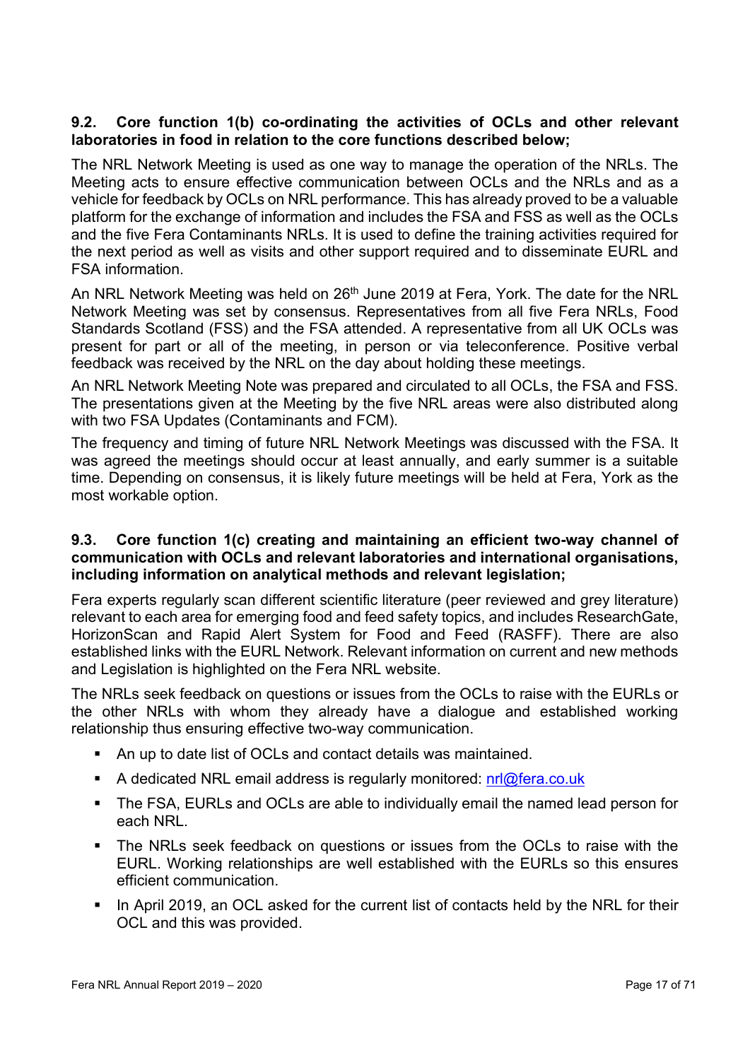### 9.2. Core function 1(b) co-ordinating the activities of OCLs and other relevant laboratories in food in relation to the core functions described below;

The NRL Network Meeting is used as one way to manage the operation of the NRLs. The Meeting acts to ensure effective communication between OCLs and the NRLs and as a vehicle for feedback by OCLs on NRL performance. This has already proved to be a valuable platform for the exchange of information and includes the FSA and FSS as well as the OCLs and the five Fera Contaminants NRLs. It is used to define the training activities required for the next period as well as visits and other support required and to disseminate EURL and FSA information.

An NRL Network Meeting was held on 26th June 2019 at Fera, York. The date for the NRL Network Meeting was set by consensus. Representatives from all five Fera NRLs, Food Standards Scotland (FSS) and the FSA attended. A representative from all UK OCLs was present for part or all of the meeting, in person or via teleconference. Positive verbal feedback was received by the NRL on the day about holding these meetings.

An NRL Network Meeting Note was prepared and circulated to all OCLs, the FSA and FSS. The presentations given at the Meeting by the five NRL areas were also distributed along with two FSA Updates (Contaminants and FCM).

The frequency and timing of future NRL Network Meetings was discussed with the FSA. It was agreed the meetings should occur at least annually, and early summer is a suitable time. Depending on consensus, it is likely future meetings will be held at Fera, York as the most workable option.

### 9.3. Core function 1(c) creating and maintaining an efficient two-way channel of communication with OCLs and relevant laboratories and international organisations, including information on analytical methods and relevant legislation;

Fera experts regularly scan different scientific literature (peer reviewed and grey literature) relevant to each area for emerging food and feed safety topics, and includes ResearchGate, HorizonScan and Rapid Alert System for Food and Feed (RASFF). There are also established links with the EURL Network. Relevant information on current and new methods and Legislation is highlighted on the Fera NRL website.

The NRLs seek feedback on questions or issues from the OCLs to raise with the EURLs or the other NRLs with whom they already have a dialogue and established working relationship thus ensuring effective two-way communication.

- An up to date list of OCLs and contact details was maintained.
- A dedicated NRL email address is regularly monitored: nrl@fera.co.uk
- The FSA, EURLs and OCLs are able to individually email the named lead person for each NRL.
- The NRLs seek feedback on questions or issues from the OCLs to raise with the EURL. Working relationships are well established with the EURLs so this ensures efficient communication.
- In April 2019, an OCL asked for the current list of contacts held by the NRL for their OCL and this was provided.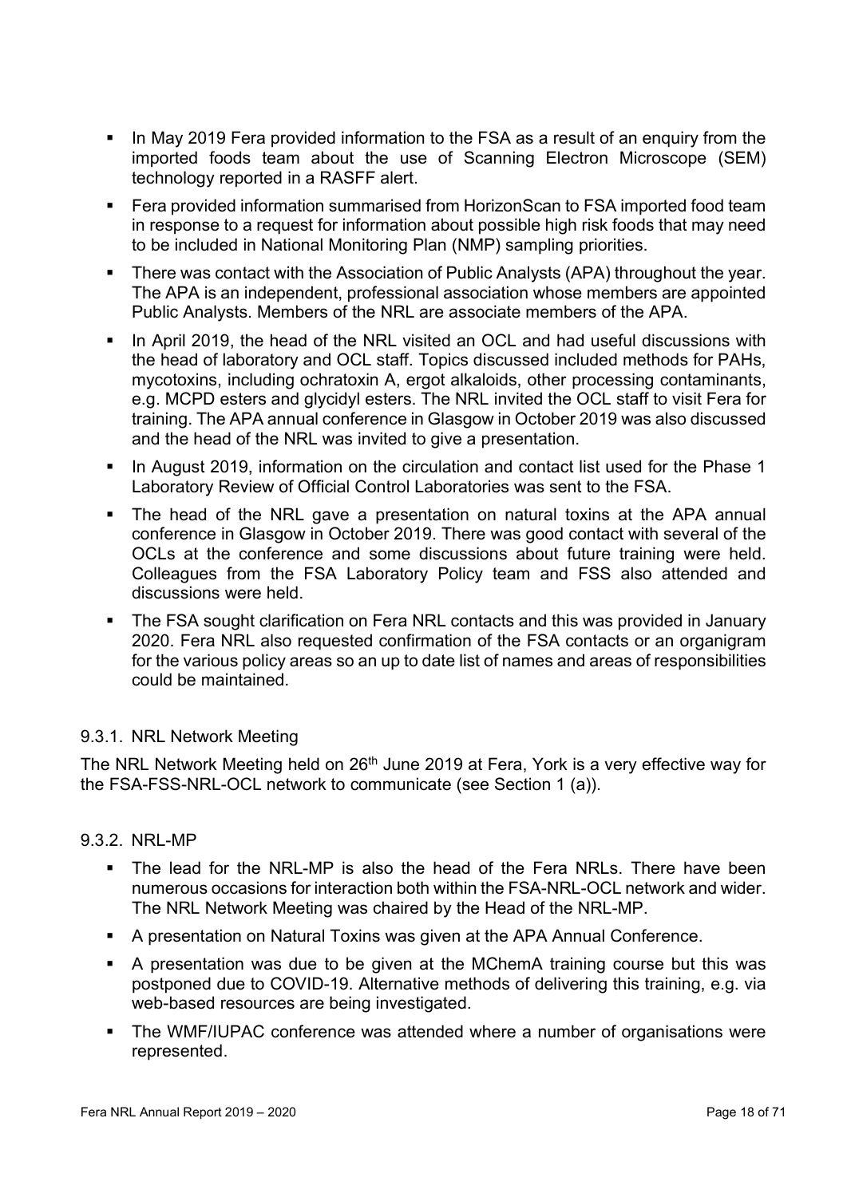- In May 2019 Fera provided information to the FSA as a result of an enquiry from the imported foods team about the use of Scanning Electron Microscope (SEM) technology reported in a RASFF alert.
- Fera provided information summarised from HorizonScan to FSA imported food team in response to a request for information about possible high risk foods that may need to be included in National Monitoring Plan (NMP) sampling priorities.
- There was contact with the Association of Public Analysts (APA) throughout the year. The APA is an independent, professional association whose members are appointed Public Analysts. Members of the NRL are associate members of the APA.
- In April 2019, the head of the NRL visited an OCL and had useful discussions with the head of laboratory and OCL staff. Topics discussed included methods for PAHs, mycotoxins, including ochratoxin A, ergot alkaloids, other processing contaminants, e.g. MCPD esters and glycidyl esters. The NRL invited the OCL staff to visit Fera for training. The APA annual conference in Glasgow in October 2019 was also discussed and the head of the NRL was invited to give a presentation.
- In August 2019, information on the circulation and contact list used for the Phase 1 Laboratory Review of Official Control Laboratories was sent to the FSA.
- The head of the NRL gave a presentation on natural toxins at the APA annual conference in Glasgow in October 2019. There was good contact with several of the OCLs at the conference and some discussions about future training were held. Colleagues from the FSA Laboratory Policy team and FSS also attended and discussions were held.
- The FSA sought clarification on Fera NRL contacts and this was provided in January 2020. Fera NRL also requested confirmation of the FSA contacts or an organigram for the various policy areas so an up to date list of names and areas of responsibilities could be maintained.

### 9.3.1. NRL Network Meeting

The NRL Network Meeting held on 26th June 2019 at Fera, York is a very effective way for the FSA-FSS-NRL-OCL network to communicate (see Section 1 (a)).

### 9.3.2. NRL-MP

- The lead for the NRL-MP is also the head of the Fera NRLs. There have been numerous occasions for interaction both within the FSA-NRL-OCL network and wider. The NRL Network Meeting was chaired by the Head of the NRL-MP.
- A presentation on Natural Toxins was given at the APA Annual Conference.
- A presentation was due to be given at the MChemA training course but this was postponed due to COVID-19. Alternative methods of delivering this training, e.g. via web-based resources are being investigated.
- The WMF/IUPAC conference was attended where a number of organisations were represented.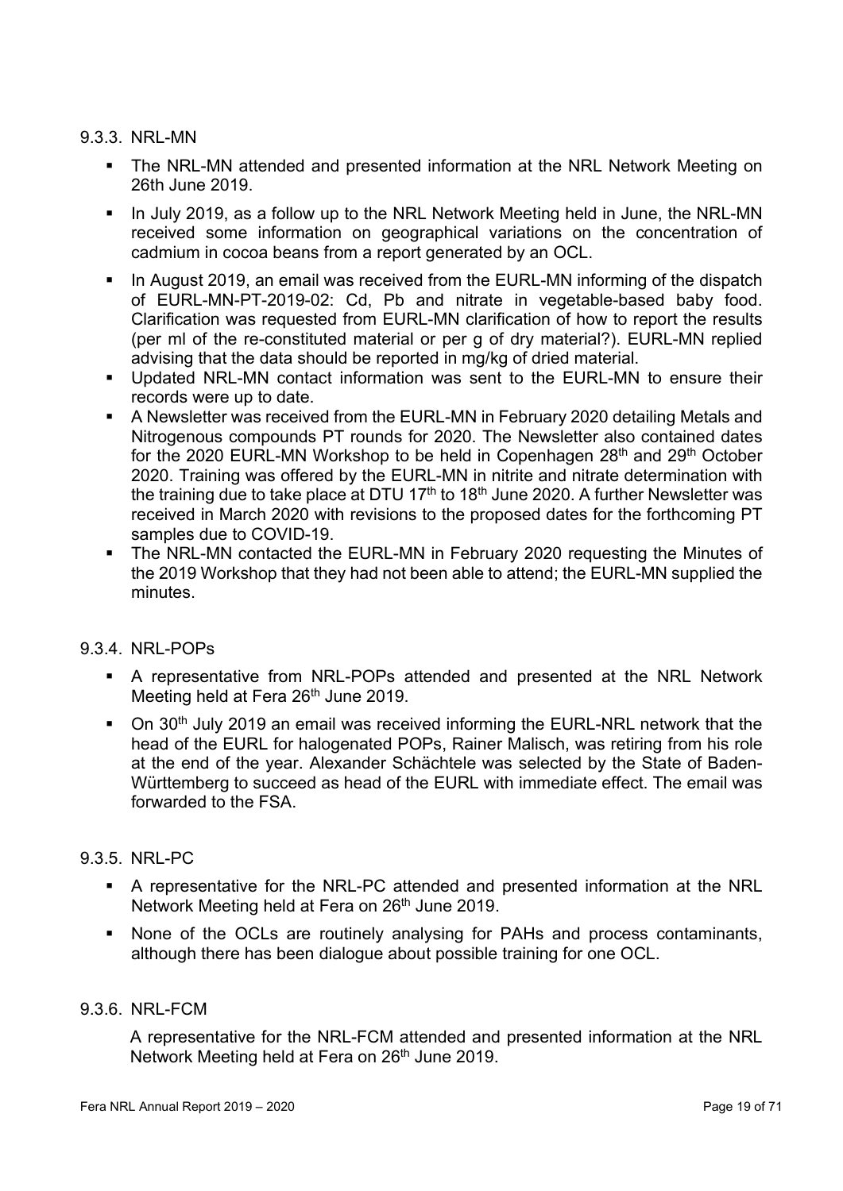### 9.3.3. NRL-MN

- The NRL-MN attended and presented information at the NRL Network Meeting on 26th June 2019.
- In July 2019, as a follow up to the NRL Network Meeting held in June, the NRL-MN received some information on geographical variations on the concentration of cadmium in cocoa beans from a report generated by an OCL.
- In August 2019, an email was received from the EURL-MN informing of the dispatch of EURL-MN-PT-2019-02: Cd, Pb and nitrate in vegetable-based baby food. Clarification was requested from EURL-MN clarification of how to report the results (per ml of the re-constituted material or per g of dry material?). EURL-MN replied advising that the data should be reported in mg/kg of dried material.
- Updated NRL-MN contact information was sent to the EURL-MN to ensure their records were up to date.
- A Newsletter was received from the EURL-MN in February 2020 detailing Metals and Nitrogenous compounds PT rounds for 2020. The Newsletter also contained dates for the 2020 EURL-MN Workshop to be held in Copenhagen 28th and 29th October 2020. Training was offered by the EURL-MN in nitrite and nitrate determination with the training due to take place at DTU 17th to 18th June 2020. A further Newsletter was received in March 2020 with revisions to the proposed dates for the forthcoming PT samples due to COVID-19.
- The NRL-MN contacted the EURL-MN in February 2020 requesting the Minutes of the 2019 Workshop that they had not been able to attend; the EURL-MN supplied the minutes.

### 9.3.4. NRL-POPs

- A representative from NRL-POPs attended and presented at the NRL Network Meeting held at Fera 26th June 2019.
- On 30th July 2019 an email was received informing the EURL-NRL network that the head of the EURL for halogenated POPs, Rainer Malisch, was retiring from his role at the end of the year. Alexander Schächtele was selected by the State of Baden-Württemberg to succeed as head of the EURL with immediate effect. The email was forwarded to the FSA.

### 9.3.5. NRL-PC

- A representative for the NRL-PC attended and presented information at the NRL Network Meeting held at Fera on 26th June 2019.
- None of the OCLs are routinely analysing for PAHs and process contaminants, although there has been dialogue about possible training for one OCL.

### 9.3.6. NRL-FCM

A representative for the NRL-FCM attended and presented information at the NRL Network Meeting held at Fera on 26th June 2019.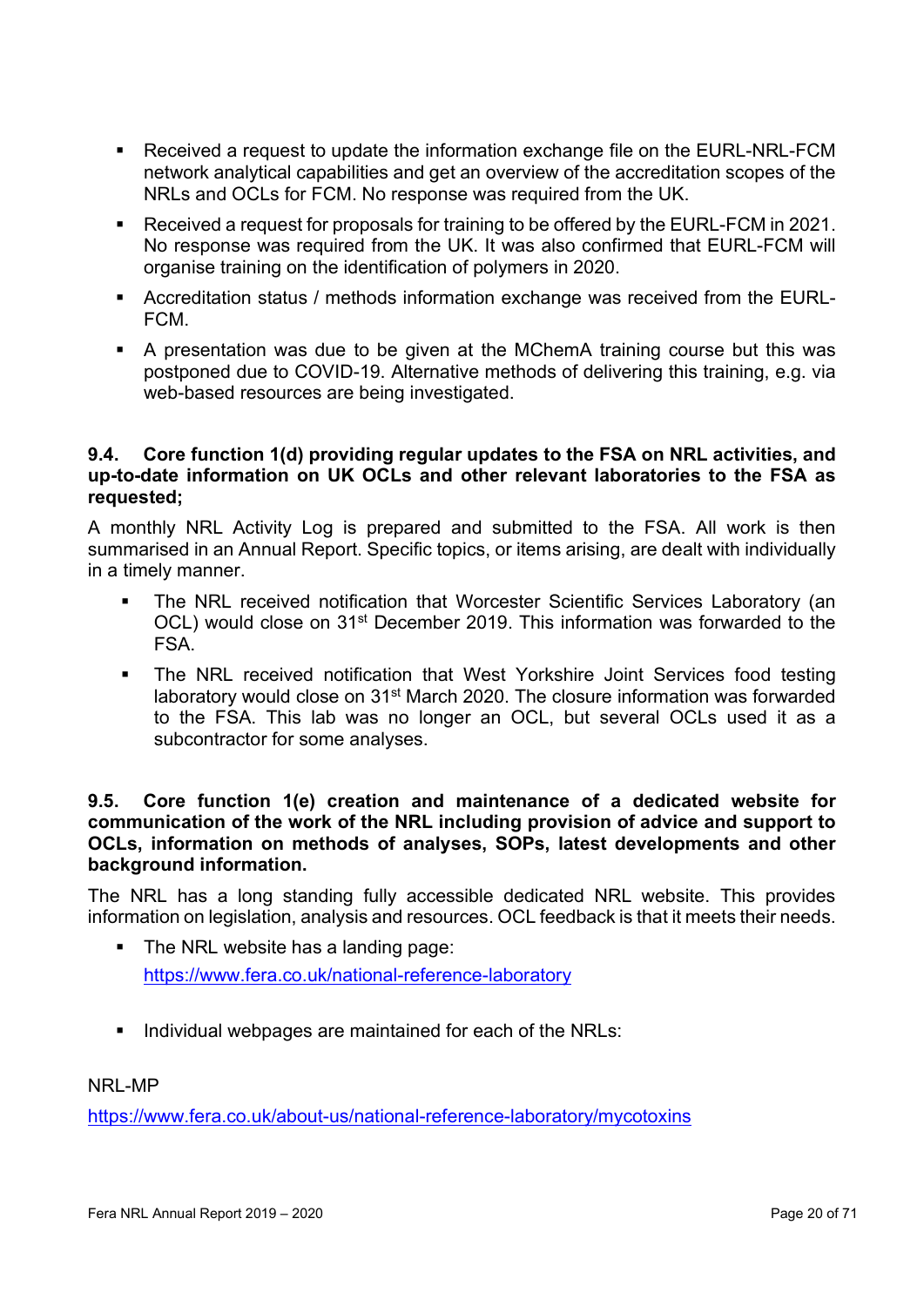- Received a request to update the information exchange file on the EURL-NRL-FCM network analytical capabilities and get an overview of the accreditation scopes of the NRLs and OCLs for FCM. No response was required from the UK.
- Received a request for proposals for training to be offered by the EURL-FCM in 2021. No response was required from the UK. It was also confirmed that EURL-FCM will organise training on the identification of polymers in 2020.
- Accreditation status / methods information exchange was received from the EURL-FCM.
- A presentation was due to be given at the MChemA training course but this was postponed due to COVID-19. Alternative methods of delivering this training, e.g. via web-based resources are being investigated.

### 9.4. Core function 1(d) providing regular updates to the FSA on NRL activities, and up-to-date information on UK OCLs and other relevant laboratories to the FSA as requested;

A monthly NRL Activity Log is prepared and submitted to the FSA. All work is then summarised in an Annual Report. Specific topics, or items arising, are dealt with individually in a timely manner.

- The NRL received notification that Worcester Scientific Services Laboratory (an OCL) would close on 31st December 2019. This information was forwarded to the FSA.
- The NRL received notification that West Yorkshire Joint Services food testing laboratory would close on 31st March 2020. The closure information was forwarded to the FSA. This lab was no longer an OCL, but several OCLs used it as a subcontractor for some analyses.

### 9.5. Core function 1(e) creation and maintenance of a dedicated website for communication of the work of the NRL including provision of advice and support to OCLs, information on methods of analyses, SOPs, latest developments and other background information.

The NRL has a long standing fully accessible dedicated NRL website. This provides information on legislation, analysis and resources. OCL feedback is that it meets their needs.

- The NRL website has a landing page:
  https://www.fera.co.uk/national-reference-laboratory
- Individual webpages are maintained for each of the NRLs:

NRL-MP

https://www.fera.co.uk/about-us/national-reference-laboratory/mycotoxins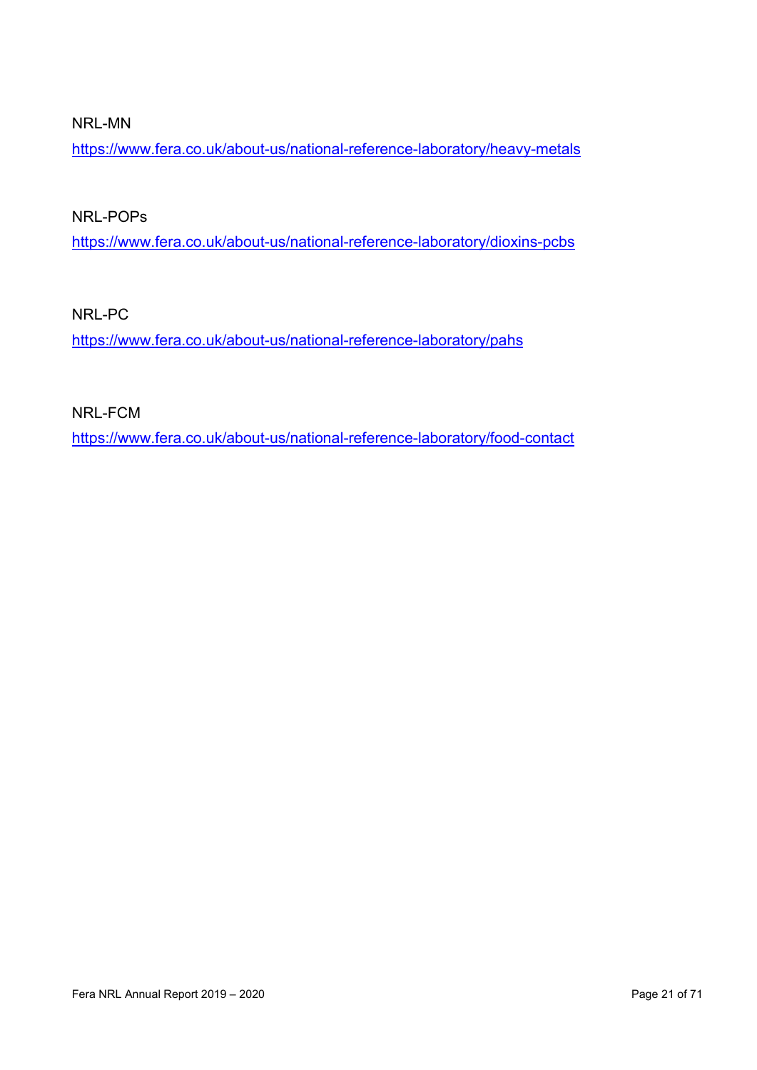NRL-MN

https://www.fera.co.uk/about-us/national-reference-laboratory/heavy-metals

NRL-POPs

https://www.fera.co.uk/about-us/national-reference-laboratory/dioxins-pcbs

NRL-PC

https://www.fera.co.uk/about-us/national-reference-laboratory/pahs

NRL-FCM

https://www.fera.co.uk/about-us/national-reference-laboratory/food-contact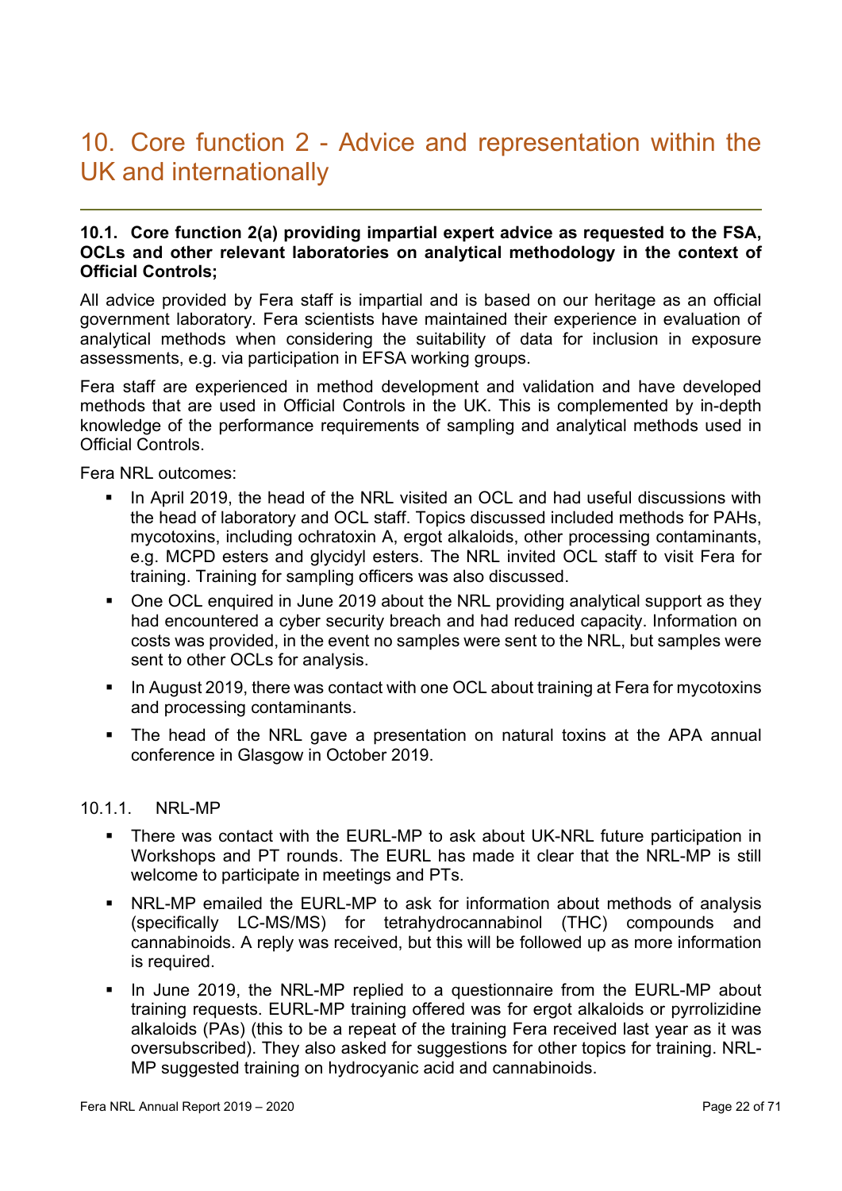# 10. Core function 2 - Advice and representation within the UK and internationally

## 10.1. Core function 2(a) providing impartial expert advice as requested to the FSA, OCLs and other relevant laboratories on analytical methodology in the context of Official Controls;

All advice provided by Fera staff is impartial and is based on our heritage as an official government laboratory. Fera scientists have maintained their experience in evaluation of analytical methods when considering the suitability of data for inclusion in exposure assessments, e.g. via participation in EFSA working groups.

Fera staff are experienced in method development and validation and have developed methods that are used in Official Controls in the UK. This is complemented by in-depth knowledge of the performance requirements of sampling and analytical methods used in Official Controls.

Fera NRL outcomes:

- In April 2019, the head of the NRL visited an OCL and had useful discussions with the head of laboratory and OCL staff. Topics discussed included methods for PAHs, mycotoxins, including ochratoxin A, ergot alkaloids, other processing contaminants, e.g. MCPD esters and glycidyl esters. The NRL invited OCL staff to visit Fera for training. Training for sampling officers was also discussed.
- One OCL enquired in June 2019 about the NRL providing analytical support as they had encountered a cyber security breach and had reduced capacity. Information on costs was provided, in the event no samples were sent to the NRL, but samples were sent to other OCLs for analysis.
- In August 2019, there was contact with one OCL about training at Fera for mycotoxins and processing contaminants.
- The head of the NRL gave a presentation on natural toxins at the APA annual conference in Glasgow in October 2019.

### 10.1.1. NRL-MP

- There was contact with the EURL-MP to ask about UK-NRL future participation in Workshops and PT rounds. The EURL has made it clear that the NRL-MP is still welcome to participate in meetings and PTs.
- NRL-MP emailed the EURL-MP to ask for information about methods of analysis (specifically LC-MS/MS) for tetrahydrocannabinol (THC) compounds and cannabinoids. A reply was received, but this will be followed up as more information is required.
- In June 2019, the NRL-MP replied to a questionnaire from the EURL-MP about training requests. EURL-MP training offered was for ergot alkaloids or pyrrolizidine alkaloids (PAs) (this to be a repeat of the training Fera received last year as it was oversubscribed). They also asked for suggestions for other topics for training. NRL-MP suggested training on hydrocyanic acid and cannabinoids.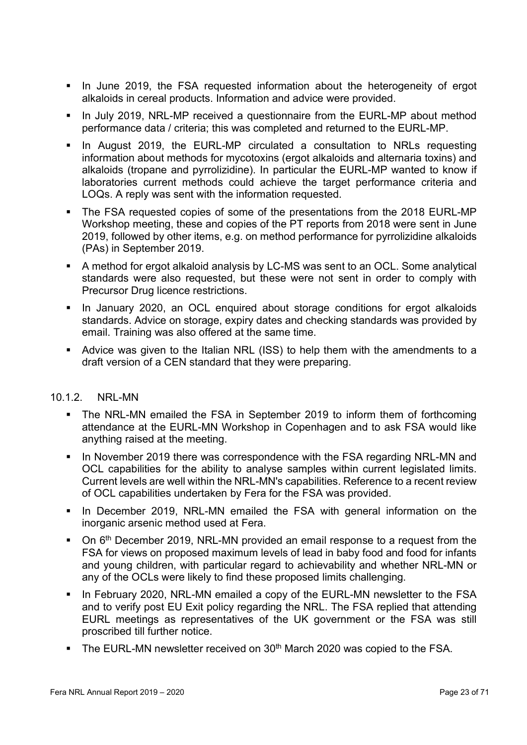- In June 2019, the FSA requested information about the heterogeneity of ergot alkaloids in cereal products. Information and advice were provided.
- In July 2019, NRL-MP received a questionnaire from the EURL-MP about method performance data / criteria; this was completed and returned to the EURL-MP.
- In August 2019, the EURL-MP circulated a consultation to NRLs requesting information about methods for mycotoxins (ergot alkaloids and alternaria toxins) and alkaloids (tropane and pyrrolizidine). In particular the EURL-MP wanted to know if laboratories current methods could achieve the target performance criteria and LOQs. A reply was sent with the information requested.
- The FSA requested copies of some of the presentations from the 2018 EURL-MP Workshop meeting, these and copies of the PT reports from 2018 were sent in June 2019, followed by other items, e.g. on method performance for pyrrolizidine alkaloids (PAs) in September 2019.
- A method for ergot alkaloid analysis by LC-MS was sent to an OCL. Some analytical standards were also requested, but these were not sent in order to comply with Precursor Drug licence restrictions.
- In January 2020, an OCL enquired about storage conditions for ergot alkaloids standards. Advice on storage, expiry dates and checking standards was provided by email. Training was also offered at the same time.
- Advice was given to the Italian NRL (ISS) to help them with the amendments to a draft version of a CEN standard that they were preparing.

### 10.1.2. NRL-MN

- The NRL-MN emailed the FSA in September 2019 to inform them of forthcoming attendance at the EURL-MN Workshop in Copenhagen and to ask FSA would like anything raised at the meeting.
- In November 2019 there was correspondence with the FSA regarding NRL-MN and OCL capabilities for the ability to analyse samples within current legislated limits. Current levels are well within the NRL-MN's capabilities. Reference to a recent review of OCL capabilities undertaken by Fera for the FSA was provided.
- In December 2019, NRL-MN emailed the FSA with general information on the inorganic arsenic method used at Fera.
- On 6th December 2019, NRL-MN provided an email response to a request from the FSA for views on proposed maximum levels of lead in baby food and food for infants and young children, with particular regard to achievability and whether NRL-MN or any of the OCLs were likely to find these proposed limits challenging.
- In February 2020, NRL-MN emailed a copy of the EURL-MN newsletter to the FSA and to verify post EU Exit policy regarding the NRL. The FSA replied that attending EURL meetings as representatives of the UK government or the FSA was still proscribed till further notice.
- The EURL-MN newsletter received on 30th March 2020 was copied to the FSA.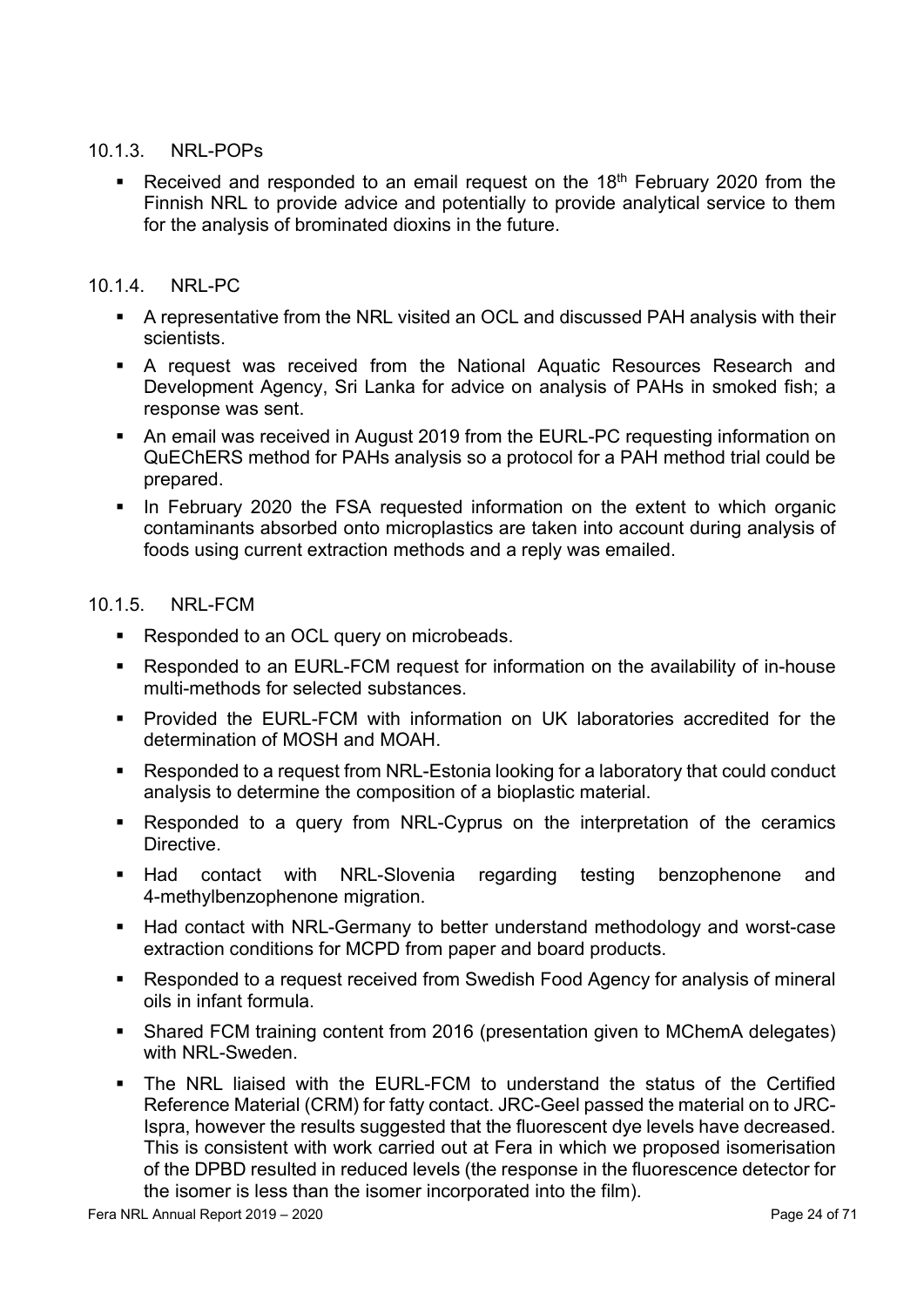#### 10.1.3. NRL-POPs

- Received and responded to an email request on the 18th February 2020 from the Finnish NRL to provide advice and potentially to provide analytical service to them for the analysis of brominated dioxins in the future.

#### 10.1.4. NRL-PC

- A representative from the NRL visited an OCL and discussed PAH analysis with their scientists.
- A request was received from the National Aquatic Resources Research and Development Agency, Sri Lanka for advice on analysis of PAHs in smoked fish; a response was sent.
- An email was received in August 2019 from the EURL-PC requesting information on QuEChERS method for PAHs analysis so a protocol for a PAH method trial could be prepared.
- In February 2020 the FSA requested information on the extent to which organic contaminants absorbed onto microplastics are taken into account during analysis of foods using current extraction methods and a reply was emailed.

#### 10.1.5. NRL-FCM

- Responded to an OCL query on microbeads.
- Responded to an EURL-FCM request for information on the availability of in-house multi-methods for selected substances.
- Provided the EURL-FCM with information on UK laboratories accredited for the determination of MOSH and MOAH.
- Responded to a request from NRL-Estonia looking for a laboratory that could conduct analysis to determine the composition of a bioplastic material.
- Responded to a query from NRL-Cyprus on the interpretation of the ceramics Directive.
- Had contact with NRL-Slovenia regarding testing benzophenone and 4-methylbenzophenone migration.
- Had contact with NRL-Germany to better understand methodology and worst-case extraction conditions for MCPD from paper and board products.
- Responded to a request received from Swedish Food Agency for analysis of mineral oils in infant formula.
- Shared FCM training content from 2016 (presentation given to MChemA delegates) with NRL-Sweden.
- The NRL liaised with the EURL-FCM to understand the status of the Certified Reference Material (CRM) for fatty contact. JRC-Geel passed the material on to JRC-Ispra, however the results suggested that the fluorescent dye levels have decreased. This is consistent with work carried out at Fera in which we proposed isomerisation of the DPBD resulted in reduced levels (the response in the fluorescence detector for the isomer is less than the isomer incorporated into the film).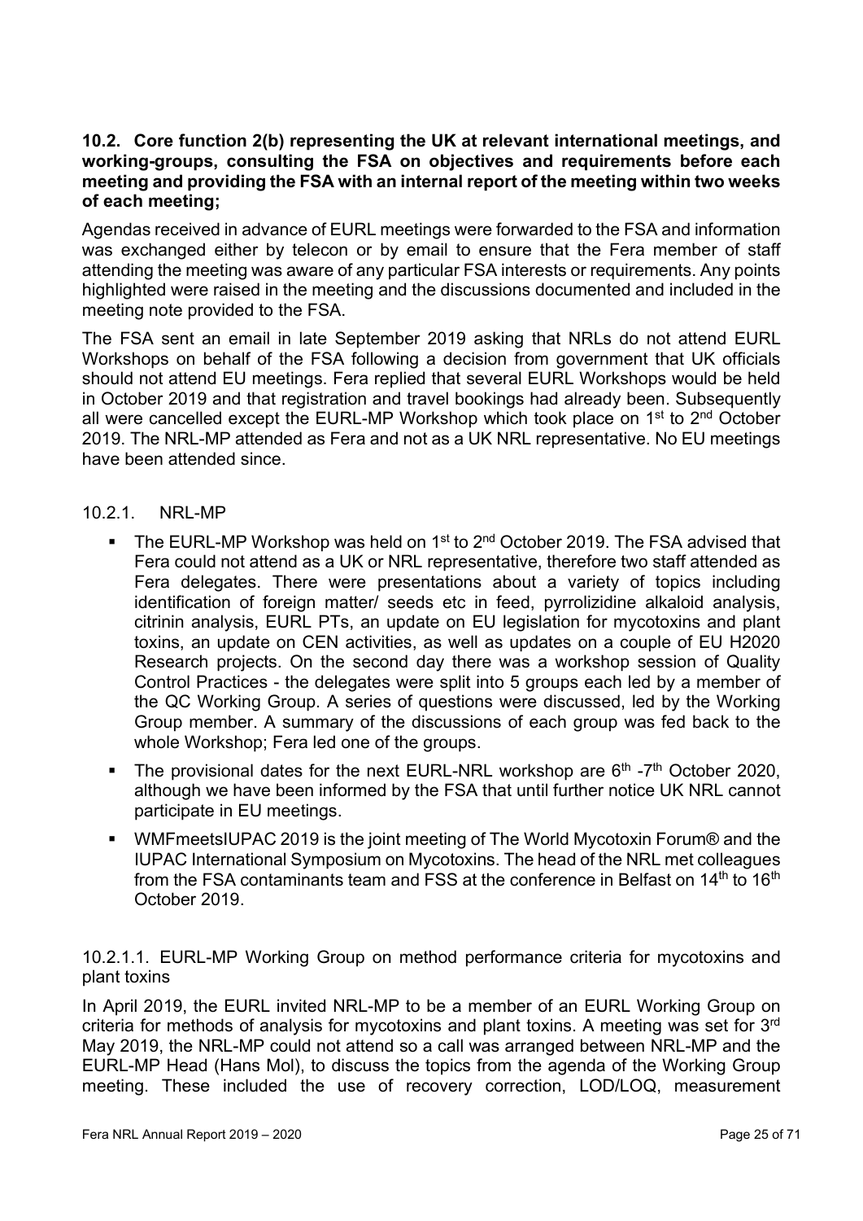### 10.2. Core function 2(b) representing the UK at relevant international meetings, and working-groups, consulting the FSA on objectives and requirements before each meeting and providing the FSA with an internal report of the meeting within two weeks of each meeting;

Agendas received in advance of EURL meetings were forwarded to the FSA and information was exchanged either by telecon or by email to ensure that the Fera member of staff attending the meeting was aware of any particular FSA interests or requirements. Any points highlighted were raised in the meeting and the discussions documented and included in the meeting note provided to the FSA.

The FSA sent an email in late September 2019 asking that NRLs do not attend EURL Workshops on behalf of the FSA following a decision from government that UK officials should not attend EU meetings. Fera replied that several EURL Workshops would be held in October 2019 and that registration and travel bookings had already been. Subsequently all were cancelled except the EURL-MP Workshop which took place on 1st to 2nd October 2019. The NRL-MP attended as Fera and not as a UK NRL representative. No EU meetings have been attended since.

#### 10.2.1. NRL-MP

- The EURL-MP Workshop was held on 1st to 2nd October 2019. The FSA advised that Fera could not attend as a UK or NRL representative, therefore two staff attended as Fera delegates. There were presentations about a variety of topics including identification of foreign matter/ seeds etc in feed, pyrrolizidine alkaloid analysis, citrinin analysis, EURL PTs, an update on EU legislation for mycotoxins and plant toxins, an update on CEN activities, as well as updates on a couple of EU H2020 Research projects. On the second day there was a workshop session of Quality Control Practices - the delegates were split into 5 groups each led by a member of the QC Working Group. A series of questions were discussed, led by the Working Group member. A summary of the discussions of each group was fed back to the whole Workshop; Fera led one of the groups.
- The provisional dates for the next EURL-NRL workshop are 6th -7th October 2020, although we have been informed by the FSA that until further notice UK NRL cannot participate in EU meetings.
- WMFmeetsIUPAC 2019 is the joint meeting of The World Mycotoxin Forum® and the IUPAC International Symposium on Mycotoxins. The head of the NRL met colleagues from the FSA contaminants team and FSS at the conference in Belfast on 14th to 16th October 2019.

##### 10.2.1.1. EURL-MP Working Group on method performance criteria for mycotoxins and plant toxins

In April 2019, the EURL invited NRL-MP to be a member of an EURL Working Group on criteria for methods of analysis for mycotoxins and plant toxins. A meeting was set for 3rd May 2019, the NRL-MP could not attend so a call was arranged between NRL-MP and the EURL-MP Head (Hans Mol), to discuss the topics from the agenda of the Working Group meeting. These included the use of recovery correction, LOD/LOQ, measurement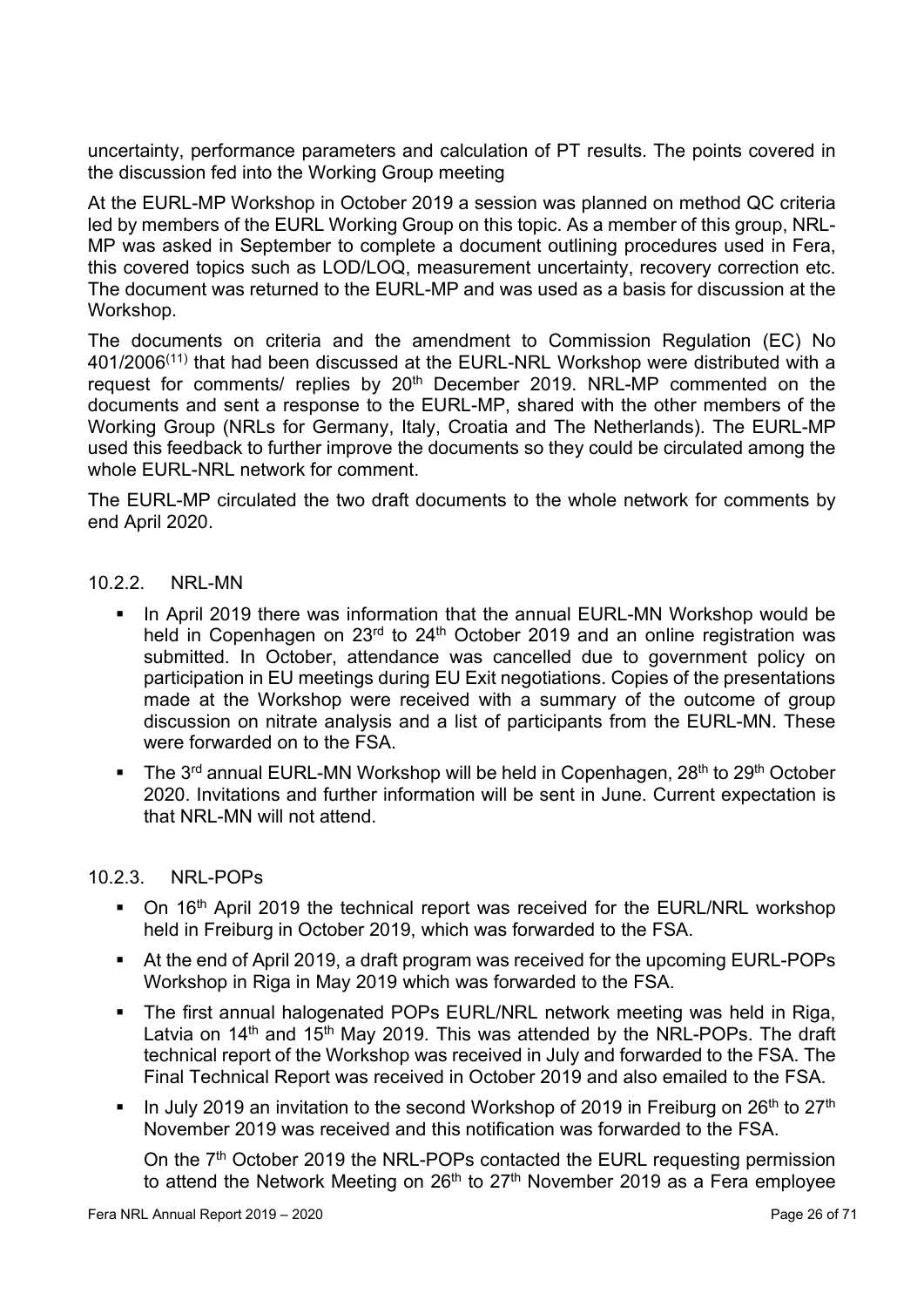uncertainty, performance parameters and calculation of PT results. The points covered in the discussion fed into the Working Group meeting

At the EURL-MP Workshop in October 2019 a session was planned on method QC criteria led by members of the EURL Working Group on this topic. As a member of this group, NRL-MP was asked in September to complete a document outlining procedures used in Fera, this covered topics such as LOD/LOQ, measurement uncertainty, recovery correction etc. The document was returned to the EURL-MP and was used as a basis for discussion at the Workshop.

The documents on criteria and the amendment to Commission Regulation (EC) No 401/2006[11] that had been discussed at the EURL-NRL Workshop were distributed with a request for comments/ replies by 20th December 2019. NRL-MP commented on the documents and sent a response to the EURL-MP, shared with the other members of the Working Group (NRLs for Germany, Italy, Croatia and The Netherlands). The EURL-MP used this feedback to further improve the documents so they could be circulated among the whole EURL-NRL network for comment.

The EURL-MP circulated the two draft documents to the whole network for comments by end April 2020.

#### 10.2.2. NRL-MN

- In April 2019 there was information that the annual EURL-MN Workshop would be held in Copenhagen on 23rd to 24th October 2019 and an online registration was submitted. In October, attendance was cancelled due to government policy on participation in EU meetings during EU Exit negotiations. Copies of the presentations made at the Workshop were received with a summary of the outcome of group discussion on nitrate analysis and a list of participants from the EURL-MN. These were forwarded on to the FSA.
- The 3rd annual EURL-MN Workshop will be held in Copenhagen, 28th to 29th October 2020. Invitations and further information will be sent in June. Current expectation is that NRL-MN will not attend.

#### 10.2.3. NRL-POPs

- On 16th April 2019 the technical report was received for the EURL/NRL workshop held in Freiburg in October 2019, which was forwarded to the FSA.
- At the end of April 2019, a draft program was received for the upcoming EURL-POPs Workshop in Riga in May 2019 which was forwarded to the FSA.
- The first annual halogenated POPs EURL/NRL network meeting was held in Riga, Latvia on 14th and 15th May 2019. This was attended by the NRL-POPs. The draft technical report of the Workshop was received in July and forwarded to the FSA. The Final Technical Report was received in October 2019 and also emailed to the FSA.
- In July 2019 an invitation to the second Workshop of 2019 in Freiburg on 26th to 27th November 2019 was received and this notification was forwarded to the FSA.

  On the 7th October 2019 the NRL-POPs contacted the EURL requesting permission to attend the Network Meeting on 26th to 27th November 2019 as a Fera employee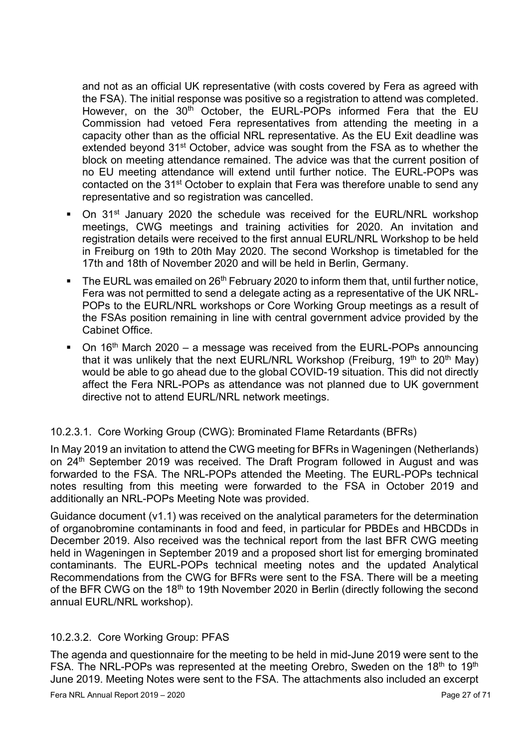and not as an official UK representative (with costs covered by Fera as agreed with the FSA). The initial response was positive so a registration to attend was completed. However, on the 30th October, the EURL-POPs informed Fera that the EU Commission had vetoed Fera representatives from attending the meeting in a capacity other than as the official NRL representative. As the EU Exit deadline was extended beyond 31st October, advice was sought from the FSA as to whether the block on meeting attendance remained. The advice was that the current position of no EU meeting attendance will extend until further notice. The EURL-POPs was contacted on the 31st October to explain that Fera was therefore unable to send any representative and so registration was cancelled.

- On 31st January 2020 the schedule was received for the EURL/NRL workshop meetings, CWG meetings and training activities for 2020. An invitation and registration details were received to the first annual EURL/NRL Workshop to be held in Freiburg on 19th to 20th May 2020. The second Workshop is timetabled for the 17th and 18th of November 2020 and will be held in Berlin, Germany.
- The EURL was emailed on 26th February 2020 to inform them that, until further notice, Fera was not permitted to send a delegate acting as a representative of the UK NRL-POPs to the EURL/NRL workshops or Core Working Group meetings as a result of the FSAs position remaining in line with central government advice provided by the Cabinet Office.
- On 16th March 2020 – a message was received from the EURL-POPs announcing that it was unlikely that the next EURL/NRL Workshop (Freiburg, 19th to 20th May) would be able to go ahead due to the global COVID-19 situation. This did not directly affect the Fera NRL-POPs as attendance was not planned due to UK government directive not to attend EURL/NRL network meetings.

#### 10.2.3.1. Core Working Group (CWG): Brominated Flame Retardants (BFRs)

In May 2019 an invitation to attend the CWG meeting for BFRs in Wageningen (Netherlands) on 24th September 2019 was received. The Draft Program followed in August and was forwarded to the FSA. The NRL-POPs attended the Meeting. The EURL-POPs technical notes resulting from this meeting were forwarded to the FSA in October 2019 and additionally an NRL-POPs Meeting Note was provided.

Guidance document (v1.1) was received on the analytical parameters for the determination of organobromine contaminants in food and feed, in particular for PBDEs and HBCDDs in December 2019. Also received was the technical report from the last BFR CWG meeting held in Wageningen in September 2019 and a proposed short list for emerging brominated contaminants. The EURL-POPs technical meeting notes and the updated Analytical Recommendations from the CWG for BFRs were sent to the FSA. There will be a meeting of the BFR CWG on the 18th to 19th November 2020 in Berlin (directly following the second annual EURL/NRL workshop).

#### 10.2.3.2. Core Working Group: PFAS

The agenda and questionnaire for the meeting to be held in mid-June 2019 were sent to the FSA. The NRL-POPs was represented at the meeting Orebro, Sweden on the 18th to 19th June 2019. Meeting Notes were sent to the FSA. The attachments also included an excerpt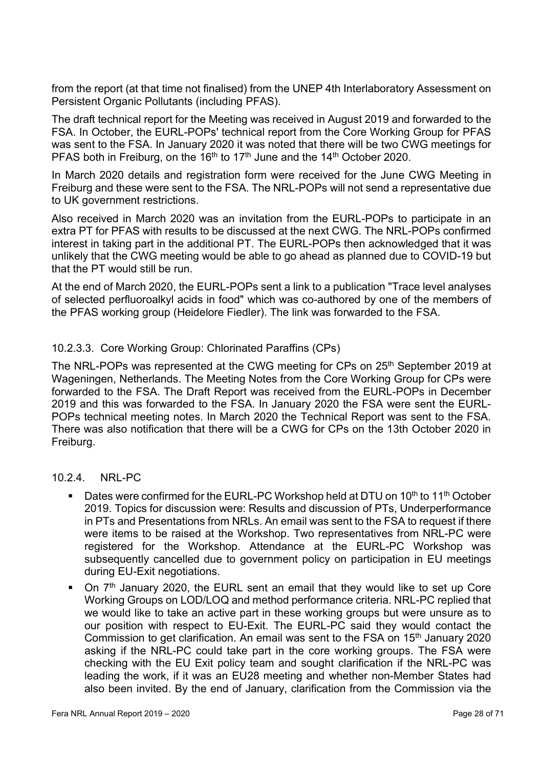from the report (at that time not finalised) from the UNEP 4th Interlaboratory Assessment on Persistent Organic Pollutants (including PFAS).

The draft technical report for the Meeting was received in August 2019 and forwarded to the FSA. In October, the EURL-POPs' technical report from the Core Working Group for PFAS was sent to the FSA. In January 2020 it was noted that there will be two CWG meetings for PFAS both in Freiburg, on the 16th to 17th June and the 14th October 2020.

In March 2020 details and registration form were received for the June CWG Meeting in Freiburg and these were sent to the FSA. The NRL-POPs will not send a representative due to UK government restrictions.

Also received in March 2020 was an invitation from the EURL-POPs to participate in an extra PT for PFAS with results to be discussed at the next CWG. The NRL-POPs confirmed interest in taking part in the additional PT. The EURL-POPs then acknowledged that it was unlikely that the CWG meeting would be able to go ahead as planned due to COVID-19 but that the PT would still be run.

At the end of March 2020, the EURL-POPs sent a link to a publication "Trace level analyses of selected perfluoroalkyl acids in food" which was co-authored by one of the members of the PFAS working group (Heidelore Fiedler). The link was forwarded to the FSA.

#### 10.2.3.3. Core Working Group: Chlorinated Paraffins (CPs)

The NRL-POPs was represented at the CWG meeting for CPs on 25th September 2019 at Wageningen, Netherlands. The Meeting Notes from the Core Working Group for CPs were forwarded to the FSA. The Draft Report was received from the EURL-POPs in December 2019 and this was forwarded to the FSA. In January 2020 the FSA were sent the EURL-POPs technical meeting notes. In March 2020 the Technical Report was sent to the FSA. There was also notification that there will be a CWG for CPs on the 13th October 2020 in Freiburg.

### 10.2.4. NRL-PC

- Dates were confirmed for the EURL-PC Workshop held at DTU on 10th to 11th October 2019. Topics for discussion were: Results and discussion of PTs, Underperformance in PTs and Presentations from NRLs. An email was sent to the FSA to request if there were items to be raised at the Workshop. Two representatives from NRL-PC were registered for the Workshop. Attendance at the EURL-PC Workshop was subsequently cancelled due to government policy on participation in EU meetings during EU-Exit negotiations.
- On 7th January 2020, the EURL sent an email that they would like to set up Core Working Groups on LOD/LOQ and method performance criteria. NRL-PC replied that we would like to take an active part in these working groups but were unsure as to our position with respect to EU-Exit. The EURL-PC said they would contact the Commission to get clarification. An email was sent to the FSA on 15th January 2020 asking if the NRL-PC could take part in the core working groups. The FSA were checking with the EU Exit policy team and sought clarification if the NRL-PC was leading the work, if it was an EU28 meeting and whether non-Member States had also been invited. By the end of January, clarification from the Commission via the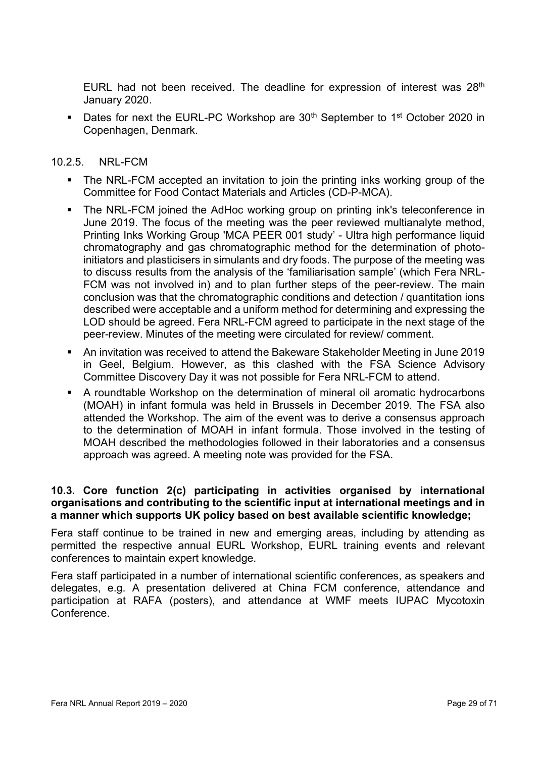EURL had not been received. The deadline for expression of interest was 28th January 2020.

- Dates for next the EURL-PC Workshop are 30th September to 1st October 2020 in Copenhagen, Denmark.

### 10.2.5. NRL-FCM

- The NRL-FCM accepted an invitation to join the printing inks working group of the Committee for Food Contact Materials and Articles (CD-P-MCA).
- The NRL-FCM joined the AdHoc working group on printing ink's teleconference in June 2019. The focus of the meeting was the peer reviewed multianalyte method, Printing Inks Working Group 'MCA PEER 001 study' - Ultra high performance liquid chromatography and gas chromatographic method for the determination of photo-initiators and plasticisers in simulants and dry foods. The purpose of the meeting was to discuss results from the analysis of the 'familiarisation sample' (which Fera NRL-FCM was not involved in) and to plan further steps of the peer-review. The main conclusion was that the chromatographic conditions and detection / quantitation ions described were acceptable and a uniform method for determining and expressing the LOD should be agreed. Fera NRL-FCM agreed to participate in the next stage of the peer-review. Minutes of the meeting were circulated for review/ comment.
- An invitation was received to attend the Bakeware Stakeholder Meeting in June 2019 in Geel, Belgium. However, as this clashed with the FSA Science Advisory Committee Discovery Day it was not possible for Fera NRL-FCM to attend.
- A roundtable Workshop on the determination of mineral oil aromatic hydrocarbons (MOAH) in infant formula was held in Brussels in December 2019. The FSA also attended the Workshop. The aim of the event was to derive a consensus approach to the determination of MOAH in infant formula. Those involved in the testing of MOAH described the methodologies followed in their laboratories and a consensus approach was agreed. A meeting note was provided for the FSA.

### 10.3. Core function 2(c) participating in activities organised by international organisations and contributing to the scientific input at international meetings and in a manner which supports UK policy based on best available scientific knowledge;

Fera staff continue to be trained in new and emerging areas, including by attending as permitted the respective annual EURL Workshop, EURL training events and relevant conferences to maintain expert knowledge.

Fera staff participated in a number of international scientific conferences, as speakers and delegates, e.g. A presentation delivered at China FCM conference, attendance and participation at RAFA (posters), and attendance at WMF meets IUPAC Mycotoxin Conference.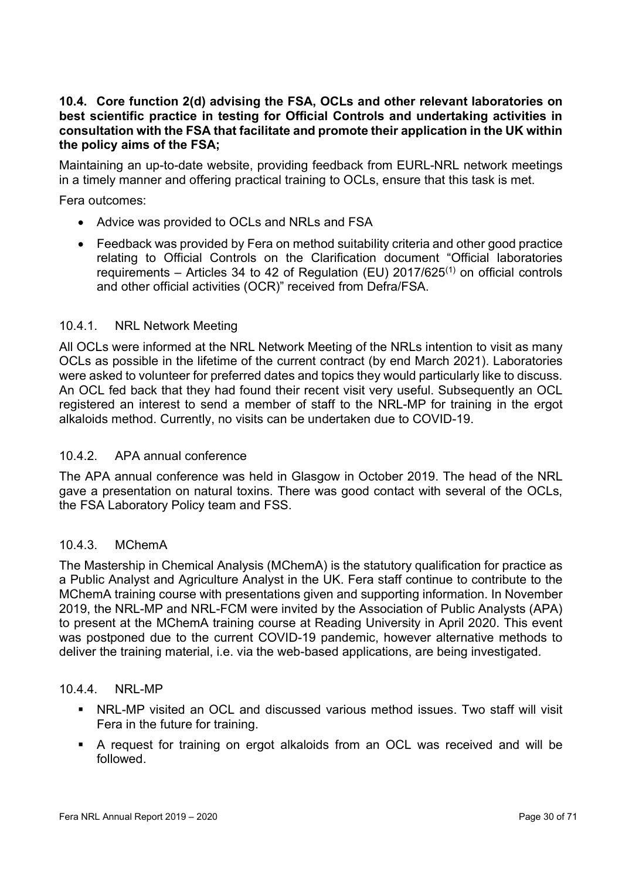### 10.4. Core function 2(d) advising the FSA, OCLs and other relevant laboratories on best scientific practice in testing for Official Controls and undertaking activities in consultation with the FSA that facilitate and promote their application in the UK within the policy aims of the FSA;

Maintaining an up-to-date website, providing feedback from EURL-NRL network meetings in a timely manner and offering practical training to OCLs, ensure that this task is met.

Fera outcomes:

- Advice was provided to OCLs and NRLs and FSA
- Feedback was provided by Fera on method suitability criteria and other good practice relating to Official Controls on the Clarification document "Official laboratories requirements – Articles 34 to 42 of Regulation (EU) 2017/625[(1)] on official controls and other official activities (OCR)" received from Defra/FSA.

#### 10.4.1. NRL Network Meeting

All OCLs were informed at the NRL Network Meeting of the NRLs intention to visit as many OCLs as possible in the lifetime of the current contract (by end March 2021). Laboratories were asked to volunteer for preferred dates and topics they would particularly like to discuss. An OCL fed back that they had found their recent visit very useful. Subsequently an OCL registered an interest to send a member of staff to the NRL-MP for training in the ergot alkaloids method. Currently, no visits can be undertaken due to COVID-19.

#### 10.4.2. APA annual conference

The APA annual conference was held in Glasgow in October 2019. The head of the NRL gave a presentation on natural toxins. There was good contact with several of the OCLs, the FSA Laboratory Policy team and FSS.

#### 10.4.3. MChemA

The Mastership in Chemical Analysis (MChemA) is the statutory qualification for practice as a Public Analyst and Agriculture Analyst in the UK. Fera staff continue to contribute to the MChemA training course with presentations given and supporting information. In November 2019, the NRL-MP and NRL-FCM were invited by the Association of Public Analysts (APA) to present at the MChemA training course at Reading University in April 2020. This event was postponed due to the current COVID-19 pandemic, however alternative methods to deliver the training material, i.e. via the web-based applications, are being investigated.

#### 10.4.4. NRL-MP

- NRL-MP visited an OCL and discussed various method issues. Two staff will visit Fera in the future for training.
- A request for training on ergot alkaloids from an OCL was received and will be followed.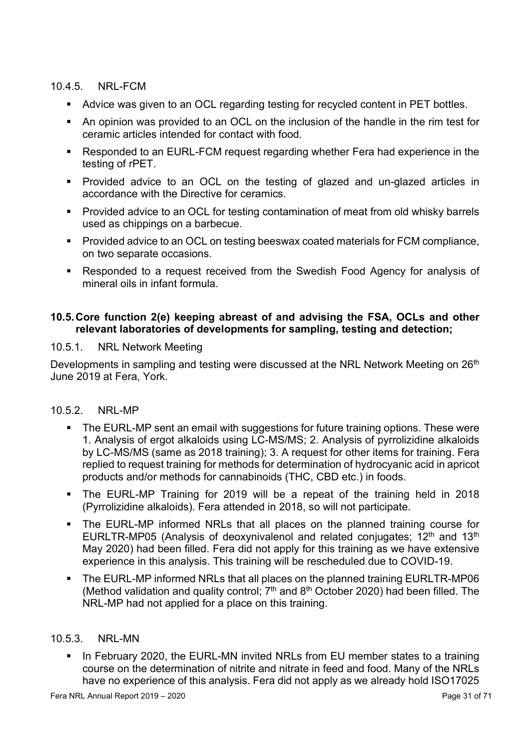#### 10.4.5. NRL-FCM

- Advice was given to an OCL regarding testing for recycled content in PET bottles.
- An opinion was provided to an OCL on the inclusion of the handle in the rim test for ceramic articles intended for contact with food.
- Responded to an EURL-FCM request regarding whether Fera had experience in the testing of rPET.
- Provided advice to an OCL on the testing of glazed and un-glazed articles in accordance with the Directive for ceramics.
- Provided advice to an OCL for testing contamination of meat from old whisky barrels used as chippings on a barbecue.
- Provided advice to an OCL on testing beeswax coated materials for FCM compliance, on two separate occasions.
- Responded to a request received from the Swedish Food Agency for analysis of mineral oils in infant formula.

### 10.5. Core function 2(e) keeping abreast of and advising the FSA, OCLs and other relevant laboratories of developments for sampling, testing and detection;

#### 10.5.1. NRL Network Meeting

Developments in sampling and testing were discussed at the NRL Network Meeting on 26th June 2019 at Fera, York.

#### 10.5.2. NRL-MP

- The EURL-MP sent an email with suggestions for future training options. These were 1. Analysis of ergot alkaloids using LC-MS/MS; 2. Analysis of pyrrolizidine alkaloids by LC-MS/MS (same as 2018 training); 3. A request for other items for training. Fera replied to request training for methods for determination of hydrocyanic acid in apricot products and/or methods for cannabinoids (THC, CBD etc.) in foods.
- The EURL-MP Training for 2019 will be a repeat of the training held in 2018 (Pyrrolizidine alkaloids). Fera attended in 2018, so will not participate.
- The EURL-MP informed NRLs that all places on the planned training course for EURLTR-MP05 (Analysis of deoxynivalenol and related conjugates; 12th and 13th May 2020) had been filled. Fera did not apply for this training as we have extensive experience in this analysis. This training will be rescheduled due to COVID-19.
- The EURL-MP informed NRLs that all places on the planned training EURLTR-MP06 (Method validation and quality control; 7th and 8th October 2020) had been filled. The NRL-MP had not applied for a place on this training.

#### 10.5.3. NRL-MN

- In February 2020, the EURL-MN invited NRLs from EU member states to a training course on the determination of nitrite and nitrate in feed and food. Many of the NRLs have no experience of this analysis. Fera did not apply as we already hold ISO17025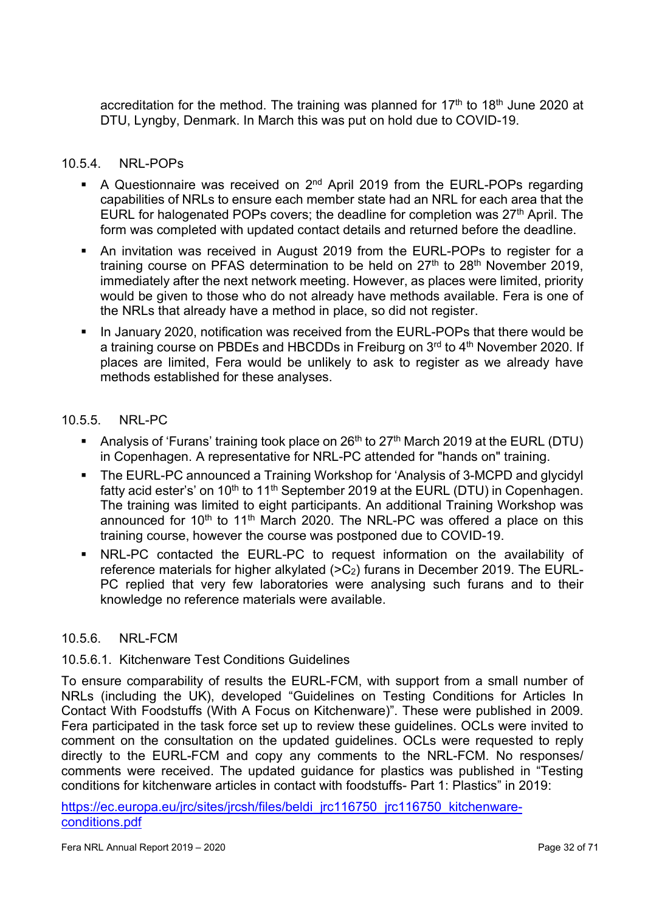accreditation for the method. The training was planned for 17th to 18th June 2020 at DTU, Lyngby, Denmark. In March this was put on hold due to COVID-19.

### 10.5.4. NRL-POPs

- A Questionnaire was received on 2nd April 2019 from the EURL-POPs regarding capabilities of NRLs to ensure each member state had an NRL for each area that the EURL for halogenated POPs covers; the deadline for completion was 27th April. The form was completed with updated contact details and returned before the deadline.
- An invitation was received in August 2019 from the EURL-POPs to register for a training course on PFAS determination to be held on 27th to 28th November 2019, immediately after the next network meeting. However, as places were limited, priority would be given to those who do not already have methods available. Fera is one of the NRLs that already have a method in place, so did not register.
- In January 2020, notification was received from the EURL-POPs that there would be a training course on PBDEs and HBCDDs in Freiburg on 3rd to 4th November 2020. If places are limited, Fera would be unlikely to ask to register as we already have methods established for these analyses.

### 10.5.5. NRL-PC

- Analysis of 'Furans' training took place on 26th to 27th March 2019 at the EURL (DTU) in Copenhagen. A representative for NRL-PC attended for "hands on" training.
- The EURL-PC announced a Training Workshop for 'Analysis of 3-MCPD and glycidyl fatty acid ester's' on 10th to 11th September 2019 at the EURL (DTU) in Copenhagen. The training was limited to eight participants. An additional Training Workshop was announced for 10th to 11th March 2020. The NRL-PC was offered a place on this training course, however the course was postponed due to COVID-19.
- NRL-PC contacted the EURL-PC to request information on the availability of reference materials for higher alkylated ($>C_2$) furans in December 2019. The EURL-PC replied that very few laboratories were analysing such furans and to their knowledge no reference materials were available.

### 10.5.6. NRL-FCM

#### 10.5.6.1. Kitchenware Test Conditions Guidelines

To ensure comparability of results the EURL-FCM, with support from a small number of NRLs (including the UK), developed "Guidelines on Testing Conditions for Articles In Contact With Foodstuffs (With A Focus on Kitchenware)". These were published in 2009. Fera participated in the task force set up to review these guidelines. OCLs were invited to comment on the consultation on the updated guidelines. OCLs were requested to reply directly to the EURL-FCM and copy any comments to the NRL-FCM. No responses/ comments were received. The updated guidance for plastics was published in "Testing conditions for kitchenware articles in contact with foodstuffs- Part 1: Plastics" in 2019:

[https://ec.europa.eu/jrc/sites/jrcsh/files/beldi_jrc116750_jrc116750_kitchenware-conditions.pdf](https://ec.europa.eu/jrc/sites/jrcsh/files/beldi_jrc116750_jrc116750_kitchenware-conditions.pdf)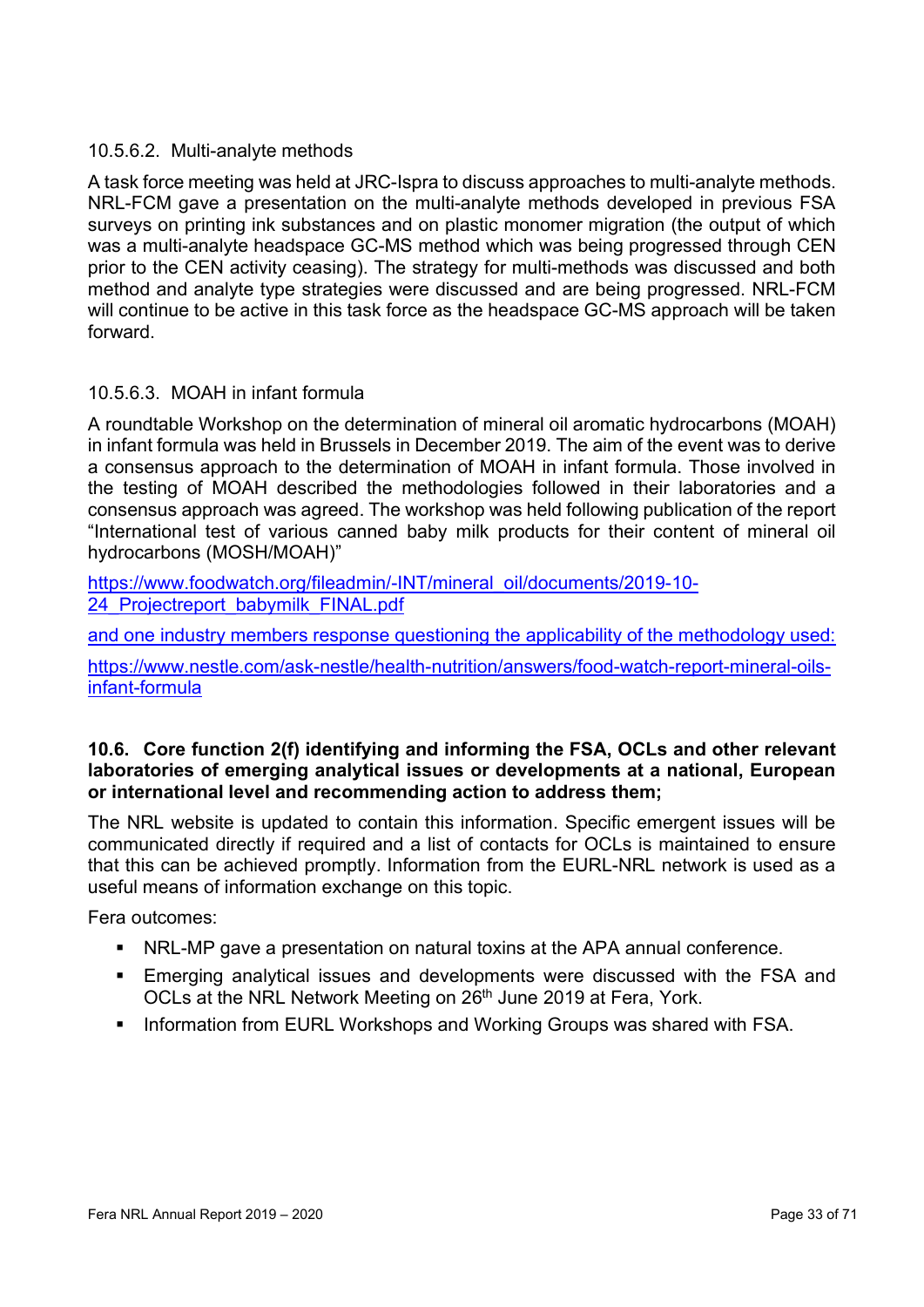#### 10.5.6.2. Multi-analyte methods

A task force meeting was held at JRC-Ispra to discuss approaches to multi-analyte methods. NRL-FCM gave a presentation on the multi-analyte methods developed in previous FSA surveys on printing ink substances and on plastic monomer migration (the output of which was a multi-analyte headspace GC-MS method which was being progressed through CEN prior to the CEN activity ceasing). The strategy for multi-methods was discussed and both method and analyte type strategies were discussed and are being progressed. NRL-FCM will continue to be active in this task force as the headspace GC-MS approach will be taken forward.

#### 10.5.6.3. MOAH in infant formula

A roundtable Workshop on the determination of mineral oil aromatic hydrocarbons (MOAH) in infant formula was held in Brussels in December 2019. The aim of the event was to derive a consensus approach to the determination of MOAH in infant formula. Those involved in the testing of MOAH described the methodologies followed in their laboratories and a consensus approach was agreed. The workshop was held following publication of the report "International test of various canned baby milk products for their content of mineral oil hydrocarbons (MOSH/MOAH)"

[https://www.foodwatch.org/fileadmin/-INT/mineral_oil/documents/2019-10-24_Projectreport_babymilk_FINAL.pdf](https://www.foodwatch.org/fileadmin/-INT/mineral_oil/documents/2019-10-24_Projectreport_babymilk_FINAL.pdf)

and one industry members response questioning the applicability of the methodology used:

[https://www.nestle.com/ask-nestle/health-nutrition/answers/food-watch-report-mineral-oils-infant-formula](https://www.nestle.com/ask-nestle/health-nutrition/answers/food-watch-report-mineral-oils-infant-formula)

### 10.6. Core function 2(f) identifying and informing the FSA, OCLs and other relevant laboratories of emerging analytical issues or developments at a national, European or international level and recommending action to address them;

The NRL website is updated to contain this information. Specific emergent issues will be communicated directly if required and a list of contacts for OCLs is maintained to ensure that this can be achieved promptly. Information from the EURL-NRL network is used as a useful means of information exchange on this topic.

Fera outcomes:

- NRL-MP gave a presentation on natural toxins at the APA annual conference.
- Emerging analytical issues and developments were discussed with the FSA and OCLs at the NRL Network Meeting on 26th June 2019 at Fera, York.
- Information from EURL Workshops and Working Groups was shared with FSA.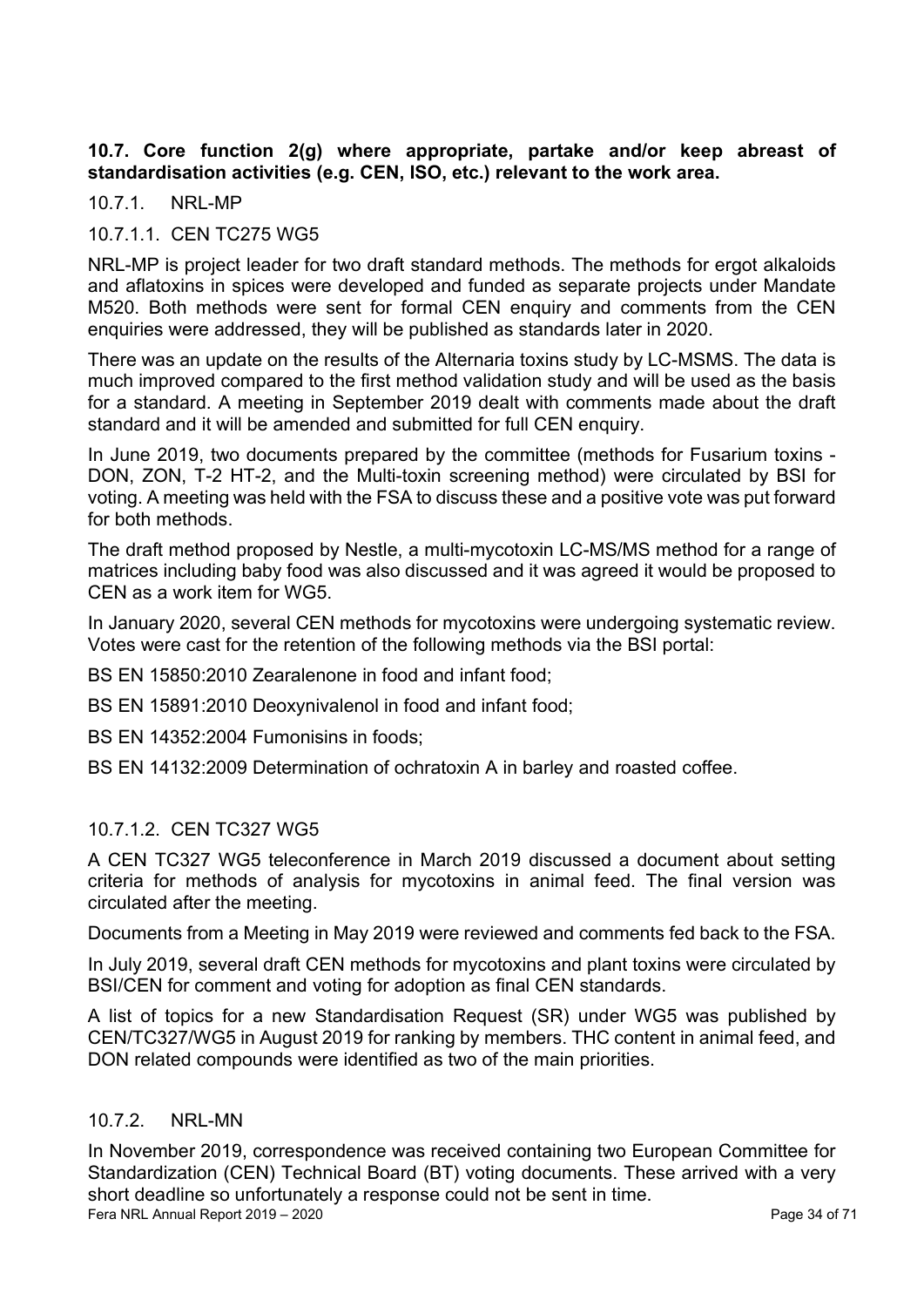### 10.7. Core function 2(g) where appropriate, partake and/or keep abreast of standardisation activities (e.g. CEN, ISO, etc.) relevant to the work area.

#### 10.7.1. NRL-MP

##### 10.7.1.1. CEN TC275 WG5

NRL-MP is project leader for two draft standard methods. The methods for ergot alkaloids and aflatoxins in spices were developed and funded as separate projects under Mandate M520. Both methods were sent for formal CEN enquiry and comments from the CEN enquiries were addressed, they will be published as standards later in 2020.

There was an update on the results of the Alternaria toxins study by LC-MSMS. The data is much improved compared to the first method validation study and will be used as the basis for a standard. A meeting in September 2019 dealt with comments made about the draft standard and it will be amended and submitted for full CEN enquiry.

In June 2019, two documents prepared by the committee (methods for Fusarium toxins - DON, ZON, T-2 HT-2, and the Multi-toxin screening method) were circulated by BSI for voting. A meeting was held with the FSA to discuss these and a positive vote was put forward for both methods.

The draft method proposed by Nestle, a multi-mycotoxin LC-MS/MS method for a range of matrices including baby food was also discussed and it was agreed it would be proposed to CEN as a work item for WG5.

In January 2020, several CEN methods for mycotoxins were undergoing systematic review. Votes were cast for the retention of the following methods via the BSI portal:

BS EN 15850:2010 Zearalenone in food and infant food;

BS EN 15891:2010 Deoxynivalenol in food and infant food;

BS EN 14352:2004 Fumonisins in foods;

BS EN 14132:2009 Determination of ochratoxin A in barley and roasted coffee.

##### 10.7.1.2. CEN TC327 WG5

A CEN TC327 WG5 teleconference in March 2019 discussed a document about setting criteria for methods of analysis for mycotoxins in animal feed. The final version was circulated after the meeting.

Documents from a Meeting in May 2019 were reviewed and comments fed back to the FSA.

In July 2019, several draft CEN methods for mycotoxins and plant toxins were circulated by BSI/CEN for comment and voting for adoption as final CEN standards.

A list of topics for a new Standardisation Request (SR) under WG5 was published by CEN/TC327/WG5 in August 2019 for ranking by members. THC content in animal feed, and DON related compounds were identified as two of the main priorities.

#### 10.7.2. NRL-MN

In November 2019, correspondence was received containing two European Committee for Standardization (CEN) Technical Board (BT) voting documents. These arrived with a very short deadline so unfortunately a response could not be sent in time.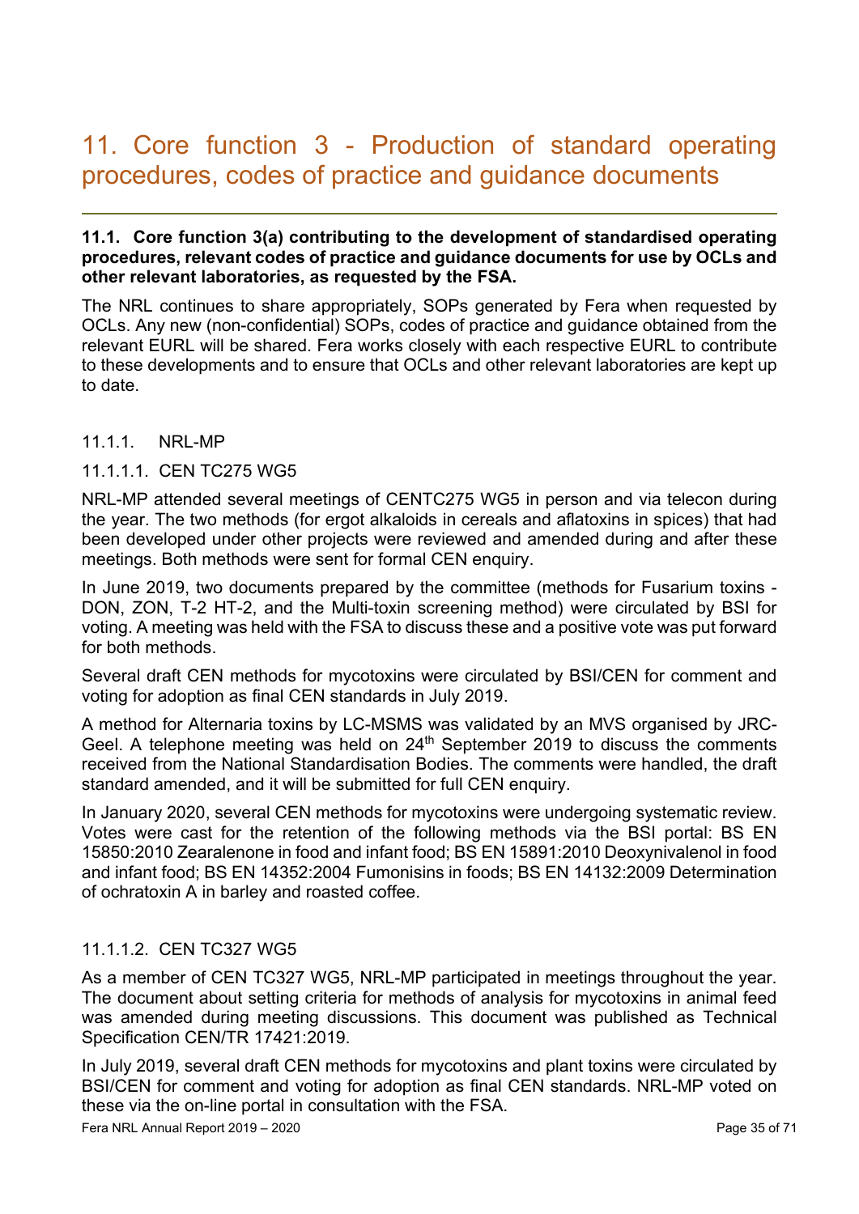# 11. Core function 3 - Production of standard operating procedures, codes of practice and guidance documents

**11.1. Core function 3(a) contributing to the development of standardised operating procedures, relevant codes of practice and guidance documents for use by OCLs and other relevant laboratories, as requested by the FSA.**

The NRL continues to share appropriately, SOPs generated by Fera when requested by OCLs. Any new (non-confidential) SOPs, codes of practice and guidance obtained from the relevant EURL will be shared. Fera works closely with each respective EURL to contribute to these developments and to ensure that OCLs and other relevant laboratories are kept up to date.

### 11.1.1. NRL-MP

#### 11.1.1.1. CEN TC275 WG5

NRL-MP attended several meetings of CENTC275 WG5 in person and via telecon during the year. The two methods (for ergot alkaloids in cereals and aflatoxins in spices) that had been developed under other projects were reviewed and amended during and after these meetings. Both methods were sent for formal CEN enquiry.

In June 2019, two documents prepared by the committee (methods for Fusarium toxins - DON, ZON, T-2 HT-2, and the Multi-toxin screening method) were circulated by BSI for voting. A meeting was held with the FSA to discuss these and a positive vote was put forward for both methods.

Several draft CEN methods for mycotoxins were circulated by BSI/CEN for comment and voting for adoption as final CEN standards in July 2019.

A method for Alternaria toxins by LC-MSMS was validated by an MVS organised by JRC-Geel. A telephone meeting was held on 24th September 2019 to discuss the comments received from the National Standardisation Bodies. The comments were handled, the draft standard amended, and it will be submitted for full CEN enquiry.

In January 2020, several CEN methods for mycotoxins were undergoing systematic review. Votes were cast for the retention of the following methods via the BSI portal: BS EN 15850:2010 Zearalenone in food and infant food; BS EN 15891:2010 Deoxynivalenol in food and infant food; BS EN 14352:2004 Fumonisins in foods; BS EN 14132:2009 Determination of ochratoxin A in barley and roasted coffee.

#### 11.1.1.2. CEN TC327 WG5

As a member of CEN TC327 WG5, NRL-MP participated in meetings throughout the year. The document about setting criteria for methods of analysis for mycotoxins in animal feed was amended during meeting discussions. This document was published as Technical Specification CEN/TR 17421:2019.

In July 2019, several draft CEN methods for mycotoxins and plant toxins were circulated by BSI/CEN for comment and voting for adoption as final CEN standards. NRL-MP voted on these via the on-line portal in consultation with the FSA.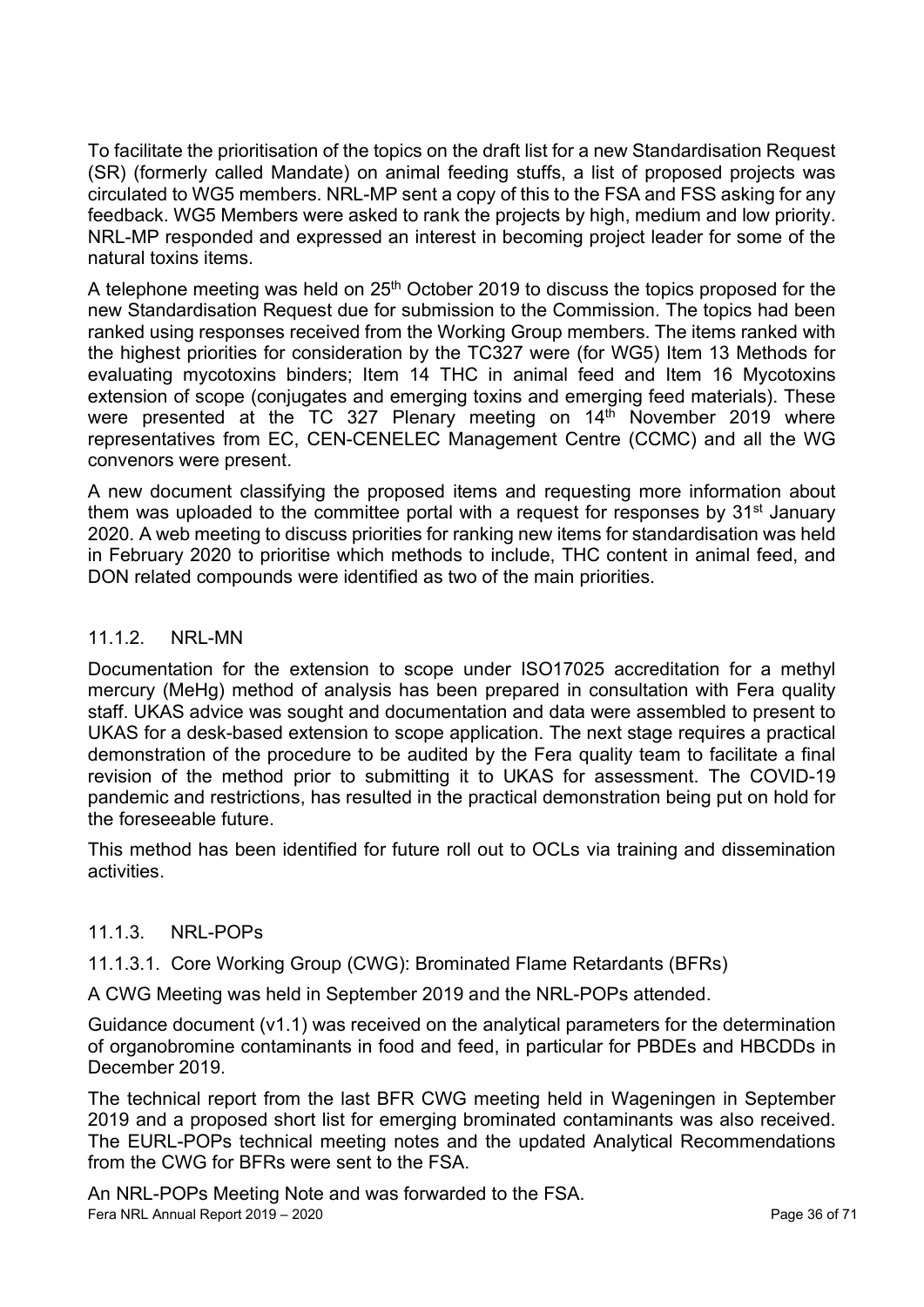To facilitate the prioritisation of the topics on the draft list for a new Standardisation Request (SR) (formerly called Mandate) on animal feeding stuffs, a list of proposed projects was circulated to WG5 members. NRL-MP sent a copy of this to the FSA and FSS asking for any feedback. WG5 Members were asked to rank the projects by high, medium and low priority. NRL-MP responded and expressed an interest in becoming project leader for some of the natural toxins items.

A telephone meeting was held on 25th October 2019 to discuss the topics proposed for the new Standardisation Request due for submission to the Commission. The topics had been ranked using responses received from the Working Group members. The items ranked with the highest priorities for consideration by the TC327 were (for WG5) Item 13 Methods for evaluating mycotoxins binders; Item 14 THC in animal feed and Item 16 Mycotoxins extension of scope (conjugates and emerging toxins and emerging feed materials). These were presented at the TC 327 Plenary meeting on 14th November 2019 where representatives from EC, CEN-CENELEC Management Centre (CCMC) and all the WG convenors were present.

A new document classifying the proposed items and requesting more information about them was uploaded to the committee portal with a request for responses by 31st January 2020. A web meeting to discuss priorities for ranking new items for standardisation was held in February 2020 to prioritise which methods to include, THC content in animal feed, and DON related compounds were identified as two of the main priorities.

### 11.1.2. NRL-MN

Documentation for the extension to scope under ISO17025 accreditation for a methyl mercury (MeHg) method of analysis has been prepared in consultation with Fera quality staff. UKAS advice was sought and documentation and data were assembled to present to UKAS for a desk-based extension to scope application. The next stage requires a practical demonstration of the procedure to be audited by the Fera quality team to facilitate a final revision of the method prior to submitting it to UKAS for assessment. The COVID-19 pandemic and restrictions, has resulted in the practical demonstration being put on hold for the foreseeable future.

This method has been identified for future roll out to OCLs via training and dissemination activities.

### 11.1.3. NRL-POPs

#### 11.1.3.1. Core Working Group (CWG): Brominated Flame Retardants (BFRs)

A CWG Meeting was held in September 2019 and the NRL-POPs attended.

Guidance document (v1.1) was received on the analytical parameters for the determination of organobromine contaminants in food and feed, in particular for PBDEs and HBCDDs in December 2019.

The technical report from the last BFR CWG meeting held in Wageningen in September 2019 and a proposed short list for emerging brominated contaminants was also received. The EURL-POPs technical meeting notes and the updated Analytical Recommendations from the CWG for BFRs were sent to the FSA.

An NRL-POPs Meeting Note and was forwarded to the FSA.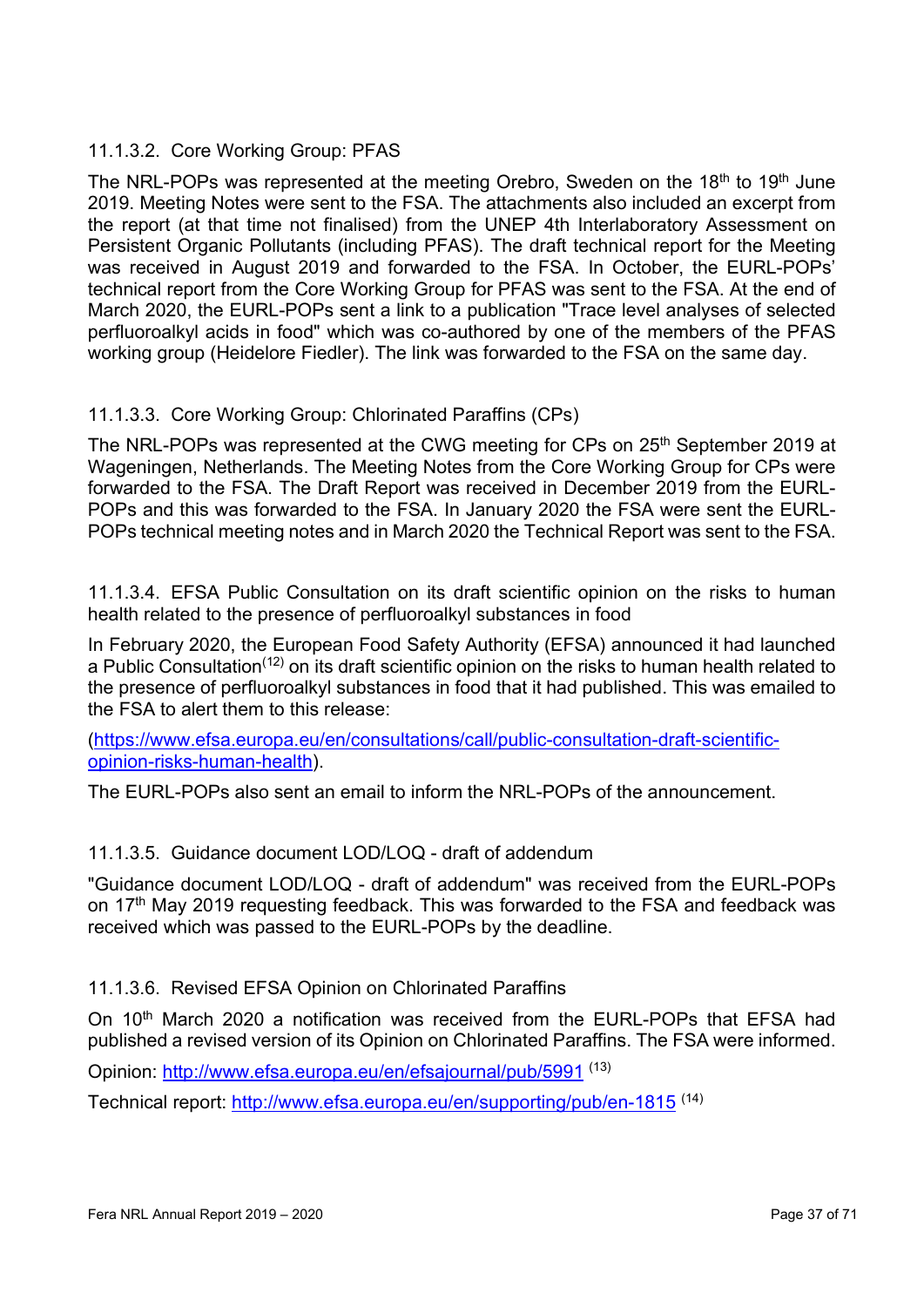#### 11.1.3.2. Core Working Group: PFAS

The NRL-POPs was represented at the meeting Orebro, Sweden on the 18th to 19th June 2019. Meeting Notes were sent to the FSA. The attachments also included an excerpt from the report (at that time not finalised) from the UNEP 4th Interlaboratory Assessment on Persistent Organic Pollutants (including PFAS). The draft technical report for the Meeting was received in August 2019 and forwarded to the FSA. In October, the EURL-POPs' technical report from the Core Working Group for PFAS was sent to the FSA. At the end of March 2020, the EURL-POPs sent a link to a publication "Trace level analyses of selected perfluoroalkyl acids in food" which was co-authored by one of the members of the PFAS working group (Heidelore Fiedler). The link was forwarded to the FSA on the same day.

#### 11.1.3.3. Core Working Group: Chlorinated Paraffins (CPs)

The NRL-POPs was represented at the CWG meeting for CPs on 25th September 2019 at Wageningen, Netherlands. The Meeting Notes from the Core Working Group for CPs were forwarded to the FSA. The Draft Report was received in December 2019 from the EURL-POPs and this was forwarded to the FSA. In January 2020 the FSA were sent the EURL-POPs technical meeting notes and in March 2020 the Technical Report was sent to the FSA.

#### 11.1.3.4. EFSA Public Consultation on its draft scientific opinion on the risks to human health related to the presence of perfluoroalkyl substances in food

In February 2020, the European Food Safety Authority (EFSA) announced it had launched a Public Consultation[12] on its draft scientific opinion on the risks to human health related to the presence of perfluoroalkyl substances in food that it had published. This was emailed to the FSA to alert them to this release:

(https://www.efsa.europa.eu/en/consultations/call/public-consultation-draft-scientific-opinion-risks-human-health).

The EURL-POPs also sent an email to inform the NRL-POPs of the announcement.

#### 11.1.3.5. Guidance document LOD/LOQ - draft of addendum

"Guidance document LOD/LOQ - draft of addendum" was received from the EURL-POPs on 17th May 2019 requesting feedback. This was forwarded to the FSA and feedback was received which was passed to the EURL-POPs by the deadline.

#### 11.1.3.6. Revised EFSA Opinion on Chlorinated Paraffins

On 10th March 2020 a notification was received from the EURL-POPs that EFSA had published a revised version of its Opinion on Chlorinated Paraffins. The FSA were informed.

Opinion: http://www.efsa.europa.eu/en/efsajournal/pub/5991 [13]

Technical report: http://www.efsa.europa.eu/en/supporting/pub/en-1815 [14]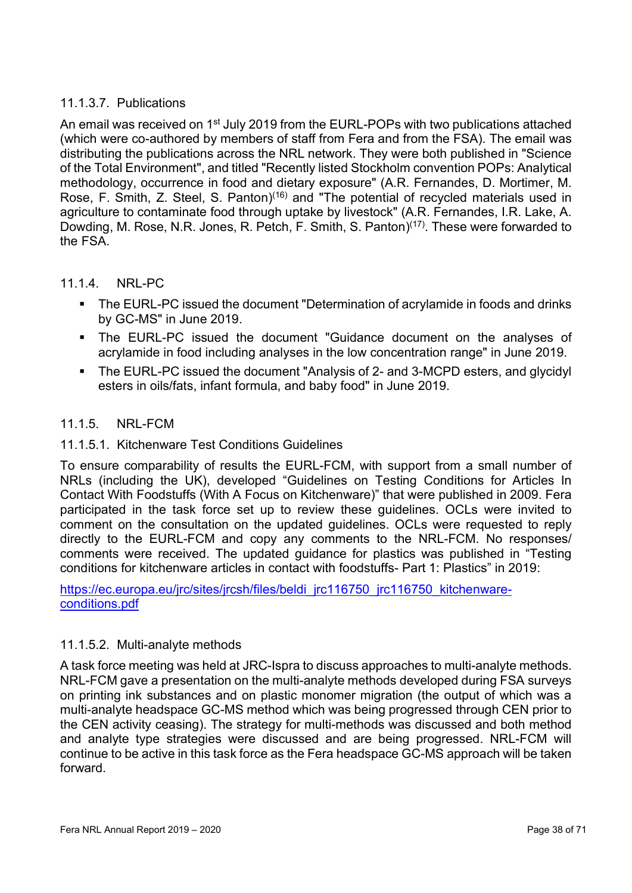#### 11.1.3.7. Publications

An email was received on 1st July 2019 from the EURL-POPs with two publications attached (which were co-authored by members of staff from Fera and from the FSA). The email was distributing the publications across the NRL network. They were both published in "Science of the Total Environment", and titled "Recently listed Stockholm convention POPs: Analytical methodology, occurrence in food and dietary exposure" (A.R. Fernandes, D. Mortimer, M. Rose, F. Smith, Z. Steel, S. Panton)[16] and "The potential of recycled materials used in agriculture to contaminate food through uptake by livestock" (A.R. Fernandes, I.R. Lake, A. Dowding, M. Rose, N.R. Jones, R. Petch, F. Smith, S. Panton)[17]. These were forwarded to the FSA.

### 11.1.4. NRL-PC

- The EURL-PC issued the document "Determination of acrylamide in foods and drinks by GC-MS" in June 2019.
- The EURL-PC issued the document "Guidance document on the analyses of acrylamide in food including analyses in the low concentration range" in June 2019.
- The EURL-PC issued the document "Analysis of 2- and 3-MCPD esters, and glycidyl esters in oils/fats, infant formula, and baby food" in June 2019.

### 11.1.5. NRL-FCM

#### 11.1.5.1. Kitchenware Test Conditions Guidelines

To ensure comparability of results the EURL-FCM, with support from a small number of NRLs (including the UK), developed "Guidelines on Testing Conditions for Articles In Contact With Foodstuffs (With A Focus on Kitchenware)" that were published in 2009. Fera participated in the task force set up to review these guidelines. OCLs were invited to comment on the consultation on the updated guidelines. OCLs were requested to reply directly to the EURL-FCM and copy any comments to the NRL-FCM. No responses/ comments were received. The updated guidance for plastics was published in "Testing conditions for kitchenware articles in contact with foodstuffs- Part 1: Plastics" in 2019:

[https://ec.europa.eu/jrc/sites/jrcsh/files/beldi_jrc116750_jrc116750_kitchenware-conditions.pdf](https://ec.europa.eu/jrc/sites/jrcsh/files/beldi_jrc116750_jrc116750_kitchenware-conditions.pdf)

#### 11.1.5.2. Multi-analyte methods

A task force meeting was held at JRC-Ispra to discuss approaches to multi-analyte methods. NRL-FCM gave a presentation on the multi-analyte methods developed during FSA surveys on printing ink substances and on plastic monomer migration (the output of which was a multi-analyte headspace GC-MS method which was being progressed through CEN prior to the CEN activity ceasing). The strategy for multi-methods was discussed and both method and analyte type strategies were discussed and are being progressed. NRL-FCM will continue to be active in this task force as the Fera headspace GC-MS approach will be taken forward.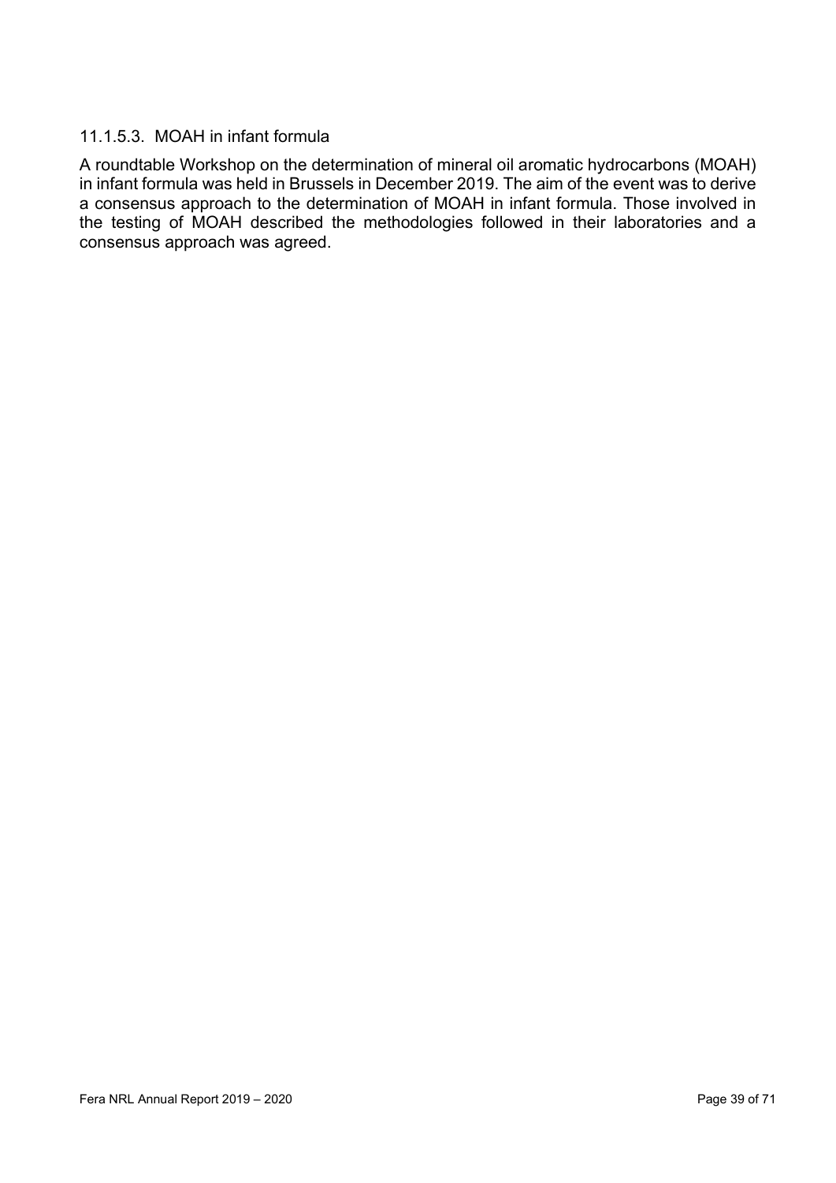#### 11.1.5.3. MOAH in infant formula

A roundtable Workshop on the determination of mineral oil aromatic hydrocarbons (MOAH) in infant formula was held in Brussels in December 2019. The aim of the event was to derive a consensus approach to the determination of MOAH in infant formula. Those involved in the testing of MOAH described the methodologies followed in their laboratories and a consensus approach was agreed.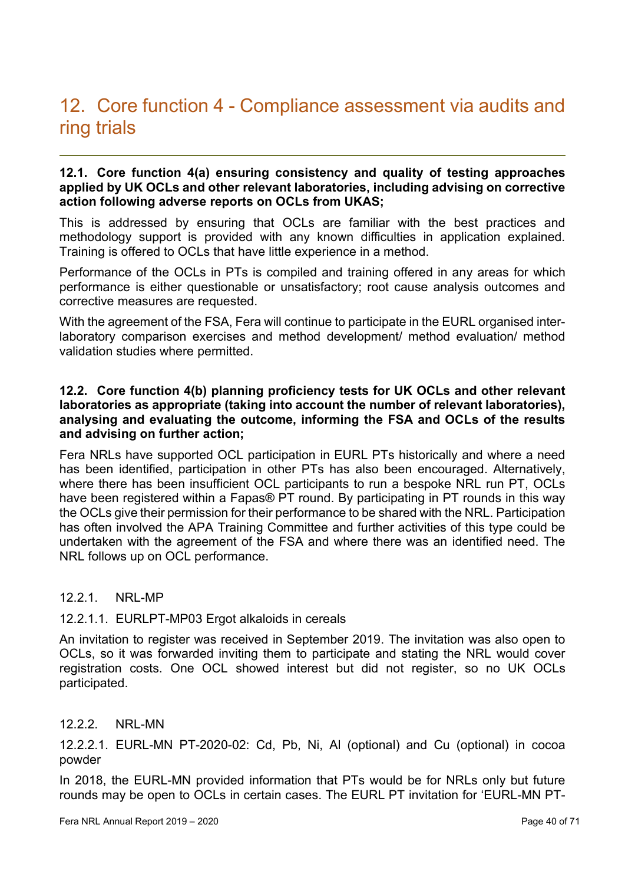# 12. Core function 4 - Compliance assessment via audits and ring trials

## 12.1. Core function 4(a) ensuring consistency and quality of testing approaches applied by UK OCLs and other relevant laboratories, including advising on corrective action following adverse reports on OCLs from UKAS;

This is addressed by ensuring that OCLs are familiar with the best practices and methodology support is provided with any known difficulties in application explained. Training is offered to OCLs that have little experience in a method.

Performance of the OCLs in PTs is compiled and training offered in any areas for which performance is either questionable or unsatisfactory; root cause analysis outcomes and corrective measures are requested.

With the agreement of the FSA, Fera will continue to participate in the EURL organised inter-laboratory comparison exercises and method development/ method evaluation/ method validation studies where permitted.

## 12.2. Core function 4(b) planning proficiency tests for UK OCLs and other relevant laboratories as appropriate (taking into account the number of relevant laboratories), analysing and evaluating the outcome, informing the FSA and OCLs of the results and advising on further action;

Fera NRLs have supported OCL participation in EURL PTs historically and where a need has been identified, participation in other PTs has also been encouraged. Alternatively, where there has been insufficient OCL participants to run a bespoke NRL run PT, OCLs have been registered within a Fapas® PT round. By participating in PT rounds in this way the OCLs give their permission for their performance to be shared with the NRL. Participation has often involved the APA Training Committee and further activities of this type could be undertaken with the agreement of the FSA and where there was an identified need. The NRL follows up on OCL performance.

### 12.2.1. NRL-MP

#### 12.2.1.1. EURLPT-MP03 Ergot alkaloids in cereals

An invitation to register was received in September 2019. The invitation was also open to OCLs, so it was forwarded inviting them to participate and stating the NRL would cover registration costs. One OCL showed interest but did not register, so no UK OCLs participated.

### 12.2.2. NRL-MN

#### 12.2.2.1. EURL-MN PT-2020-02: Cd, Pb, Ni, Al (optional) and Cu (optional) in cocoa powder

In 2018, the EURL-MN provided information that PTs would be for NRLs only but future rounds may be open to OCLs in certain cases. The EURL PT invitation for 'EURL-MN PT-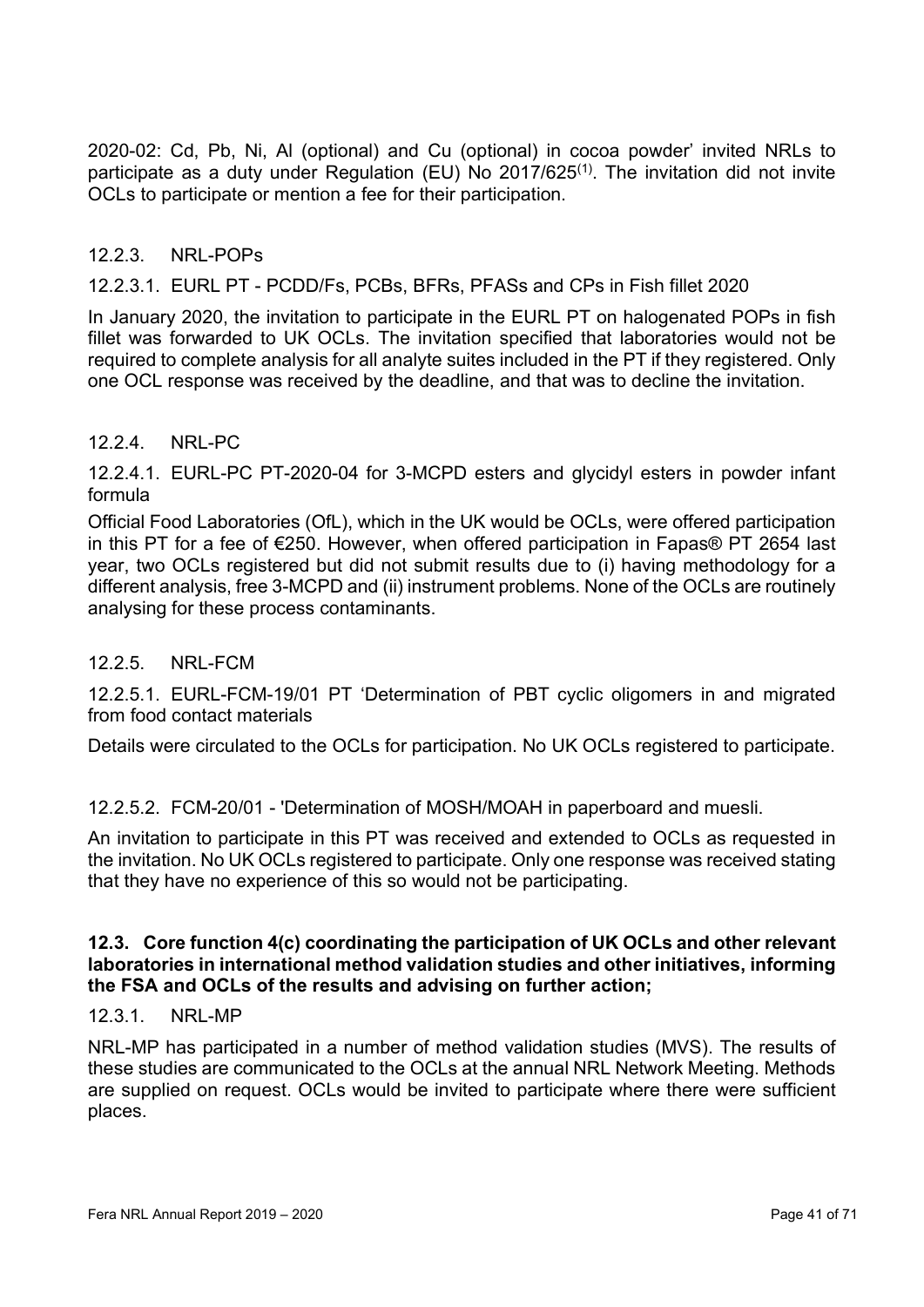2020-02: Cd, Pb, Ni, Al (optional) and Cu (optional) in cocoa powder' invited NRLs to participate as a duty under Regulation (EU) No 2017/625[1]. The invitation did not invite OCLs to participate or mention a fee for their participation.

#### 12.2.3. NRL-POPs

##### 12.2.3.1. EURL PT - PCDD/Fs, PCBs, BFRs, PFASs and CPs in Fish fillet 2020

In January 2020, the invitation to participate in the EURL PT on halogenated POPs in fish fillet was forwarded to UK OCLs. The invitation specified that laboratories would not be required to complete analysis for all analyte suites included in the PT if they registered. Only one OCL response was received by the deadline, and that was to decline the invitation.

#### 12.2.4. NRL-PC

##### 12.2.4.1. EURL-PC PT-2020-04 for 3-MCPD esters and glycidyl esters in powder infant formula

Official Food Laboratories (OfL), which in the UK would be OCLs, were offered participation in this PT for a fee of €250. However, when offered participation in Fapas® PT 2654 last year, two OCLs registered but did not submit results due to (i) having methodology for a different analysis, free 3-MCPD and (ii) instrument problems. None of the OCLs are routinely analysing for these process contaminants.

#### 12.2.5. NRL-FCM

##### 12.2.5.1. EURL-FCM-19/01 PT 'Determination of PBT cyclic oligomers in and migrated from food contact materials

Details were circulated to the OCLs for participation. No UK OCLs registered to participate.

##### 12.2.5.2. FCM-20/01 - 'Determination of MOSH/MOAH in paperboard and muesli.

An invitation to participate in this PT was received and extended to OCLs as requested in the invitation. No UK OCLs registered to participate. Only one response was received stating that they have no experience of this so would not be participating.

### 12.3. Core function 4(c) coordinating the participation of UK OCLs and other relevant laboratories in international method validation studies and other initiatives, informing the FSA and OCLs of the results and advising on further action;

#### 12.3.1. NRL-MP

NRL-MP has participated in a number of method validation studies (MVS). The results of these studies are communicated to the OCLs at the annual NRL Network Meeting. Methods are supplied on request. OCLs would be invited to participate where there were sufficient places.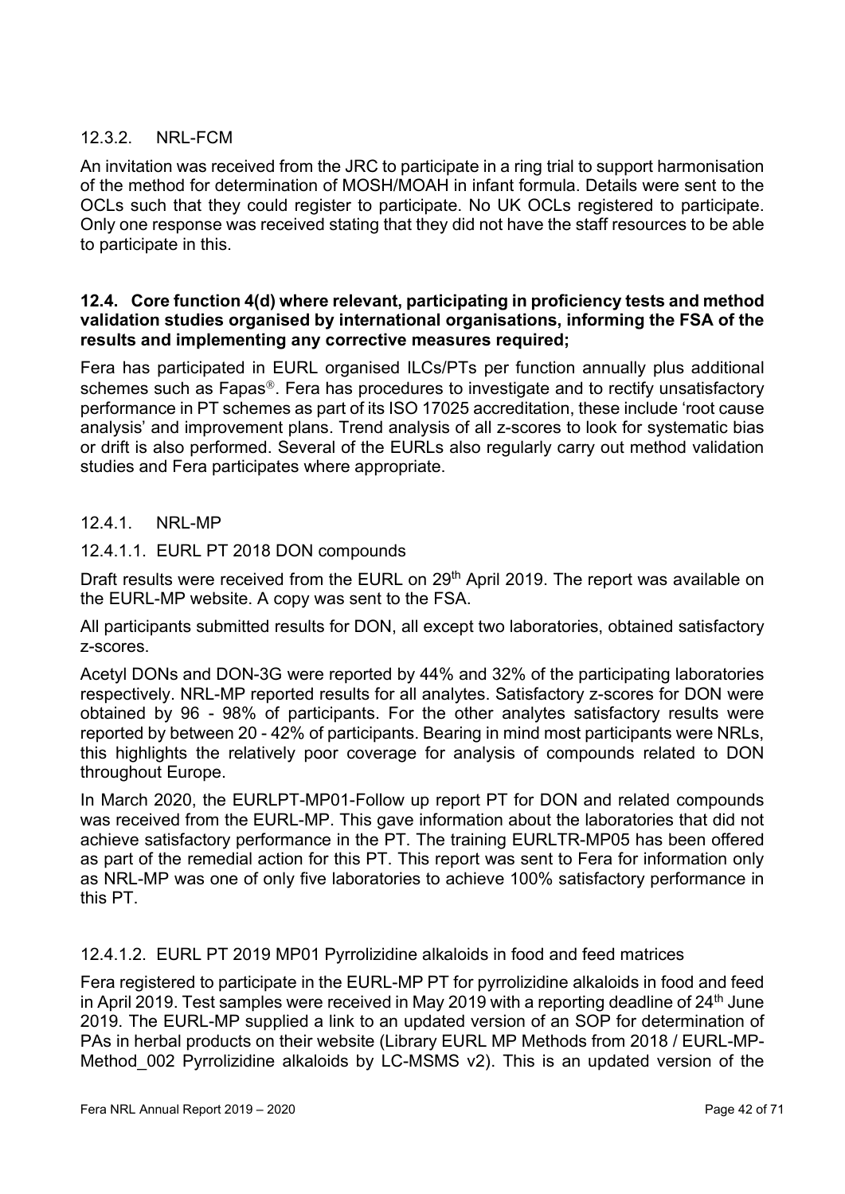### 12.3.2. NRL-FCM

An invitation was received from the JRC to participate in a ring trial to support harmonisation of the method for determination of MOSH/MOAH in infant formula. Details were sent to the OCLs such that they could register to participate. No UK OCLs registered to participate. Only one response was received stating that they did not have the staff resources to be able to participate in this.

## 12.4. Core function 4(d) where relevant, participating in proficiency tests and method validation studies organised by international organisations, informing the FSA of the results and implementing any corrective measures required;

Fera has participated in EURL organised ILCs/PTs per function annually plus additional schemes such as Fapas®. Fera has procedures to investigate and to rectify unsatisfactory performance in PT schemes as part of its ISO 17025 accreditation, these include 'root cause analysis' and improvement plans. Trend analysis of all z-scores to look for systematic bias or drift is also performed. Several of the EURLs also regularly carry out method validation studies and Fera participates where appropriate.

### 12.4.1. NRL-MP

#### 12.4.1.1. EURL PT 2018 DON compounds

Draft results were received from the EURL on 29th April 2019. The report was available on the EURL-MP website. A copy was sent to the FSA.

All participants submitted results for DON, all except two laboratories, obtained satisfactory z-scores.

Acetyl DONs and DON-3G were reported by 44% and 32% of the participating laboratories respectively. NRL-MP reported results for all analytes. Satisfactory z-scores for DON were obtained by 96 - 98% of participants. For the other analytes satisfactory results were reported by between 20 - 42% of participants. Bearing in mind most participants were NRLs, this highlights the relatively poor coverage for analysis of compounds related to DON throughout Europe.

In March 2020, the EURLPT-MP01-Follow up report PT for DON and related compounds was received from the EURL-MP. This gave information about the laboratories that did not achieve satisfactory performance in the PT. The training EURLTR-MP05 has been offered as part of the remedial action for this PT. This report was sent to Fera for information only as NRL-MP was one of only five laboratories to achieve 100% satisfactory performance in this PT.

#### 12.4.1.2. EURL PT 2019 MP01 Pyrrolizidine alkaloids in food and feed matrices

Fera registered to participate in the EURL-MP PT for pyrrolizidine alkaloids in food and feed in April 2019. Test samples were received in May 2019 with a reporting deadline of 24th June 2019. The EURL-MP supplied a link to an updated version of an SOP for determination of PAs in herbal products on their website (Library EURL MP Methods from 2018 / EURL-MP-Method_002 Pyrrolizidine alkaloids by LC-MSMS v2). This is an updated version of the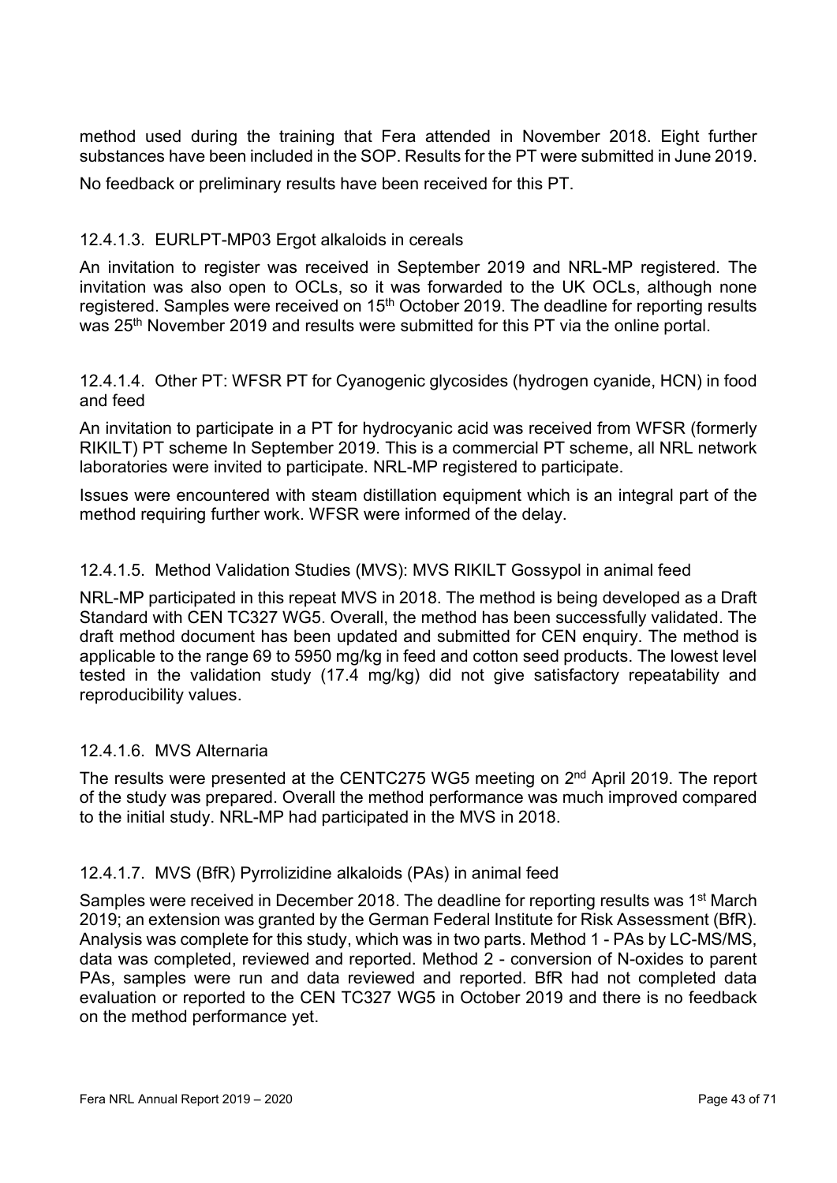method used during the training that Fera attended in November 2018. Eight further substances have been included in the SOP. Results for the PT were submitted in June 2019.

No feedback or preliminary results have been received for this PT.

#### 12.4.1.3. EURLPT-MP03 Ergot alkaloids in cereals

An invitation to register was received in September 2019 and NRL-MP registered. The invitation was also open to OCLs, so it was forwarded to the UK OCLs, although none registered. Samples were received on 15th October 2019. The deadline for reporting results was 25th November 2019 and results were submitted for this PT via the online portal.

#### 12.4.1.4. Other PT: WFSR PT for Cyanogenic glycosides (hydrogen cyanide, HCN) in food and feed

An invitation to participate in a PT for hydrocyanic acid was received from WFSR (formerly RIKILT) PT scheme In September 2019. This is a commercial PT scheme, all NRL network laboratories were invited to participate. NRL-MP registered to participate.

Issues were encountered with steam distillation equipment which is an integral part of the method requiring further work. WFSR were informed of the delay.

#### 12.4.1.5. Method Validation Studies (MVS): MVS RIKILT Gossypol in animal feed

NRL-MP participated in this repeat MVS in 2018. The method is being developed as a Draft Standard with CEN TC327 WG5. Overall, the method has been successfully validated. The draft method document has been updated and submitted for CEN enquiry. The method is applicable to the range 69 to 5950 mg/kg in feed and cotton seed products. The lowest level tested in the validation study (17.4 mg/kg) did not give satisfactory repeatability and reproducibility values.

#### 12.4.1.6. MVS Alternaria

The results were presented at the CENTC275 WG5 meeting on 2nd April 2019. The report of the study was prepared. Overall the method performance was much improved compared to the initial study. NRL-MP had participated in the MVS in 2018.

#### 12.4.1.7. MVS (BfR) Pyrrolizidine alkaloids (PAs) in animal feed

Samples were received in December 2018. The deadline for reporting results was 1st March 2019; an extension was granted by the German Federal Institute for Risk Assessment (BfR). Analysis was complete for this study, which was in two parts. Method 1 - PAs by LC-MS/MS, data was completed, reviewed and reported. Method 2 - conversion of N-oxides to parent PAs, samples were run and data reviewed and reported. BfR had not completed data evaluation or reported to the CEN TC327 WG5 in October 2019 and there is no feedback on the method performance yet.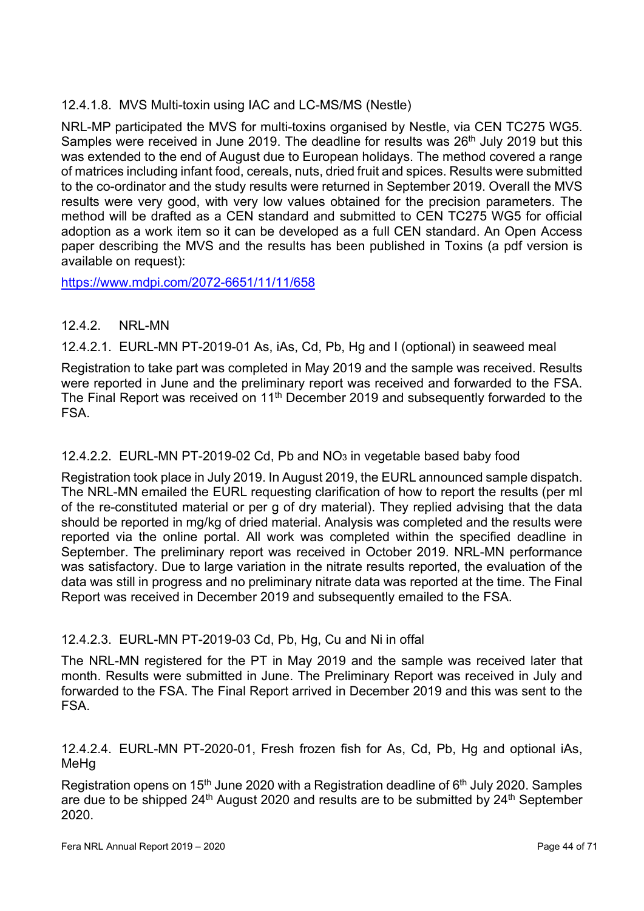#### 12.4.1.8. MVS Multi-toxin using IAC and LC-MS/MS (Nestle)

NRL-MP participated the MVS for multi-toxins organised by Nestle, via CEN TC275 WG5. Samples were received in June 2019. The deadline for results was 26th July 2019 but this was extended to the end of August due to European holidays. The method covered a range of matrices including infant food, cereals, nuts, dried fruit and spices. Results were submitted to the co-ordinator and the study results were returned in September 2019. Overall the MVS results were very good, with very low values obtained for the precision parameters. The method will be drafted as a CEN standard and submitted to CEN TC275 WG5 for official adoption as a work item so it can be developed as a full CEN standard. An Open Access paper describing the MVS and the results has been published in Toxins (a pdf version is available on request):

https://www.mdpi.com/2072-6651/11/11/658

### 12.4.2. NRL-MN

#### 12.4.2.1. EURL-MN PT-2019-01 As, iAs, Cd, Pb, Hg and I (optional) in seaweed meal

Registration to take part was completed in May 2019 and the sample was received. Results were reported in June and the preliminary report was received and forwarded to the FSA. The Final Report was received on 11th December 2019 and subsequently forwarded to the FSA.

#### 12.4.2.2. EURL-MN PT-2019-02 Cd, Pb and $NO_3$ in vegetable based baby food

Registration took place in July 2019. In August 2019, the EURL announced sample dispatch. The NRL-MN emailed the EURL requesting clarification of how to report the results (per ml of the re-constituted material or per g of dry material). They replied advising that the data should be reported in mg/kg of dried material. Analysis was completed and the results were reported via the online portal. All work was completed within the specified deadline in September. The preliminary report was received in October 2019. NRL-MN performance was satisfactory. Due to large variation in the nitrate results reported, the evaluation of the data was still in progress and no preliminary nitrate data was reported at the time. The Final Report was received in December 2019 and subsequently emailed to the FSA.

#### 12.4.2.3. EURL-MN PT-2019-03 Cd, Pb, Hg, Cu and Ni in offal

The NRL-MN registered for the PT in May 2019 and the sample was received later that month. Results were submitted in June. The Preliminary Report was received in July and forwarded to the FSA. The Final Report arrived in December 2019 and this was sent to the FSA.

#### 12.4.2.4. EURL-MN PT-2020-01, Fresh frozen fish for As, Cd, Pb, Hg and optional iAs, MeHg

Registration opens on 15th June 2020 with a Registration deadline of 6th July 2020. Samples are due to be shipped 24th August 2020 and results are to be submitted by 24th September 2020.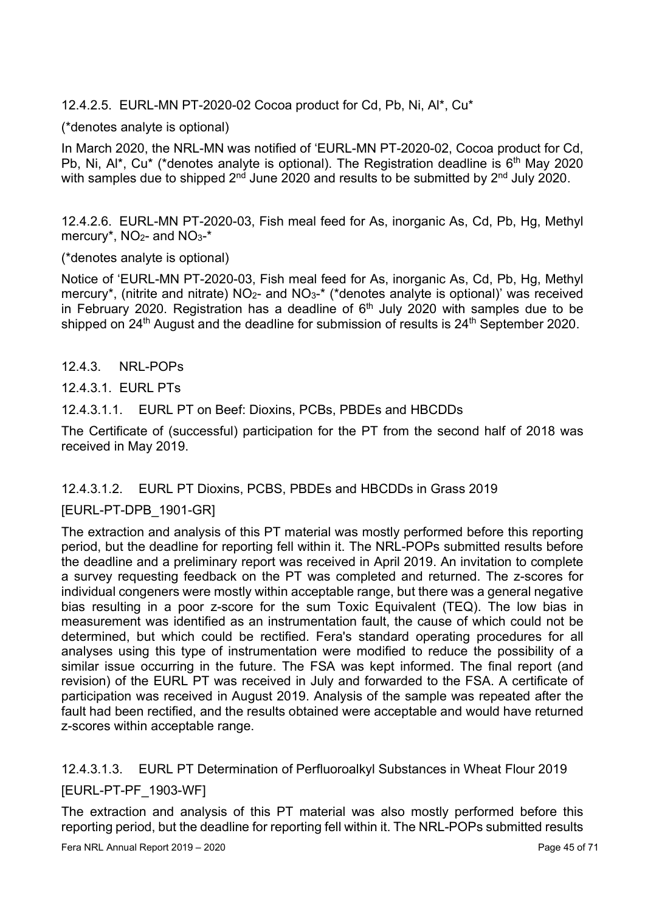#### 12.4.2.5. EURL-MN PT-2020-02 Cocoa product for Cd, Pb, Ni, Al*, Cu*

(*denotes analyte is optional)

In March 2020, the NRL-MN was notified of 'EURL-MN PT-2020-02, Cocoa product for Cd, Pb, Ni, Al*, Cu* (*denotes analyte is optional). The Registration deadline is 6th May 2020 with samples due to shipped 2nd June 2020 and results to be submitted by 2nd July 2020.

#### 12.4.2.6. EURL-MN PT-2020-03, Fish meal feed for As, inorganic As, Cd, Pb, Hg, Methyl mercury*, $NO_2$- and $NO_3$-*

(*denotes analyte is optional)

Notice of 'EURL-MN PT-2020-03, Fish meal feed for As, inorganic As, Cd, Pb, Hg, Methyl mercury*, (nitrite and nitrate) $NO_2$- and $NO_3$-* (*denotes analyte is optional)' was received in February 2020. Registration has a deadline of 6th July 2020 with samples due to be shipped on 24th August and the deadline for submission of results is 24th September 2020.

### 12.4.3. NRL-POPs

#### 12.4.3.1. EURL PTs

##### 12.4.3.1.1. EURL PT on Beef: Dioxins, PCBs, PBDEs and HBCDDs

The Certificate of (successful) participation for the PT from the second half of 2018 was received in May 2019.

##### 12.4.3.1.2. EURL PT Dioxins, PCBS, PBDEs and HBCDDs in Grass 2019 [EURL-PT-DPB_1901-GR]

The extraction and analysis of this PT material was mostly performed before this reporting period, but the deadline for reporting fell within it. The NRL-POPs submitted results before the deadline and a preliminary report was received in April 2019. An invitation to complete a survey requesting feedback on the PT was completed and returned. The z-scores for individual congeners were mostly within acceptable range, but there was a general negative bias resulting in a poor z-score for the sum Toxic Equivalent (TEQ). The low bias in measurement was identified as an instrumentation fault, the cause of which could not be determined, but which could be rectified. Fera's standard operating procedures for all analyses using this type of instrumentation were modified to reduce the possibility of a similar issue occurring in the future. The FSA was kept informed. The final report (and revision) of the EURL PT was received in July and forwarded to the FSA. A certificate of participation was received in August 2019. Analysis of the sample was repeated after the fault had been rectified, and the results obtained were acceptable and would have returned z-scores within acceptable range.

##### 12.4.3.1.3. EURL PT Determination of Perfluoroalkyl Substances in Wheat Flour 2019 [EURL-PT-PF_1903-WF]

The extraction and analysis of this PT material was also mostly performed before this reporting period, but the deadline for reporting fell within it. The NRL-POPs submitted results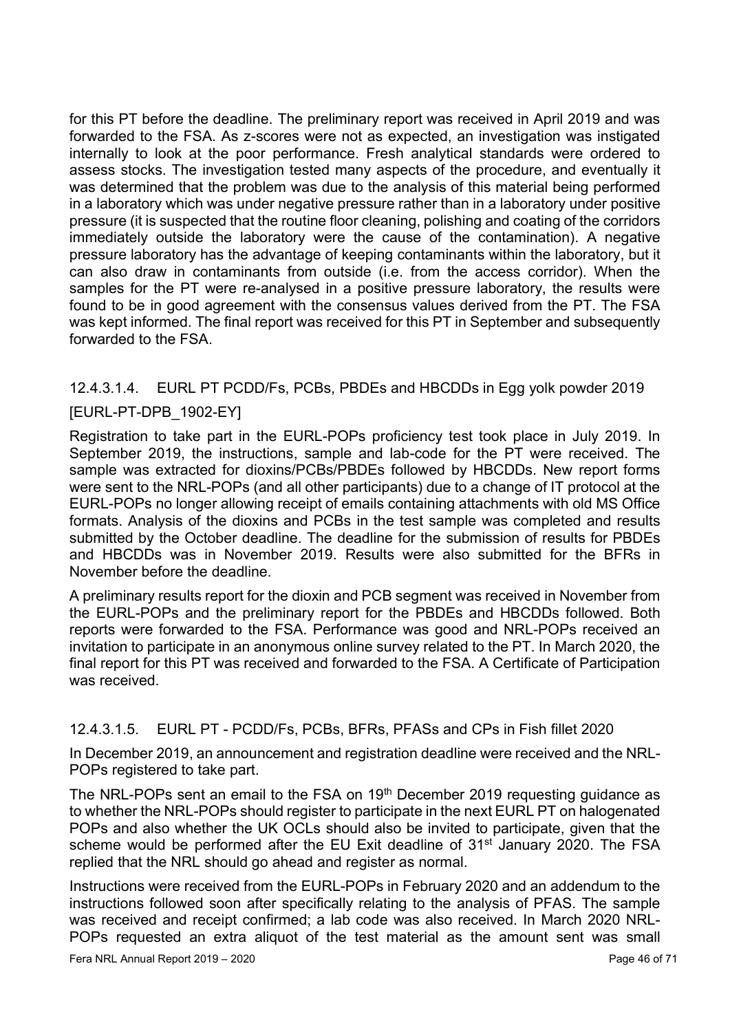for this PT before the deadline. The preliminary report was received in April 2019 and was forwarded to the FSA. As z-scores were not as expected, an investigation was instigated internally to look at the poor performance. Fresh analytical standards were ordered to assess stocks. The investigation tested many aspects of the procedure, and eventually it was determined that the problem was due to the analysis of this material being performed in a laboratory which was under negative pressure rather than in a laboratory under positive pressure (it is suspected that the routine floor cleaning, polishing and coating of the corridors immediately outside the laboratory were the cause of the contamination). A negative pressure laboratory has the advantage of keeping contaminants within the laboratory, but it can also draw in contaminants from outside (i.e. from the access corridor). When the samples for the PT were re-analysed in a positive pressure laboratory, the results were found to be in good agreement with the consensus values derived from the PT. The FSA was kept informed. The final report was received for this PT in September and subsequently forwarded to the FSA.

###### 12.4.3.1.4. EURL PT PCDD/Fs, PCBs, PBDEs and HBCDDs in Egg yolk powder 2019 [EURL-PT-DPB_1902-EY]

Registration to take part in the EURL-POPs proficiency test took place in July 2019. In September 2019, the instructions, sample and lab-code for the PT were received. The sample was extracted for dioxins/PCBs/PBDEs followed by HBCDDs. New report forms were sent to the NRL-POPs (and all other participants) due to a change of IT protocol at the EURL-POPs no longer allowing receipt of emails containing attachments with old MS Office formats. Analysis of the dioxins and PCBs in the test sample was completed and results submitted by the October deadline. The deadline for the submission of results for PBDEs and HBCDDs was in November 2019. Results were also submitted for the BFRs in November before the deadline.

A preliminary results report for the dioxin and PCB segment was received in November from the EURL-POPs and the preliminary report for the PBDEs and HBCDDs followed. Both reports were forwarded to the FSA. Performance was good and NRL-POPs received an invitation to participate in an anonymous online survey related to the PT. In March 2020, the final report for this PT was received and forwarded to the FSA. A Certificate of Participation was received.

###### 12.4.3.1.5. EURL PT - PCDD/Fs, PCBs, BFRs, PFASs and CPs in Fish fillet 2020

In December 2019, an announcement and registration deadline were received and the NRL-POPs registered to take part.

The NRL-POPs sent an email to the FSA on 19th December 2019 requesting guidance as to whether the NRL-POPs should register to participate in the next EURL PT on halogenated POPs and also whether the UK OCLs should also be invited to participate, given that the scheme would be performed after the EU Exit deadline of 31st January 2020. The FSA replied that the NRL should go ahead and register as normal.

Instructions were received from the EURL-POPs in February 2020 and an addendum to the instructions followed soon after specifically relating to the analysis of PFAS. The sample was received and receipt confirmed; a lab code was also received. In March 2020 NRL-POPs requested an extra aliquot of the test material as the amount sent was small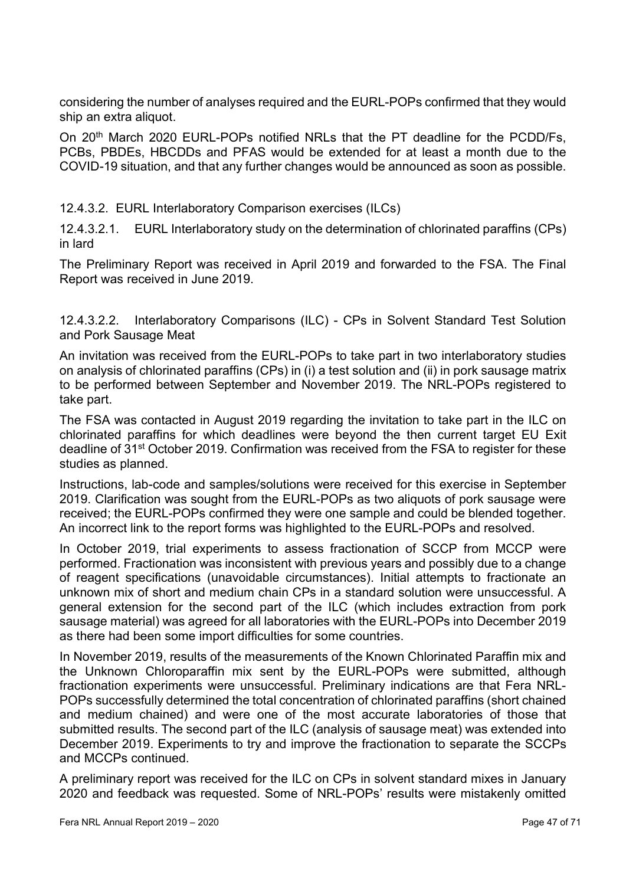considering the number of analyses required and the EURL-POPs confirmed that they would ship an extra aliquot.

On 20[th] March 2020 EURL-POPs notified NRLs that the PT deadline for the PCDD/Fs, PCBs, PBDEs, HBCDDs and PFAS would be extended for at least a month due to the COVID-19 situation, and that any further changes would be announced as soon as possible.

#### 12.4.3.2. EURL Interlaboratory Comparison exercises (ILCs)

##### 12.4.3.2.1. EURL Interlaboratory study on the determination of chlorinated paraffins (CPs) in lard

The Preliminary Report was received in April 2019 and forwarded to the FSA. The Final Report was received in June 2019.

##### 12.4.3.2.2. Interlaboratory Comparisons (ILC) - CPs in Solvent Standard Test Solution and Pork Sausage Meat

An invitation was received from the EURL-POPs to take part in two interlaboratory studies on analysis of chlorinated paraffins (CPs) in (i) a test solution and (ii) in pork sausage matrix to be performed between September and November 2019. The NRL-POPs registered to take part.

The FSA was contacted in August 2019 regarding the invitation to take part in the ILC on chlorinated paraffins for which deadlines were beyond the then current target EU Exit deadline of 31[st] October 2019. Confirmation was received from the FSA to register for these studies as planned.

Instructions, lab-code and samples/solutions were received for this exercise in September 2019. Clarification was sought from the EURL-POPs as two aliquots of pork sausage were received; the EURL-POPs confirmed they were one sample and could be blended together. An incorrect link to the report forms was highlighted to the EURL-POPs and resolved.

In October 2019, trial experiments to assess fractionation of SCCP from MCCP were performed. Fractionation was inconsistent with previous years and possibly due to a change of reagent specifications (unavoidable circumstances). Initial attempts to fractionate an unknown mix of short and medium chain CPs in a standard solution were unsuccessful. A general extension for the second part of the ILC (which includes extraction from pork sausage material) was agreed for all laboratories with the EURL-POPs into December 2019 as there had been some import difficulties for some countries.

In November 2019, results of the measurements of the Known Chlorinated Paraffin mix and the Unknown Chloroparaffin mix sent by the EURL-POPs were submitted, although fractionation experiments were unsuccessful. Preliminary indications are that Fera NRL-POPs successfully determined the total concentration of chlorinated paraffins (short chained and medium chained) and were one of the most accurate laboratories of those that submitted results. The second part of the ILC (analysis of sausage meat) was extended into December 2019. Experiments to try and improve the fractionation to separate the SCCPs and MCCPs continued.

A preliminary report was received for the ILC on CPs in solvent standard mixes in January 2020 and feedback was requested. Some of NRL-POPs' results were mistakenly omitted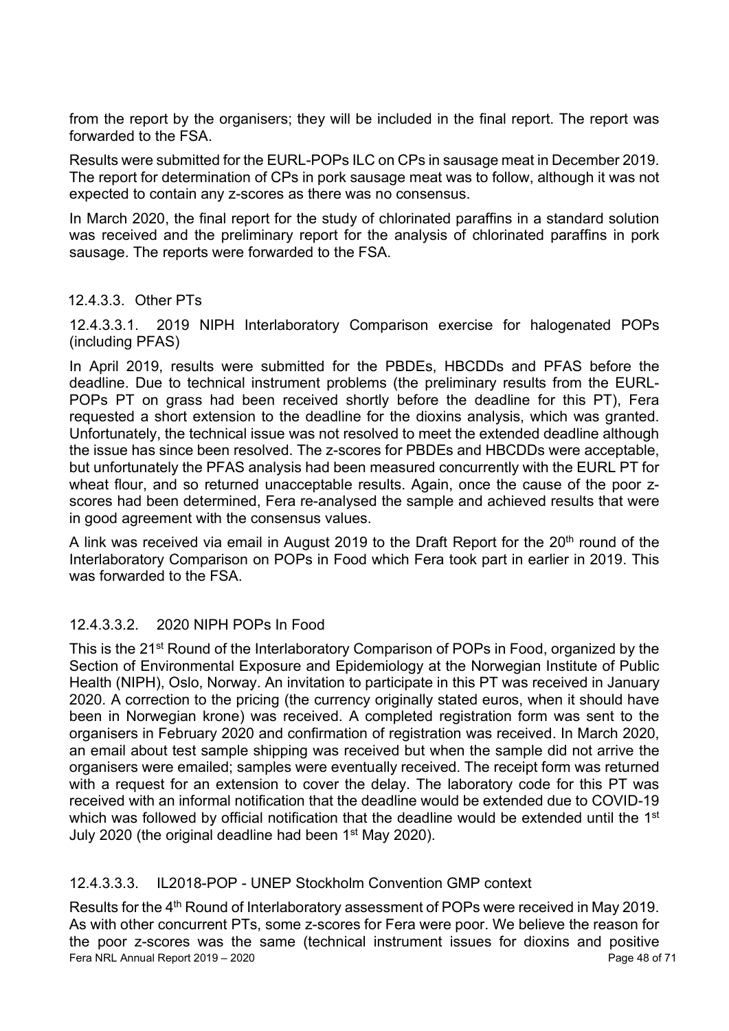from the report by the organisers; they will be included in the final report. The report was forwarded to the FSA.

Results were submitted for the EURL-POPs ILC on CPs in sausage meat in December 2019. The report for determination of CPs in pork sausage meat was to follow, although it was not expected to contain any z-scores as there was no consensus.

In March 2020, the final report for the study of chlorinated paraffins in a standard solution was received and the preliminary report for the analysis of chlorinated paraffins in pork sausage. The reports were forwarded to the FSA.

#### 12.4.3.3. Other PTs

##### 12.4.3.3.1. 2019 NIPH Interlaboratory Comparison exercise for halogenated POPs (including PFAS)

In April 2019, results were submitted for the PBDEs, HBCDDs and PFAS before the deadline. Due to technical instrument problems (the preliminary results from the EURL-POPs PT on grass had been received shortly before the deadline for this PT), Fera requested a short extension to the deadline for the dioxins analysis, which was granted. Unfortunately, the technical issue was not resolved to meet the extended deadline although the issue has since been resolved. The z-scores for PBDEs and HBCDDs were acceptable, but unfortunately the PFAS analysis had been measured concurrently with the EURL PT for wheat flour, and so returned unacceptable results. Again, once the cause of the poor z-scores had been determined, Fera re-analysed the sample and achieved results that were in good agreement with the consensus values.

A link was received via email in August 2019 to the Draft Report for the 20th round of the Interlaboratory Comparison on POPs in Food which Fera took part in earlier in 2019. This was forwarded to the FSA.

##### 12.4.3.3.2. 2020 NIPH POPs In Food

This is the 21st Round of the Interlaboratory Comparison of POPs in Food, organized by the Section of Environmental Exposure and Epidemiology at the Norwegian Institute of Public Health (NIPH), Oslo, Norway. An invitation to participate in this PT was received in January 2020. A correction to the pricing (the currency originally stated euros, when it should have been in Norwegian krone) was received. A completed registration form was sent to the organisers in February 2020 and confirmation of registration was received. In March 2020, an email about test sample shipping was received but when the sample did not arrive the organisers were emailed; samples were eventually received. The receipt form was returned with a request for an extension to cover the delay. The laboratory code for this PT was received with an informal notification that the deadline would be extended due to COVID-19 which was followed by official notification that the deadline would be extended until the 1st July 2020 (the original deadline had been 1st May 2020).

##### 12.4.3.3.3. IL2018-POP - UNEP Stockholm Convention GMP context

Results for the 4th Round of Interlaboratory assessment of POPs were received in May 2019. As with other concurrent PTs, some z-scores for Fera were poor. We believe the reason for the poor z-scores was the same (technical instrument issues for dioxins and positive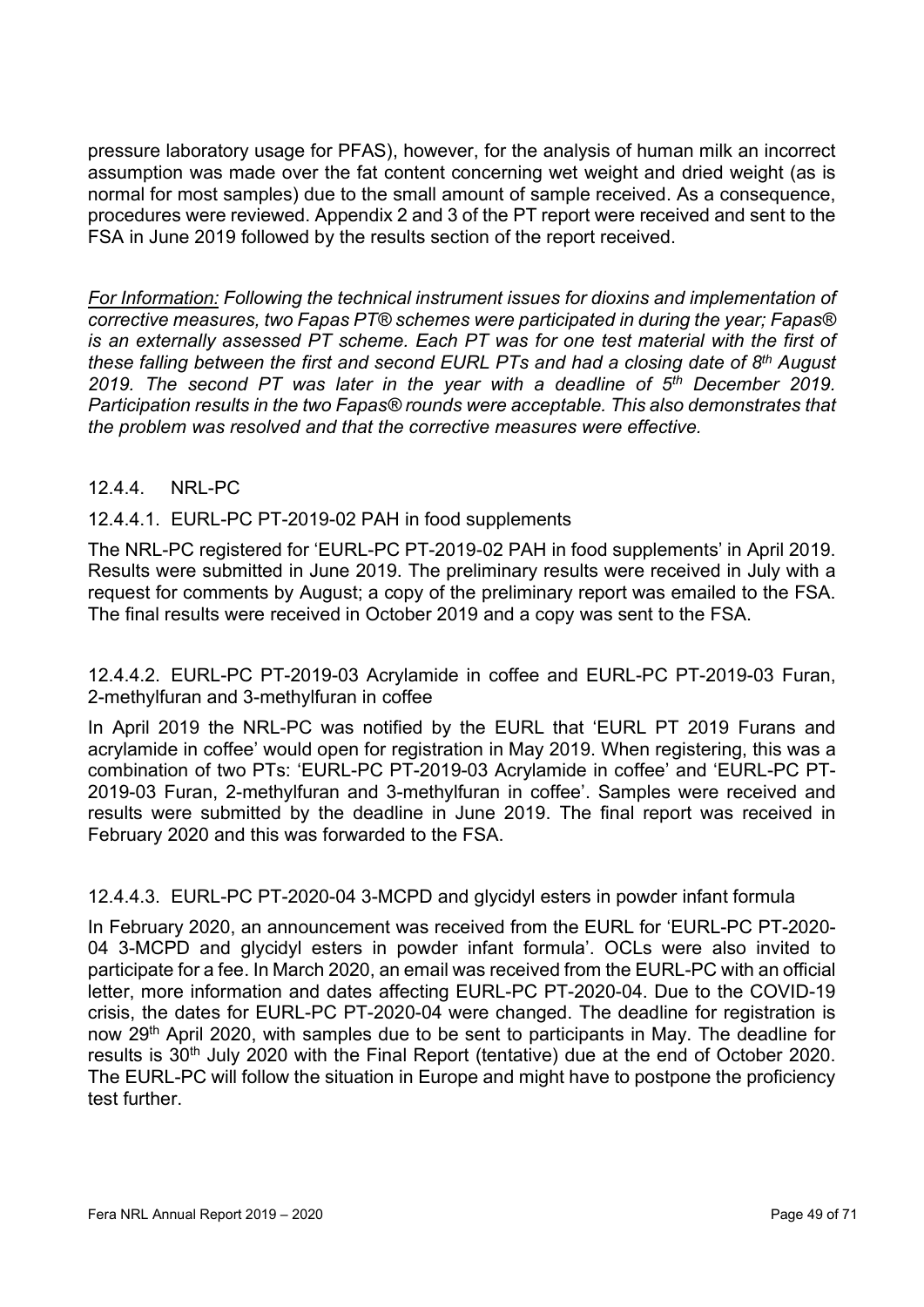pressure laboratory usage for PFAS), however, for the analysis of human milk an incorrect assumption was made over the fat content concerning wet weight and dried weight (as is normal for most samples) due to the small amount of sample received. As a consequence, procedures were reviewed. Appendix 2 and 3 of the PT report were received and sent to the FSA in June 2019 followed by the results section of the report received.

*<u>For Information:</u> Following the technical instrument issues for dioxins and implementation of corrective measures, two Fapas PT® schemes were participated in during the year; Fapas® is an externally assessed PT scheme. Each PT was for one test material with the first of these falling between the first and second EURL PTs and had a closing date of 8th August 2019. The second PT was later in the year with a deadline of 5th December 2019. Participation results in the two Fapas® rounds were acceptable. This also demonstrates that the problem was resolved and that the corrective measures were effective.*

#### 12.4.4. NRL-PC

##### 12.4.4.1. EURL-PC PT-2019-02 PAH in food supplements

The NRL-PC registered for 'EURL-PC PT-2019-02 PAH in food supplements' in April 2019. Results were submitted in June 2019. The preliminary results were received in July with a request for comments by August; a copy of the preliminary report was emailed to the FSA. The final results were received in October 2019 and a copy was sent to the FSA.

##### 12.4.4.2. EURL-PC PT-2019-03 Acrylamide in coffee and EURL-PC PT-2019-03 Furan, 2-methylfuran and 3-methylfuran in coffee

In April 2019 the NRL-PC was notified by the EURL that 'EURL PT 2019 Furans and acrylamide in coffee' would open for registration in May 2019. When registering, this was a combination of two PTs: 'EURL-PC PT-2019-03 Acrylamide in coffee' and 'EURL-PC PT-2019-03 Furan, 2-methylfuran and 3-methylfuran in coffee'. Samples were received and results were submitted by the deadline in June 2019. The final report was received in February 2020 and this was forwarded to the FSA.

##### 12.4.4.3. EURL-PC PT-2020-04 3-MCPD and glycidyl esters in powder infant formula

In February 2020, an announcement was received from the EURL for 'EURL-PC PT-2020-04 3-MCPD and glycidyl esters in powder infant formula'. OCLs were also invited to participate for a fee. In March 2020, an email was received from the EURL-PC with an official letter, more information and dates affecting EURL-PC PT-2020-04. Due to the COVID-19 crisis, the dates for EURL-PC PT-2020-04 were changed. The deadline for registration is now 29th April 2020, with samples due to be sent to participants in May. The deadline for results is 30th July 2020 with the Final Report (tentative) due at the end of October 2020. The EURL-PC will follow the situation in Europe and might have to postpone the proficiency test further.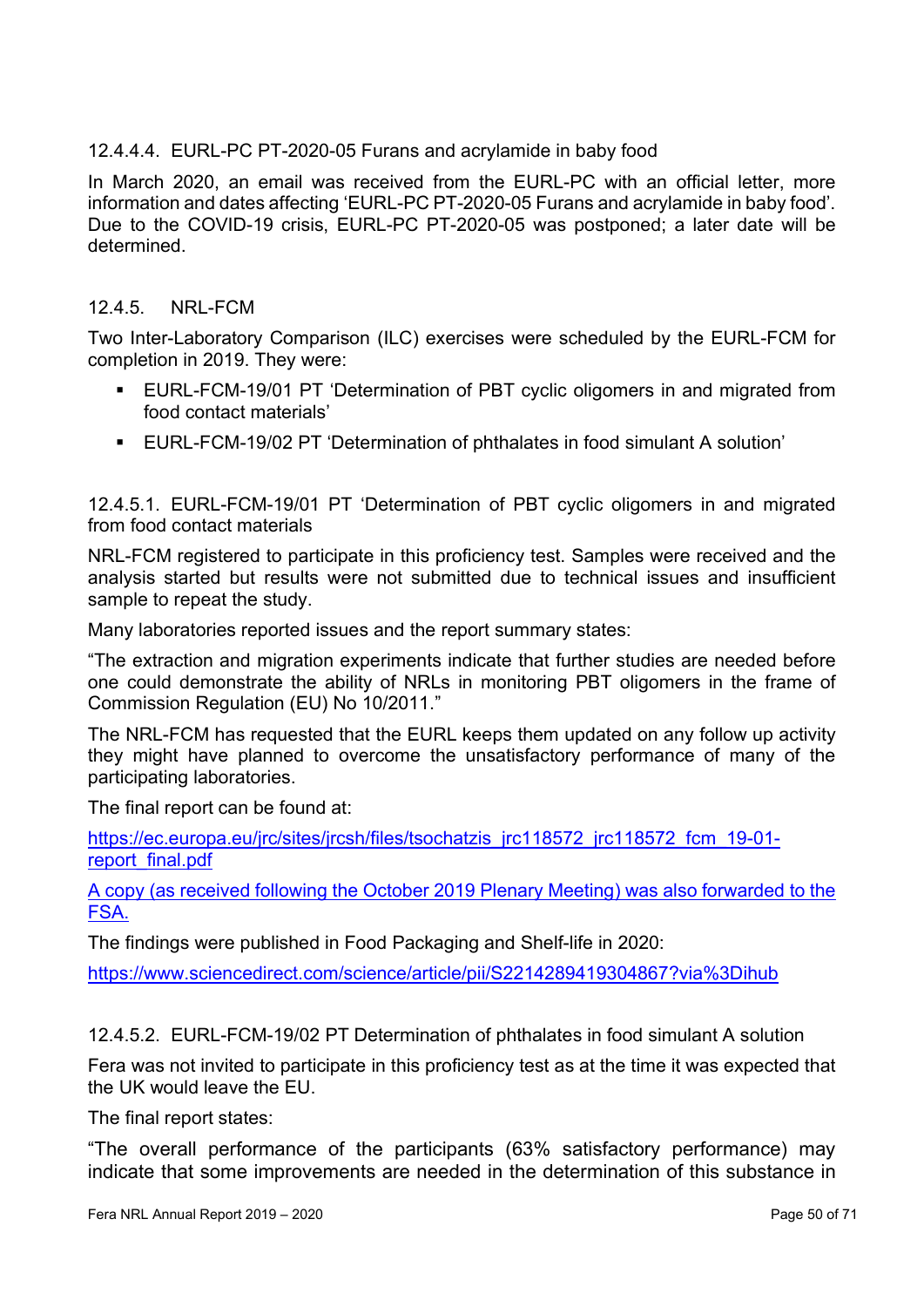#### 12.4.4.4. EURL-PC PT-2020-05 Furans and acrylamide in baby food

In March 2020, an email was received from the EURL-PC with an official letter, more information and dates affecting 'EURL-PC PT-2020-05 Furans and acrylamide in baby food'. Due to the COVID-19 crisis, EURL-PC PT-2020-05 was postponed; a later date will be determined.

### 12.4.5. NRL-FCM

Two Inter-Laboratory Comparison (ILC) exercises were scheduled by the EURL-FCM for completion in 2019. They were:

- EURL-FCM-19/01 PT 'Determination of PBT cyclic oligomers in and migrated from food contact materials'
- EURL-FCM-19/02 PT 'Determination of phthalates in food simulant A solution'

#### 12.4.5.1. EURL-FCM-19/01 PT 'Determination of PBT cyclic oligomers in and migrated from food contact materials

NRL-FCM registered to participate in this proficiency test. Samples were received and the analysis started but results were not submitted due to technical issues and insufficient sample to repeat the study.

Many laboratories reported issues and the report summary states:

"The extraction and migration experiments indicate that further studies are needed before one could demonstrate the ability of NRLs in monitoring PBT oligomers in the frame of Commission Regulation (EU) No 10/2011."

The NRL-FCM has requested that the EURL keeps them updated on any follow up activity they might have planned to overcome the unsatisfactory performance of many of the participating laboratories.

The final report can be found at:

https://ec.europa.eu/jrc/sites/jrcsh/files/tsochatzis_jrc118572_jrc118572_fcm_19-01-report_final.pdf

A copy (as received following the October 2019 Plenary Meeting) was also forwarded to the FSA.

The findings were published in Food Packaging and Shelf-life in 2020:

https://www.sciencedirect.com/science/article/pii/S2214289419304867?via%3Dihub

#### 12.4.5.2. EURL-FCM-19/02 PT Determination of phthalates in food simulant A solution

Fera was not invited to participate in this proficiency test as at the time it was expected that the UK would leave the EU.

The final report states:

"The overall performance of the participants (63% satisfactory performance) may indicate that some improvements are needed in the determination of this substance in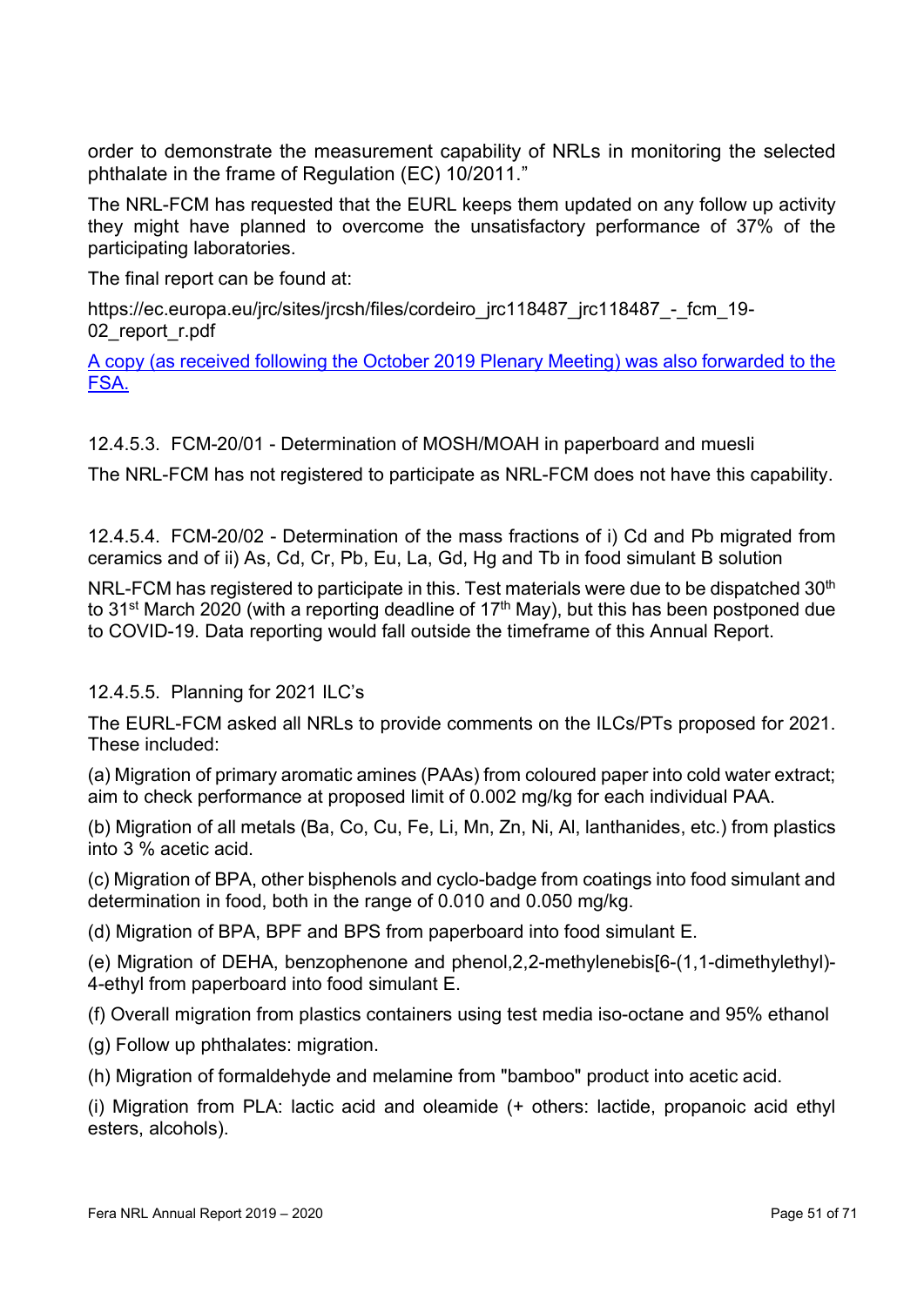order to demonstrate the measurement capability of NRLs in monitoring the selected phthalate in the frame of Regulation (EC) 10/2011."

The NRL-FCM has requested that the EURL keeps them updated on any follow up activity they might have planned to overcome the unsatisfactory performance of 37% of the participating laboratories.

The final report can be found at:

https://ec.europa.eu/jrc/sites/jrcsh/files/cordeiro_jrc118487_jrc118487_-_fcm_19-02_report_r.pdf

A copy (as received following the October 2019 Plenary Meeting) was also forwarded to the FSA.

12.4.5.3. FCM-20/01 - Determination of MOSH/MOAH in paperboard and muesli

The NRL-FCM has not registered to participate as NRL-FCM does not have this capability.

12.4.5.4. FCM-20/02 - Determination of the mass fractions of i) Cd and Pb migrated from ceramics and of ii) As, Cd, Cr, Pb, Eu, La, Gd, Hg and Tb in food simulant B solution

NRL-FCM has registered to participate in this. Test materials were due to be dispatched 30th to 31st March 2020 (with a reporting deadline of 17th May), but this has been postponed due to COVID-19. Data reporting would fall outside the timeframe of this Annual Report.

12.4.5.5. Planning for 2021 ILC's

The EURL-FCM asked all NRLs to provide comments on the ILCs/PTs proposed for 2021. These included:

(a) Migration of primary aromatic amines (PAAs) from coloured paper into cold water extract; aim to check performance at proposed limit of 0.002 mg/kg for each individual PAA.

(b) Migration of all metals (Ba, Co, Cu, Fe, Li, Mn, Zn, Ni, Al, lanthanides, etc.) from plastics into 3 % acetic acid.

(c) Migration of BPA, other bisphenols and cyclo-badge from coatings into food simulant and determination in food, both in the range of 0.010 and 0.050 mg/kg.

(d) Migration of BPA, BPF and BPS from paperboard into food simulant E.

(e) Migration of DEHA, benzophenone and phenol,2,2-methylenebis[6-(1,1-dimethylethyl)-4-ethyl from paperboard into food simulant E.

(f) Overall migration from plastics containers using test media iso-octane and 95% ethanol

(g) Follow up phthalates: migration.

(h) Migration of formaldehyde and melamine from "bamboo" product into acetic acid.

(i) Migration from PLA: lactic acid and oleamide (+ others: lactide, propanoic acid ethyl esters, alcohols).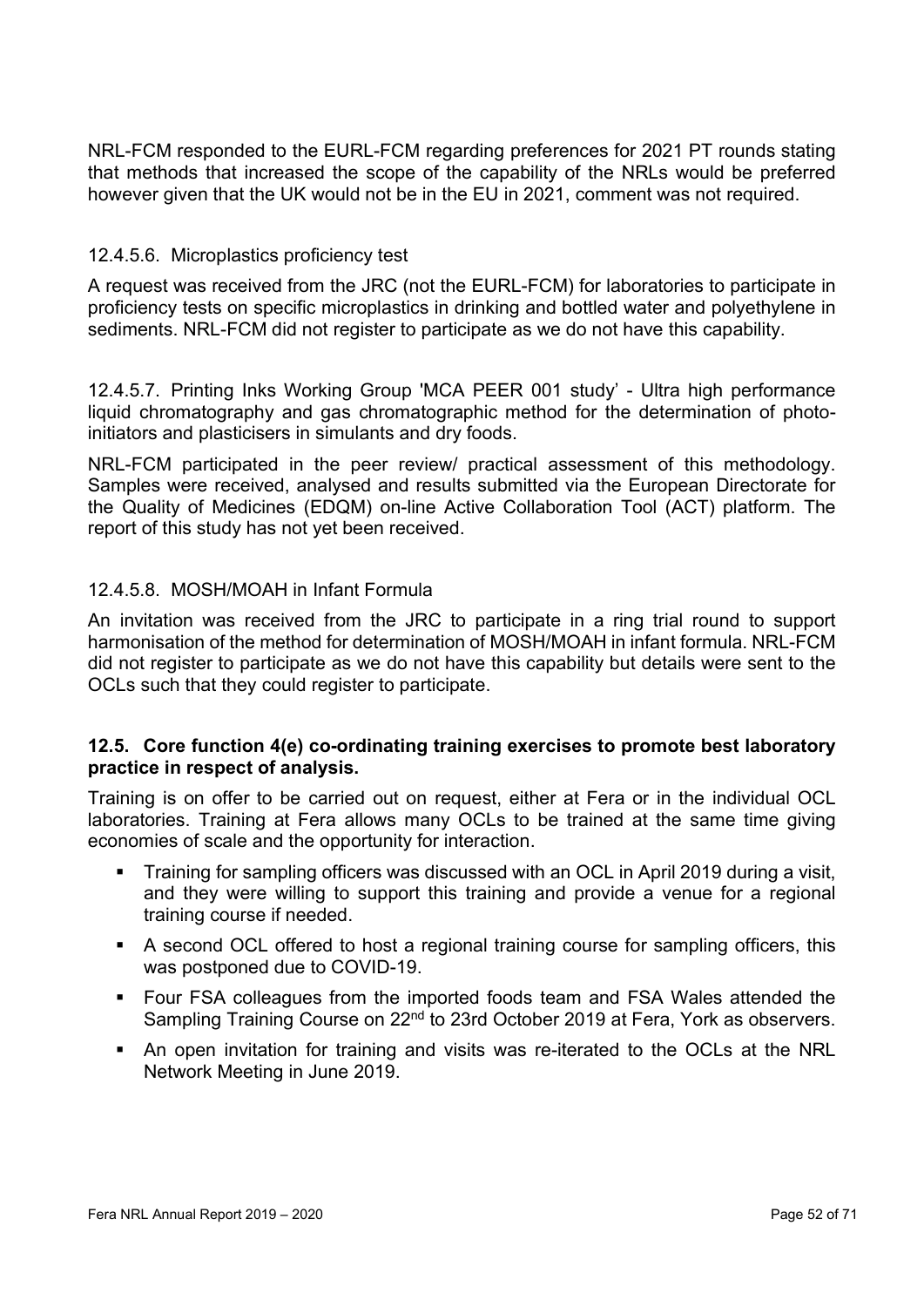NRL-FCM responded to the EURL-FCM regarding preferences for 2021 PT rounds stating that methods that increased the scope of the capability of the NRLs would be preferred however given that the UK would not be in the EU in 2021, comment was not required.

#### 12.4.5.6. Microplastics proficiency test

A request was received from the JRC (not the EURL-FCM) for laboratories to participate in proficiency tests on specific microplastics in drinking and bottled water and polyethylene in sediments. NRL-FCM did not register to participate as we do not have this capability.

#### 12.4.5.7. Printing Inks Working Group 'MCA PEER 001 study' - Ultra high performance liquid chromatography and gas chromatographic method for the determination of photo-initiators and plasticisers in simulants and dry foods.

NRL-FCM participated in the peer review/ practical assessment of this methodology. Samples were received, analysed and results submitted via the European Directorate for the Quality of Medicines (EDQM) on-line Active Collaboration Tool (ACT) platform. The report of this study has not yet been received.

#### 12.4.5.8. MOSH/MOAH in Infant Formula

An invitation was received from the JRC to participate in a ring trial round to support harmonisation of the method for determination of MOSH/MOAH in infant formula. NRL-FCM did not register to participate as we do not have this capability but details were sent to the OCLs such that they could register to participate.

### 12.5. Core function 4(e) co-ordinating training exercises to promote best laboratory practice in respect of analysis.

Training is on offer to be carried out on request, either at Fera or in the individual OCL laboratories. Training at Fera allows many OCLs to be trained at the same time giving economies of scale and the opportunity for interaction.

- Training for sampling officers was discussed with an OCL in April 2019 during a visit, and they were willing to support this training and provide a venue for a regional training course if needed.
- A second OCL offered to host a regional training course for sampling officers, this was postponed due to COVID-19.
- Four FSA colleagues from the imported foods team and FSA Wales attended the Sampling Training Course on 22nd to 23rd October 2019 at Fera, York as observers.
- An open invitation for training and visits was re-iterated to the OCLs at the NRL Network Meeting in June 2019.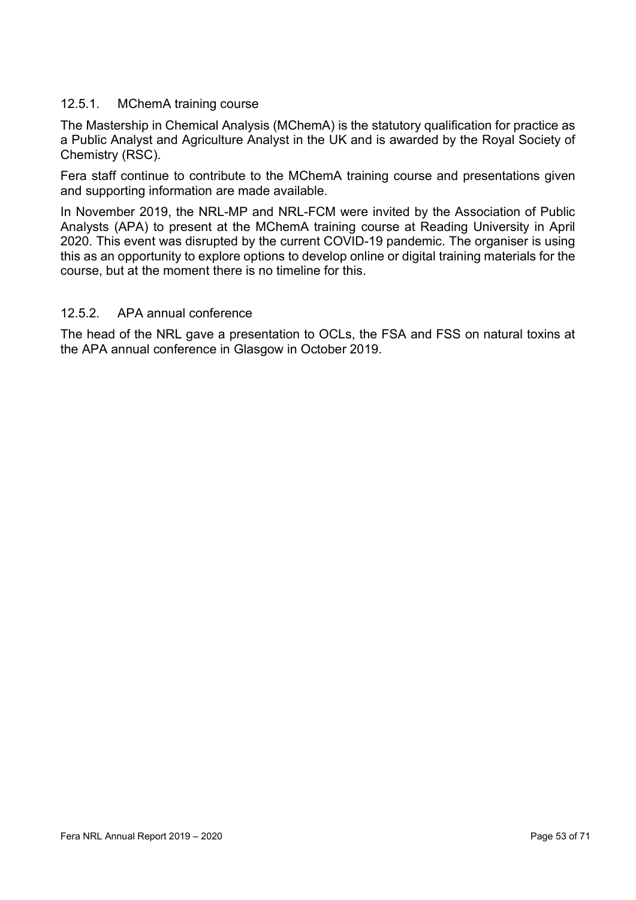#### 12.5.1. MChemA training course

The Mastership in Chemical Analysis (MChemA) is the statutory qualification for practice as a Public Analyst and Agriculture Analyst in the UK and is awarded by the Royal Society of Chemistry (RSC).

Fera staff continue to contribute to the MChemA training course and presentations given and supporting information are made available.

In November 2019, the NRL-MP and NRL-FCM were invited by the Association of Public Analysts (APA) to present at the MChemA training course at Reading University in April 2020. This event was disrupted by the current COVID-19 pandemic. The organiser is using this as an opportunity to explore options to develop online or digital training materials for the course, but at the moment there is no timeline for this.

#### 12.5.2. APA annual conference

The head of the NRL gave a presentation to OCLs, the FSA and FSS on natural toxins at the APA annual conference in Glasgow in October 2019.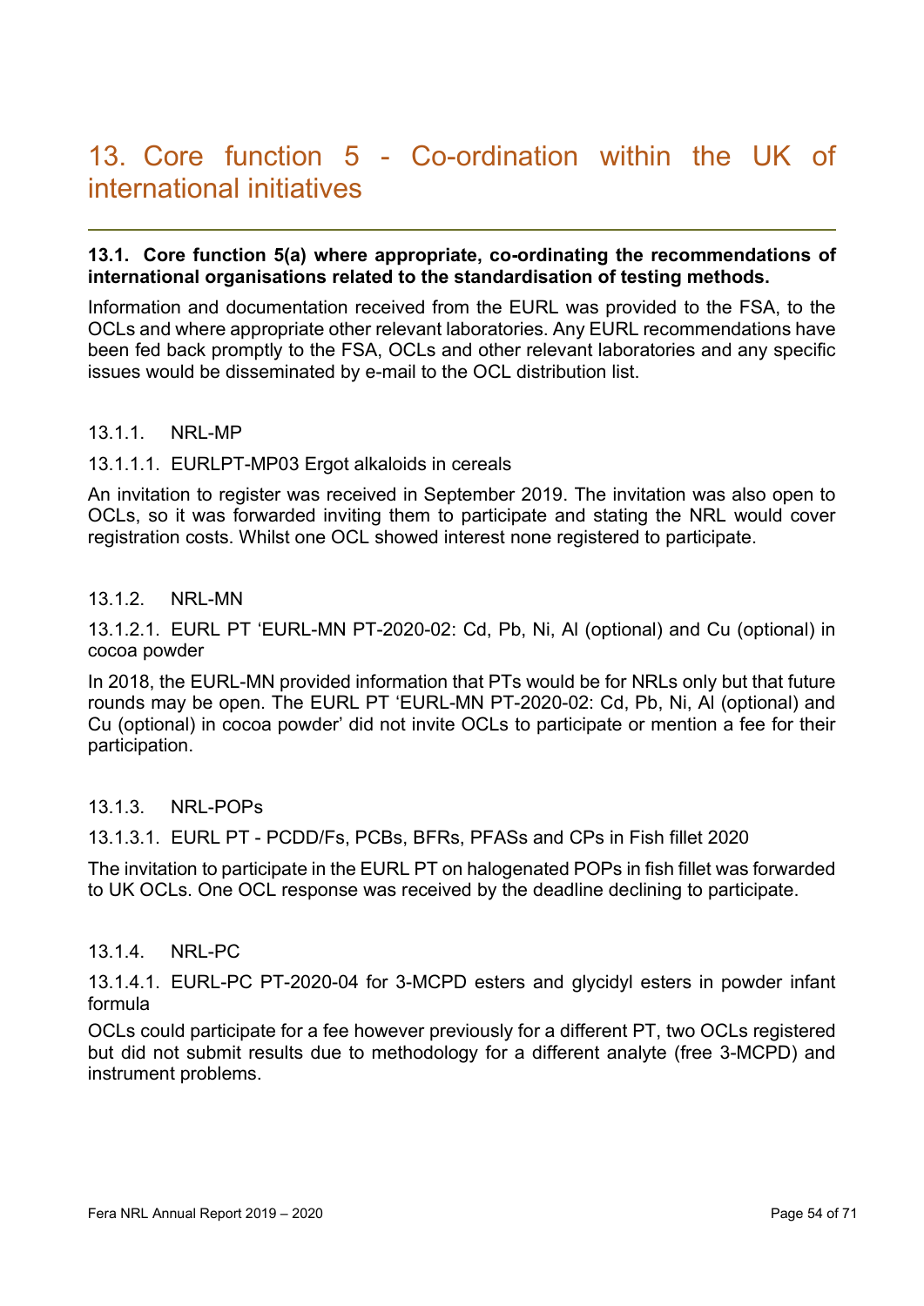# 13. Core function 5 - Co-ordination within the UK of international initiatives

## 13.1. Core function 5(a) where appropriate, co-ordinating the recommendations of international organisations related to the standardisation of testing methods.

Information and documentation received from the EURL was provided to the FSA, to the OCLs and where appropriate other relevant laboratories. Any EURL recommendations have been fed back promptly to the FSA, OCLs and other relevant laboratories and any specific issues would be disseminated by e-mail to the OCL distribution list.

### 13.1.1. NRL-MP

#### 13.1.1.1. EURLPT-MP03 Ergot alkaloids in cereals

An invitation to register was received in September 2019. The invitation was also open to OCLs, so it was forwarded inviting them to participate and stating the NRL would cover registration costs. Whilst one OCL showed interest none registered to participate.

### 13.1.2. NRL-MN

#### 13.1.2.1. EURL PT 'EURL-MN PT-2020-02: Cd, Pb, Ni, Al (optional) and Cu (optional) in cocoa powder

In 2018, the EURL-MN provided information that PTs would be for NRLs only but that future rounds may be open. The EURL PT 'EURL-MN PT-2020-02: Cd, Pb, Ni, Al (optional) and Cu (optional) in cocoa powder' did not invite OCLs to participate or mention a fee for their participation.

### 13.1.3. NRL-POPs

#### 13.1.3.1. EURL PT - PCDD/Fs, PCBs, BFRs, PFASs and CPs in Fish fillet 2020

The invitation to participate in the EURL PT on halogenated POPs in fish fillet was forwarded to UK OCLs. One OCL response was received by the deadline declining to participate.

### 13.1.4. NRL-PC

#### 13.1.4.1. EURL-PC PT-2020-04 for 3-MCPD esters and glycidyl esters in powder infant formula

OCLs could participate for a fee however previously for a different PT, two OCLs registered but did not submit results due to methodology for a different analyte (free 3-MCPD) and instrument problems.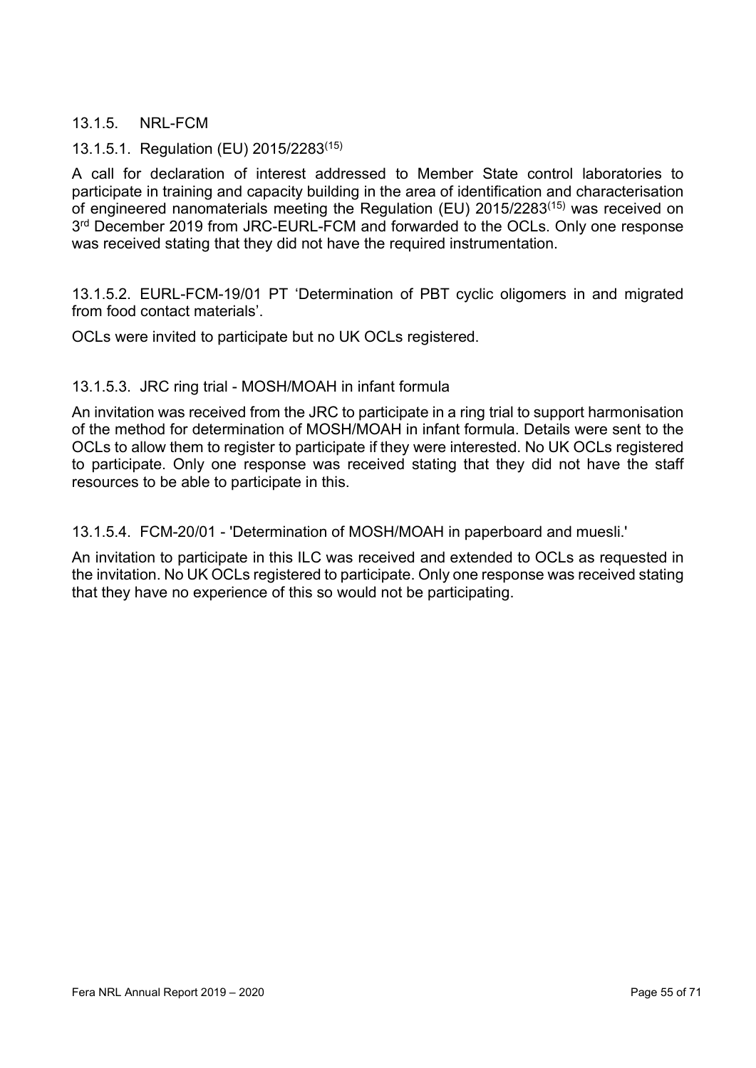### 13.1.5. NRL-FCM

#### 13.1.5.1. Regulation (EU) 2015/2283[15]

A call for declaration of interest addressed to Member State control laboratories to participate in training and capacity building in the area of identification and characterisation of engineered nanomaterials meeting the Regulation (EU) 2015/2283[15] was received on 3rd December 2019 from JRC-EURL-FCM and forwarded to the OCLs. Only one response was received stating that they did not have the required instrumentation.

#### 13.1.5.2. EURL-FCM-19/01 PT 'Determination of PBT cyclic oligomers in and migrated from food contact materials'.

OCLs were invited to participate but no UK OCLs registered.

#### 13.1.5.3. JRC ring trial - MOSH/MOAH in infant formula

An invitation was received from the JRC to participate in a ring trial to support harmonisation of the method for determination of MOSH/MOAH in infant formula. Details were sent to the OCLs to allow them to register to participate if they were interested. No UK OCLs registered to participate. Only one response was received stating that they did not have the staff resources to be able to participate in this.

#### 13.1.5.4. FCM-20/01 - 'Determination of MOSH/MOAH in paperboard and muesli.'

An invitation to participate in this ILC was received and extended to OCLs as requested in the invitation. No UK OCLs registered to participate. Only one response was received stating that they have no experience of this so would not be participating.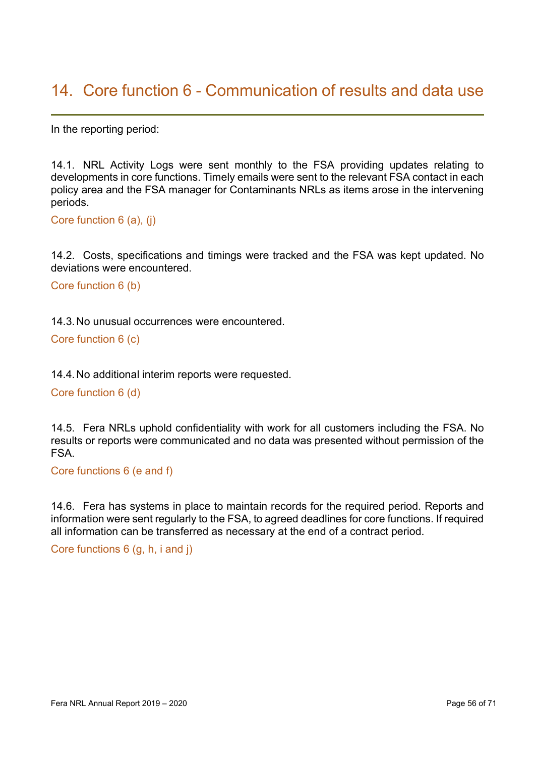# 14. Core function 6 - Communication of results and data use

In the reporting period:

14.1. NRL Activity Logs were sent monthly to the FSA providing updates relating to developments in core functions. Timely emails were sent to the relevant FSA contact in each policy area and the FSA manager for Contaminants NRLs as items arose in the intervening periods.

Core function 6 (a), (j)

14.2. Costs, specifications and timings were tracked and the FSA was kept updated. No deviations were encountered.

Core function 6 (b)

14.3. No unusual occurrences were encountered.

Core function 6 (c)

14.4. No additional interim reports were requested.

Core function 6 (d)

14.5. Fera NRLs uphold confidentiality with work for all customers including the FSA. No results or reports were communicated and no data was presented without permission of the FSA.

Core functions 6 (e and f)

14.6. Fera has systems in place to maintain records for the required period. Reports and information were sent regularly to the FSA, to agreed deadlines for core functions. If required all information can be transferred as necessary at the end of a contract period.

Core functions 6 (g, h, i and j)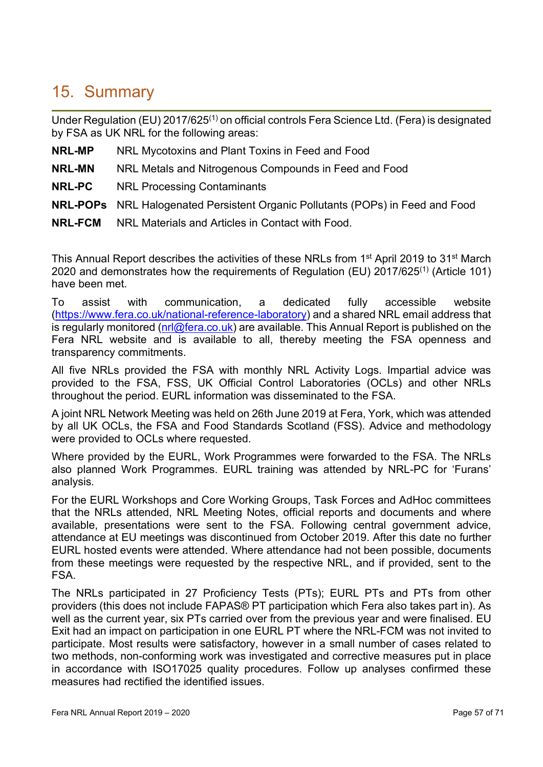# 15. Summary

Under Regulation (EU) 2017/625[(1)] on official controls Fera Science Ltd. (Fera) is designated by FSA as UK NRL for the following areas:

**NRL-MP** NRL Mycotoxins and Plant Toxins in Feed and Food

**NRL-MN** NRL Metals and Nitrogenous Compounds in Feed and Food

**NRL-PC** NRL Processing Contaminants

**NRL-POPs** NRL Halogenated Persistent Organic Pollutants (POPs) in Feed and Food

**NRL-FCM** NRL Materials and Articles in Contact with Food.

This Annual Report describes the activities of these NRLs from 1st April 2019 to 31st March 2020 and demonstrates how the requirements of Regulation (EU) 2017/625[(1)] (Article 101) have been met.

To assist with communication, a dedicated fully accessible website (https://www.fera.co.uk/national-reference-laboratory) and a shared NRL email address that is regularly monitored (nrl@fera.co.uk) are available. This Annual Report is published on the Fera NRL website and is available to all, thereby meeting the FSA openness and transparency commitments.

All five NRLs provided the FSA with monthly NRL Activity Logs. Impartial advice was provided to the FSA, FSS, UK Official Control Laboratories (OCLs) and other NRLs throughout the period. EURL information was disseminated to the FSA.

A joint NRL Network Meeting was held on 26th June 2019 at Fera, York, which was attended by all UK OCLs, the FSA and Food Standards Scotland (FSS). Advice and methodology were provided to OCLs where requested.

Where provided by the EURL, Work Programmes were forwarded to the FSA. The NRLs also planned Work Programmes. EURL training was attended by NRL-PC for 'Furans' analysis.

For the EURL Workshops and Core Working Groups, Task Forces and AdHoc committees that the NRLs attended, NRL Meeting Notes, official reports and documents and where available, presentations were sent to the FSA. Following central government advice, attendance at EU meetings was discontinued from October 2019. After this date no further EURL hosted events were attended. Where attendance had not been possible, documents from these meetings were requested by the respective NRL, and if provided, sent to the FSA.

The NRLs participated in 27 Proficiency Tests (PTs); EURL PTs and PTs from other providers (this does not include FAPAS® PT participation which Fera also takes part in). As well as the current year, six PTs carried over from the previous year and were finalised. EU Exit had an impact on participation in one EURL PT where the NRL-FCM was not invited to participate. Most results were satisfactory, however in a small number of cases related to two methods, non-conforming work was investigated and corrective measures put in place in accordance with ISO17025 quality procedures. Follow up analyses confirmed these measures had rectified the identified issues.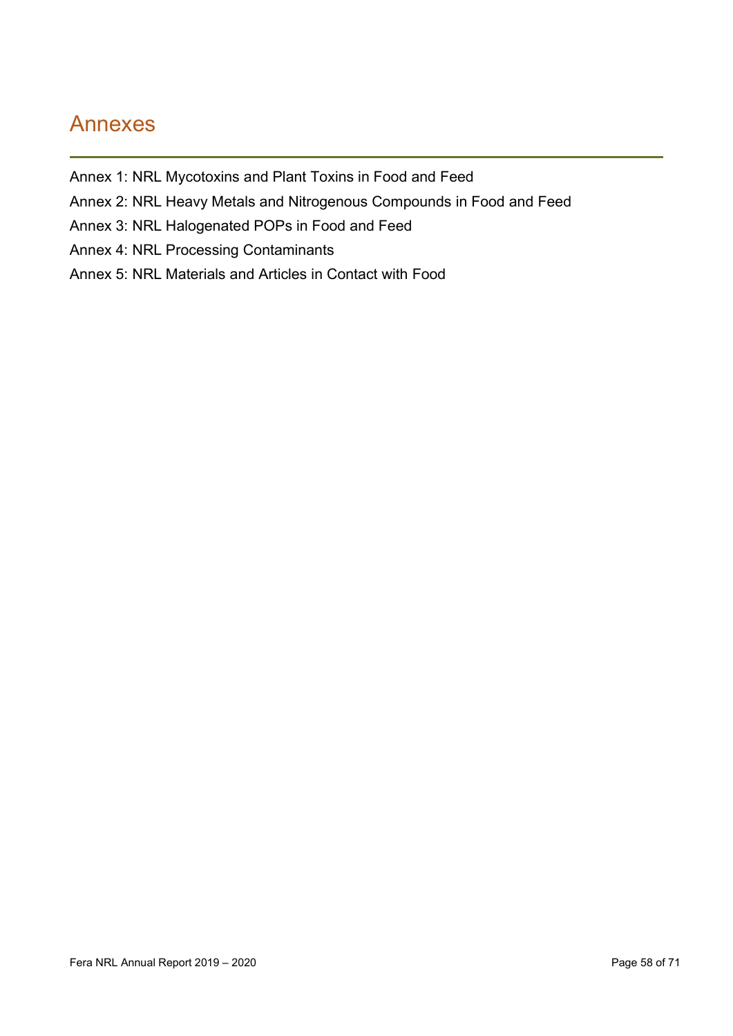# Annexes

Annex 1: NRL Mycotoxins and Plant Toxins in Food and Feed

Annex 2: NRL Heavy Metals and Nitrogenous Compounds in Food and Feed

Annex 3: NRL Halogenated POPs in Food and Feed

Annex 4: NRL Processing Contaminants

Annex 5: NRL Materials and Articles in Contact with Food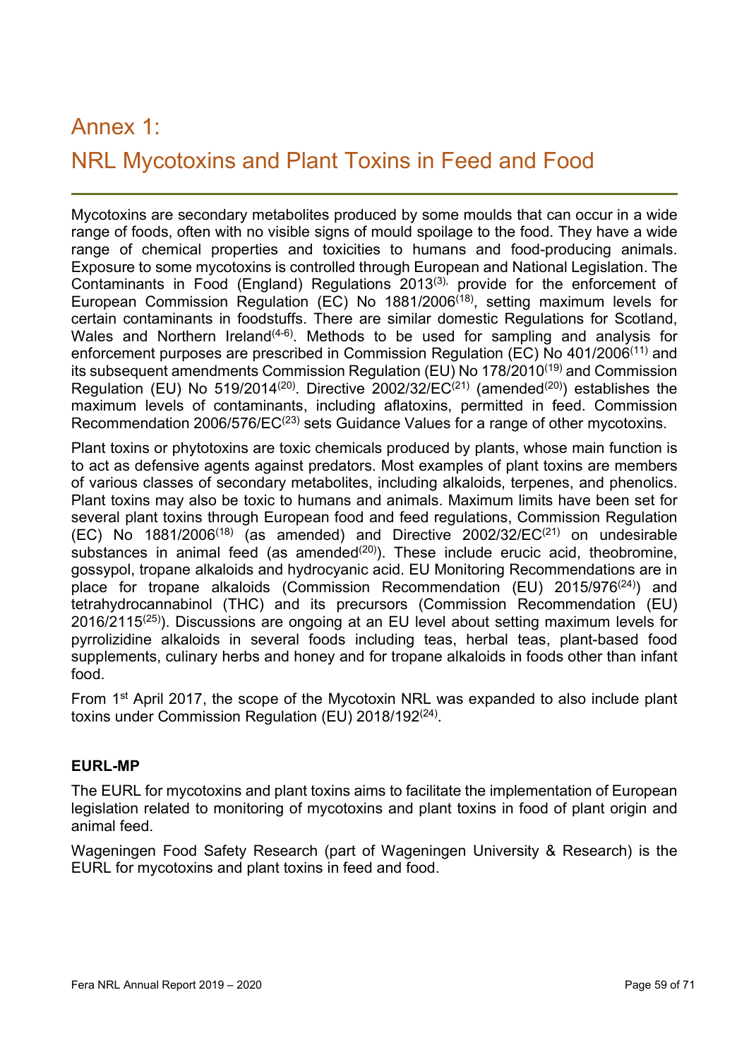# Annex 1:

# NRL Mycotoxins and Plant Toxins in Feed and Food

Mycotoxins are secondary metabolites produced by some moulds that can occur in a wide range of foods, often with no visible signs of mould spoilage to the food. They have a wide range of chemical properties and toxicities to humans and food-producing animals. Exposure to some mycotoxins is controlled through European and National Legislation. The Contaminants in Food (England) Regulations 2013[3], provide for the enforcement of European Commission Regulation (EC) No 1881/2006[18], setting maximum levels for certain contaminants in foodstuffs. There are similar domestic Regulations for Scotland, Wales and Northern Ireland[4-6]. Methods to be used for sampling and analysis for enforcement purposes are prescribed in Commission Regulation (EC) No 401/2006[11] and its subsequent amendments Commission Regulation (EU) No 178/2010[19] and Commission Regulation (EU) No 519/2014[20]. Directive 2002/32/EC[21] (amended[20]) establishes the maximum levels of contaminants, including aflatoxins, permitted in feed. Commission Recommendation 2006/576/EC[23] sets Guidance Values for a range of other mycotoxins.

Plant toxins or phytotoxins are toxic chemicals produced by plants, whose main function is to act as defensive agents against predators. Most examples of plant toxins are members of various classes of secondary metabolites, including alkaloids, terpenes, and phenolics. Plant toxins may also be toxic to humans and animals. Maximum limits have been set for several plant toxins through European food and feed regulations, Commission Regulation (EC) No 1881/2006[18] (as amended) and Directive 2002/32/EC[21] on undesirable substances in animal feed (as amended[20]). These include erucic acid, theobromine, gossypol, tropane alkaloids and hydrocyanic acid. EU Monitoring Recommendations are in place for tropane alkaloids (Commission Recommendation (EU) 2015/976[24]) and tetrahydrocannabinol (THC) and its precursors (Commission Recommendation (EU) 2016/2115[25]). Discussions are ongoing at an EU level about setting maximum levels for pyrrolizidine alkaloids in several foods including teas, herbal teas, plant-based food supplements, culinary herbs and honey and for tropane alkaloids in foods other than infant food.

From 1st April 2017, the scope of the Mycotoxin NRL was expanded to also include plant toxins under Commission Regulation (EU) 2018/192[24].

**EURL-MP**

The EURL for mycotoxins and plant toxins aims to facilitate the implementation of European legislation related to monitoring of mycotoxins and plant toxins in food of plant origin and animal feed.

Wageningen Food Safety Research (part of Wageningen University & Research) is the EURL for mycotoxins and plant toxins in feed and food.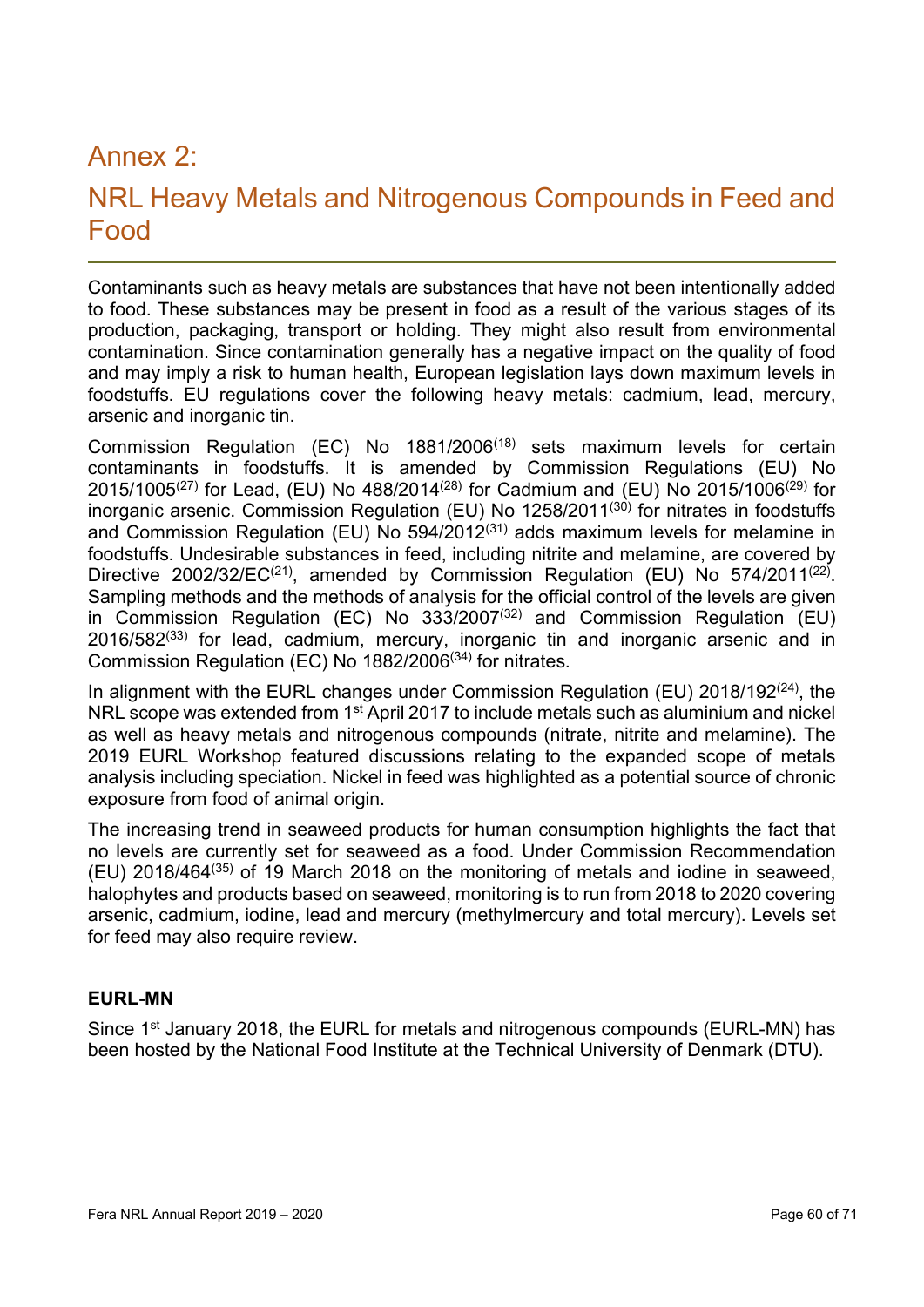# Annex 2:

# NRL Heavy Metals and Nitrogenous Compounds in Feed and Food

Contaminants such as heavy metals are substances that have not been intentionally added to food. These substances may be present in food as a result of the various stages of its production, packaging, transport or holding. They might also result from environmental contamination. Since contamination generally has a negative impact on the quality of food and may imply a risk to human health, European legislation lays down maximum levels in foodstuffs. EU regulations cover the following heavy metals: cadmium, lead, mercury, arsenic and inorganic tin.

Commission Regulation (EC) No 1881/2006[18] sets maximum levels for certain contaminants in foodstuffs. It is amended by Commission Regulations (EU) No 2015/1005[27] for Lead, (EU) No 488/2014[28] for Cadmium and (EU) No 2015/1006[29] for inorganic arsenic. Commission Regulation (EU) No 1258/2011[30] for nitrates in foodstuffs and Commission Regulation (EU) No 594/2012[31] adds maximum levels for melamine in foodstuffs. Undesirable substances in feed, including nitrite and melamine, are covered by Directive 2002/32/EC[21], amended by Commission Regulation (EU) No 574/2011[22]. Sampling methods and the methods of analysis for the official control of the levels are given in Commission Regulation (EC) No 333/2007[32] and Commission Regulation (EU) 2016/582[33] for lead, cadmium, mercury, inorganic tin and inorganic arsenic and in Commission Regulation (EC) No 1882/2006[34] for nitrates.

In alignment with the EURL changes under Commission Regulation (EU) 2018/192[24], the NRL scope was extended from 1st April 2017 to include metals such as aluminium and nickel as well as heavy metals and nitrogenous compounds (nitrate, nitrite and melamine). The 2019 EURL Workshop featured discussions relating to the expanded scope of metals analysis including speciation. Nickel in feed was highlighted as a potential source of chronic exposure from food of animal origin.

The increasing trend in seaweed products for human consumption highlights the fact that no levels are currently set for seaweed as a food. Under Commission Recommendation (EU) 2018/464[35] of 19 March 2018 on the monitoring of metals and iodine in seaweed, halophytes and products based on seaweed, monitoring is to run from 2018 to 2020 covering arsenic, cadmium, iodine, lead and mercury (methylmercury and total mercury). Levels set for feed may also require review.

**EURL-MN**

Since 1st January 2018, the EURL for metals and nitrogenous compounds (EURL-MN) has been hosted by the National Food Institute at the Technical University of Denmark (DTU).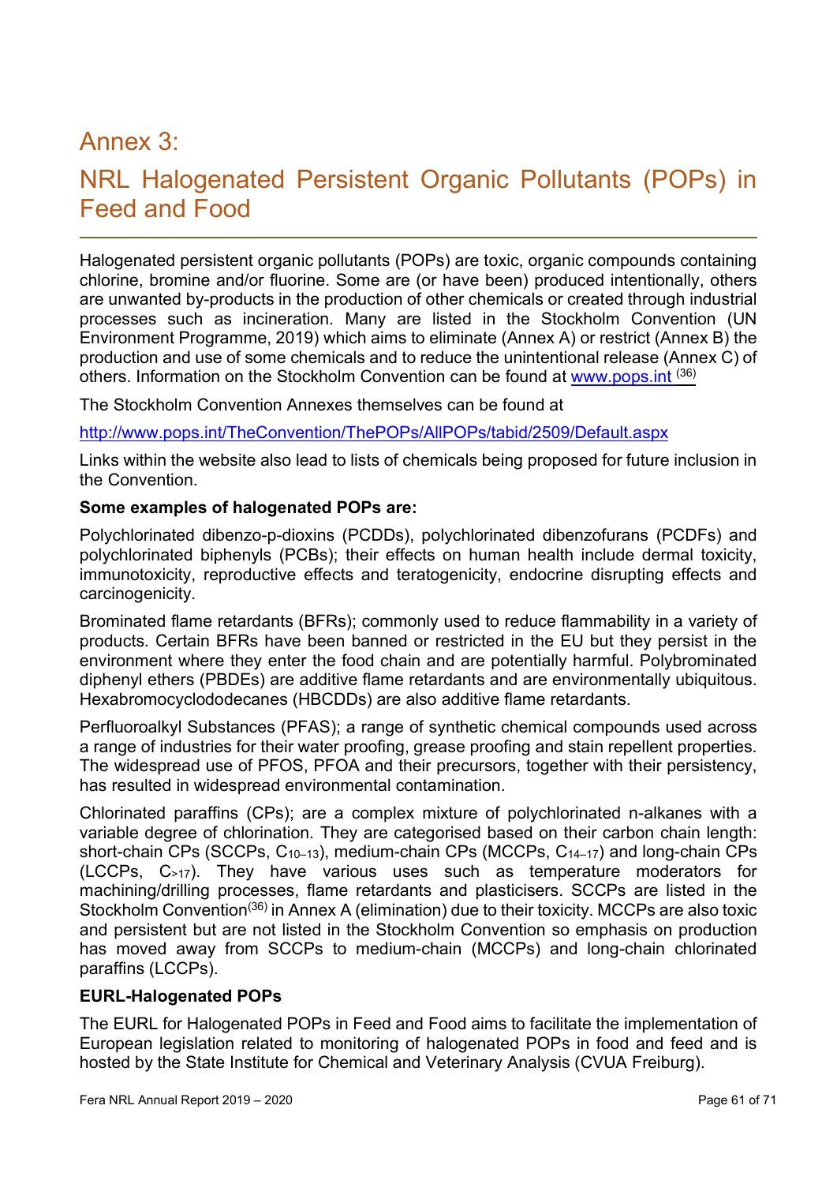# Annex 3:

# NRL Halogenated Persistent Organic Pollutants (POPs) in Feed and Food

Halogenated persistent organic pollutants (POPs) are toxic, organic compounds containing chlorine, bromine and/or fluorine. Some are (or have been) produced intentionally, others are unwanted by-products in the production of other chemicals or created through industrial processes such as incineration. Many are listed in the Stockholm Convention (UN Environment Programme, 2019) which aims to eliminate (Annex A) or restrict (Annex B) the production and use of some chemicals and to reduce the unintentional release (Annex C) of others. Information on the Stockholm Convention can be found at www.pops.int [36]

The Stockholm Convention Annexes themselves can be found at

http://www.pops.int/TheConvention/ThePOPs/AllPOPs/tabid/2509/Default.aspx

Links within the website also lead to lists of chemicals being proposed for future inclusion in the Convention.

**Some examples of halogenated POPs are:**

Polychlorinated dibenzo-p-dioxins (PCDDs), polychlorinated dibenzofurans (PCDFs) and polychlorinated biphenyls (PCBs); their effects on human health include dermal toxicity, immunotoxicity, reproductive effects and teratogenicity, endocrine disrupting effects and carcinogenicity.

Brominated flame retardants (BFRs); commonly used to reduce flammability in a variety of products. Certain BFRs have been banned or restricted in the EU but they persist in the environment where they enter the food chain and are potentially harmful. Polybrominated diphenyl ethers (PBDEs) are additive flame retardants and are environmentally ubiquitous. Hexabromocyclododecanes (HBCDDs) are also additive flame retardants.

Perfluoroalkyl Substances (PFAS); a range of synthetic chemical compounds used across a range of industries for their water proofing, grease proofing and stain repellent properties. The widespread use of PFOS, PFOA and their precursors, together with their persistency, has resulted in widespread environmental contamination.

Chlorinated paraffins (CPs); are a complex mixture of polychlorinated n-alkanes with a variable degree of chlorination. They are categorised based on their carbon chain length: short-chain CPs (SCCPs, $C_{10–13}$), medium-chain CPs (MCCPs, $C_{14–17}$) and long-chain CPs (LCCPs, $C_{>17}$). They have various uses such as temperature moderators for machining/drilling processes, flame retardants and plasticisers. SCCPs are listed in the Stockholm Convention[36] in Annex A (elimination) due to their toxicity. MCCPs are also toxic and persistent but are not listed in the Stockholm Convention so emphasis on production has moved away from SCCPs to medium-chain (MCCPs) and long-chain chlorinated paraffins (LCCPs).

**EURL-Halogenated POPs**

The EURL for Halogenated POPs in Feed and Food aims to facilitate the implementation of European legislation related to monitoring of halogenated POPs in food and feed and is hosted by the State Institute for Chemical and Veterinary Analysis (CVUA Freiburg).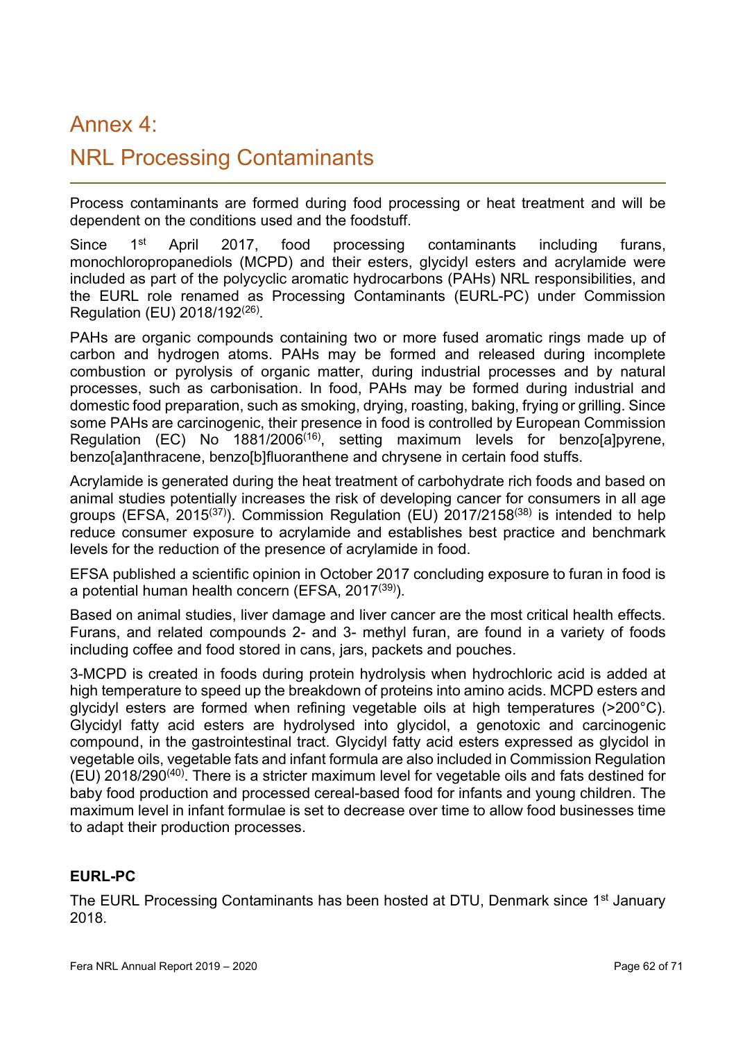# Annex 4:

# NRL Processing Contaminants

Process contaminants are formed during food processing or heat treatment and will be dependent on the conditions used and the foodstuff.

Since 1st April 2017, food processing contaminants including furans, monochloropropanediols (MCPD) and their esters, glycidyl esters and acrylamide were included as part of the polycyclic aromatic hydrocarbons (PAHs) NRL responsibilities, and the EURL role renamed as Processing Contaminants (EURL-PC) under Commission Regulation (EU) 2018/192[26].

PAHs are organic compounds containing two or more fused aromatic rings made up of carbon and hydrogen atoms. PAHs may be formed and released during incomplete combustion or pyrolysis of organic matter, during industrial processes and by natural processes, such as carbonisation. In food, PAHs may be formed during industrial and domestic food preparation, such as smoking, drying, roasting, baking, frying or grilling. Since some PAHs are carcinogenic, their presence in food is controlled by European Commission Regulation (EC) No 1881/2006[16], setting maximum levels for benzo[a]pyrene, benzo[a]anthracene, benzo[b]fluoranthene and chrysene in certain food stuffs.

Acrylamide is generated during the heat treatment of carbohydrate rich foods and based on animal studies potentially increases the risk of developing cancer for consumers in all age groups (EFSA, 2015[37]). Commission Regulation (EU) 2017/2158[38] is intended to help reduce consumer exposure to acrylamide and establishes best practice and benchmark levels for the reduction of the presence of acrylamide in food.

EFSA published a scientific opinion in October 2017 concluding exposure to furan in food is a potential human health concern (EFSA, 2017[39]).

Based on animal studies, liver damage and liver cancer are the most critical health effects. Furans, and related compounds 2- and 3- methyl furan, are found in a variety of foods including coffee and food stored in cans, jars, packets and pouches.

3-MCPD is created in foods during protein hydrolysis when hydrochloric acid is added at high temperature to speed up the breakdown of proteins into amino acids. MCPD esters and glycidyl esters are formed when refining vegetable oils at high temperatures (>200°C). Glycidyl fatty acid esters are hydrolysed into glycidol, a genotoxic and carcinogenic compound, in the gastrointestinal tract. Glycidyl fatty acid esters expressed as glycidol in vegetable oils, vegetable fats and infant formula are also included in Commission Regulation (EU) 2018/290[40]. There is a stricter maximum level for vegetable oils and fats destined for baby food production and processed cereal-based food for infants and young children. The maximum level in infant formulae is set to decrease over time to allow food businesses time to adapt their production processes.

**EURL-PC**

The EURL Processing Contaminants has been hosted at DTU, Denmark since 1st January 2018.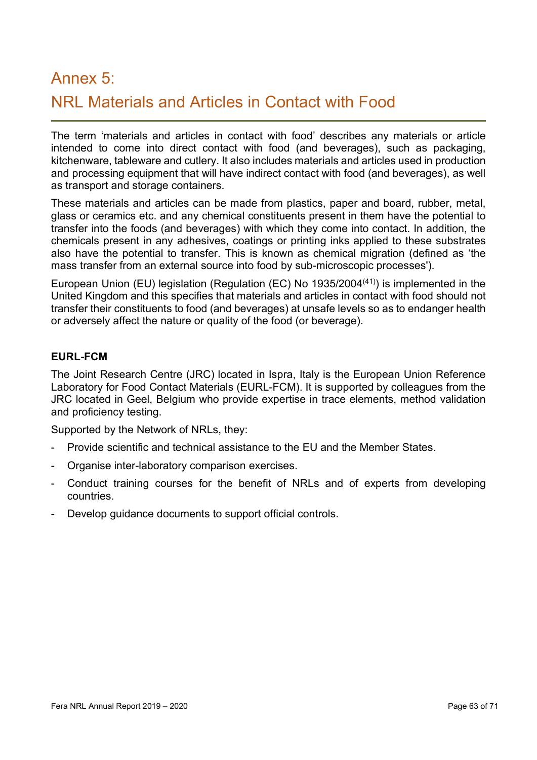# Annex 5:

# NRL Materials and Articles in Contact with Food

The term 'materials and articles in contact with food' describes any materials or article intended to come into direct contact with food (and beverages), such as packaging, kitchenware, tableware and cutlery. It also includes materials and articles used in production and processing equipment that will have indirect contact with food (and beverages), as well as transport and storage containers.

These materials and articles can be made from plastics, paper and board, rubber, metal, glass or ceramics etc. and any chemical constituents present in them have the potential to transfer into the foods (and beverages) with which they come into contact. In addition, the chemicals present in any adhesives, coatings or printing inks applied to these substrates also have the potential to transfer. This is known as chemical migration (defined as 'the mass transfer from an external source into food by sub-microscopic processes').

European Union (EU) legislation (Regulation (EC) No 1935/2004[(41)]) is implemented in the United Kingdom and this specifies that materials and articles in contact with food should not transfer their constituents to food (and beverages) at unsafe levels so as to endanger health or adversely affect the nature or quality of the food (or beverage).

### EURL-FCM

The Joint Research Centre (JRC) located in Ispra, Italy is the European Union Reference Laboratory for Food Contact Materials (EURL-FCM). It is supported by colleagues from the JRC located in Geel, Belgium who provide expertise in trace elements, method validation and proficiency testing.

Supported by the Network of NRLs, they:

- Provide scientific and technical assistance to the EU and the Member States.
- Organise inter-laboratory comparison exercises.
- Conduct training courses for the benefit of NRLs and of experts from developing countries.
- Develop guidance documents to support official controls.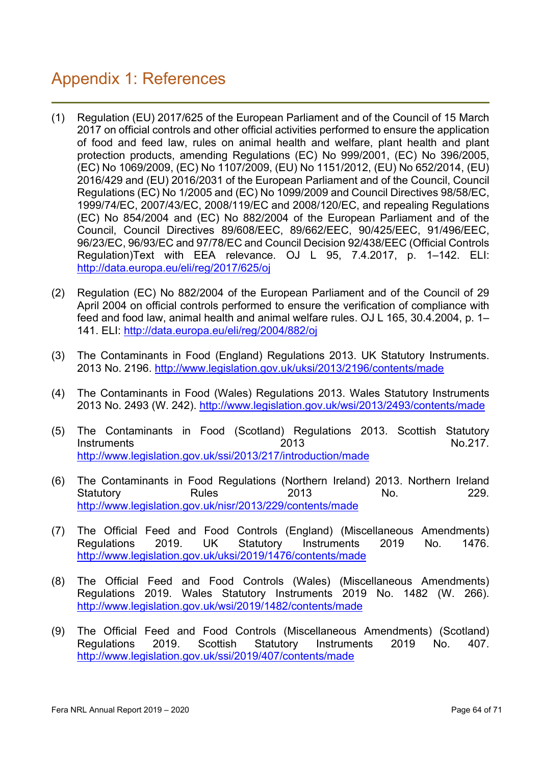# Appendix 1: References

(1) Regulation (EU) 2017/625 of the European Parliament and of the Council of 15 March 2017 on official controls and other official activities performed to ensure the application of food and feed law, rules on animal health and welfare, plant health and plant protection products, amending Regulations (EC) No 999/2001, (EC) No 396/2005, (EC) No 1069/2009, (EC) No 1107/2009, (EU) No 1151/2012, (EU) No 652/2014, (EU) 2016/429 and (EU) 2016/2031 of the European Parliament and of the Council, Council Regulations (EC) No 1/2005 and (EC) No 1099/2009 and Council Directives 98/58/EC, 1999/74/EC, 2007/43/EC, 2008/119/EC and 2008/120/EC, and repealing Regulations (EC) No 854/2004 and (EC) No 882/2004 of the European Parliament and of the Council, Council Directives 89/608/EEC, 89/662/EEC, 90/425/EEC, 91/496/EEC, 96/23/EC, 96/93/EC and 97/78/EC and Council Decision 92/438/EEC (Official Controls Regulation)Text with EEA relevance. OJ L 95, 7.4.2017, p. 1–142. ELI: http://data.europa.eu/eli/reg/2017/625/oj

(2) Regulation (EC) No 882/2004 of the European Parliament and of the Council of 29 April 2004 on official controls performed to ensure the verification of compliance with feed and food law, animal health and animal welfare rules. OJ L 165, 30.4.2004, p. 1–141. ELI: http://data.europa.eu/eli/reg/2004/882/oj

(3) The Contaminants in Food (England) Regulations 2013. UK Statutory Instruments. 2013 No. 2196. http://www.legislation.gov.uk/uksi/2013/2196/contents/made

(4) The Contaminants in Food (Wales) Regulations 2013. Wales Statutory Instruments 2013 No. 2493 (W. 242). http://www.legislation.gov.uk/wsi/2013/2493/contents/made

(5) The Contaminants in Food (Scotland) Regulations 2013. Scottish Statutory Instruments 2013 No.217. http://www.legislation.gov.uk/ssi/2013/217/introduction/made

(6) The Contaminants in Food Regulations (Northern Ireland) 2013. Northern Ireland Statutory Rules 2013 No. 229. http://www.legislation.gov.uk/nisr/2013/229/contents/made

(7) The Official Feed and Food Controls (England) (Miscellaneous Amendments) Regulations 2019. UK Statutory Instruments 2019 No. 1476. http://www.legislation.gov.uk/uksi/2019/1476/contents/made

(8) The Official Feed and Food Controls (Wales) (Miscellaneous Amendments) Regulations 2019. Wales Statutory Instruments 2019 No. 1482 (W. 266). http://www.legislation.gov.uk/wsi/2019/1482/contents/made

(9) The Official Feed and Food Controls (Miscellaneous Amendments) (Scotland) Regulations 2019. Scottish Statutory Instruments 2019 No. 407. http://www.legislation.gov.uk/ssi/2019/407/contents/made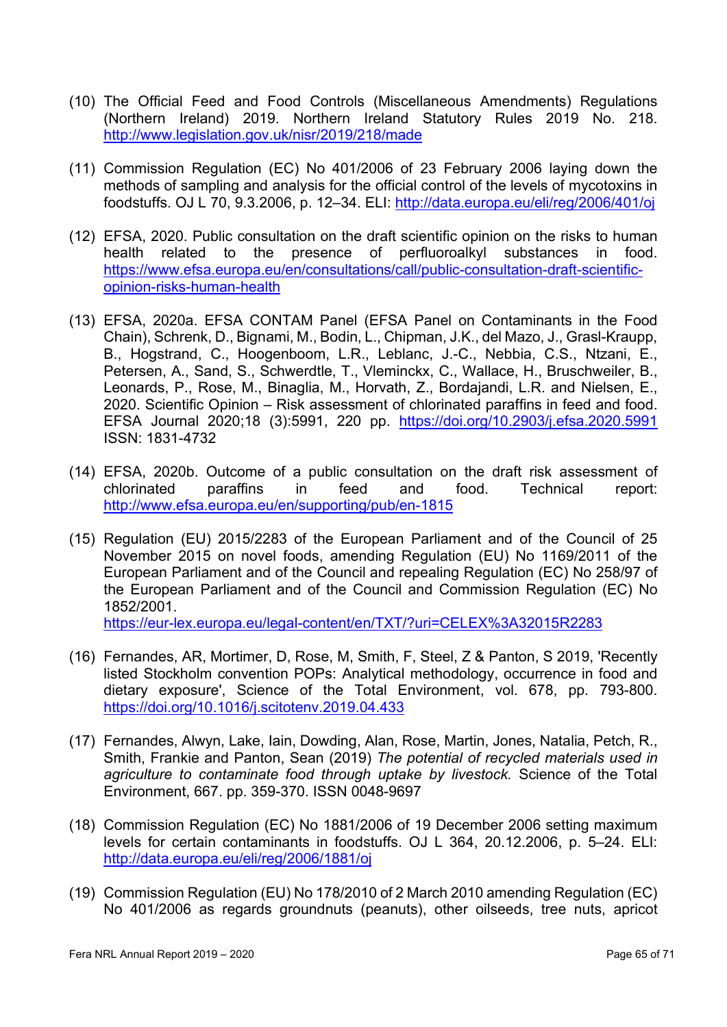(10) The Official Feed and Food Controls (Miscellaneous Amendments) Regulations (Northern Ireland) 2019. Northern Ireland Statutory Rules 2019 No. 218. http://www.legislation.gov.uk/nisr/2019/218/made

(11) Commission Regulation (EC) No 401/2006 of 23 February 2006 laying down the methods of sampling and analysis for the official control of the levels of mycotoxins in foodstuffs. OJ L 70, 9.3.2006, p. 12–34. ELI: http://data.europa.eu/eli/reg/2006/401/oj

(12) EFSA, 2020. Public consultation on the draft scientific opinion on the risks to human health related to the presence of perfluoroalkyl substances in food. https://www.efsa.europa.eu/en/consultations/call/public-consultation-draft-scientific-opinion-risks-human-health

(13) EFSA, 2020a. EFSA CONTAM Panel (EFSA Panel on Contaminants in the Food Chain), Schrenk, D., Bignami, M., Bodin, L., Chipman, J.K., del Mazo, J., Grasl-Kraupp, B., Hogstrand, C., Hoogenboom, L.R., Leblanc, J.-C., Nebbia, C.S., Ntzani, E., Petersen, A., Sand, S., Schwerdtle, T., Vleminckx, C., Wallace, H., Bruschweiler, B., Leonards, P., Rose, M., Binaglia, M., Horvath, Z., Bordajandi, L.R. and Nielsen, E., 2020. Scientific Opinion – Risk assessment of chlorinated paraffins in feed and food. EFSA Journal 2020;18 (3):5991, 220 pp. https://doi.org/10.2903/j.efsa.2020.5991 ISSN: 1831-4732

(14) EFSA, 2020b. Outcome of a public consultation on the draft risk assessment of chlorinated paraffins in feed and food. Technical report: http://www.efsa.europa.eu/en/supporting/pub/en-1815

(15) Regulation (EU) 2015/2283 of the European Parliament and of the Council of 25 November 2015 on novel foods, amending Regulation (EU) No 1169/2011 of the European Parliament and of the Council and repealing Regulation (EC) No 258/97 of the European Parliament and of the Council and Commission Regulation (EC) No 1852/2001. https://eur-lex.europa.eu/legal-content/en/TXT/?uri=CELEX%3A32015R2283

(16) Fernandes, AR, Mortimer, D, Rose, M, Smith, F, Steel, Z & Panton, S 2019, 'Recently listed Stockholm convention POPs: Analytical methodology, occurrence in food and dietary exposure', Science of the Total Environment, vol. 678, pp. 793-800. https://doi.org/10.1016/j.scitotenv.2019.04.433

(17) Fernandes, Alwyn, Lake, Iain, Dowding, Alan, Rose, Martin, Jones, Natalia, Petch, R., Smith, Frankie and Panton, Sean (2019) *The potential of recycled materials used in agriculture to contaminate food through uptake by livestock.* Science of the Total Environment, 667. pp. 359-370. ISSN 0048-9697

(18) Commission Regulation (EC) No 1881/2006 of 19 December 2006 setting maximum levels for certain contaminants in foodstuffs. OJ L 364, 20.12.2006, p. 5–24. ELI: http://data.europa.eu/eli/reg/2006/1881/oj

(19) Commission Regulation (EU) No 178/2010 of 2 March 2010 amending Regulation (EC) No 401/2006 as regards groundnuts (peanuts), other oilseeds, tree nuts, apricot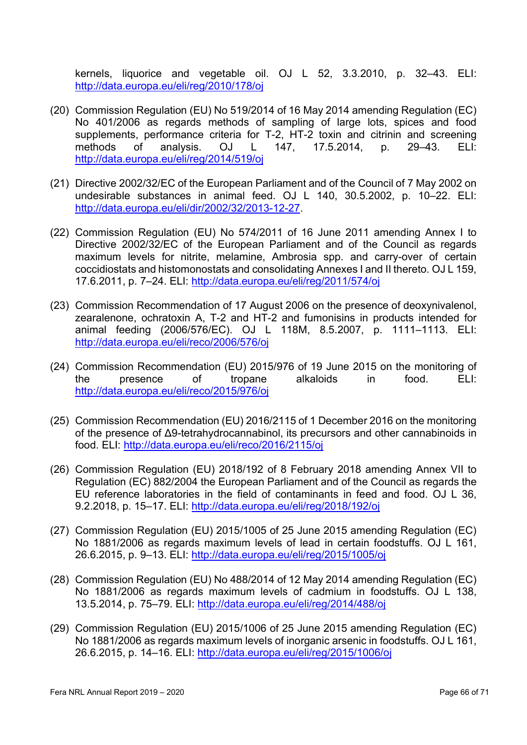kernels, liquorice and vegetable oil. OJ L 52, 3.3.2010, p. 32–43. ELI: http://data.europa.eu/eli/reg/2010/178/oj

(20) Commission Regulation (EU) No 519/2014 of 16 May 2014 amending Regulation (EC) No 401/2006 as regards methods of sampling of large lots, spices and food supplements, performance criteria for T-2, HT-2 toxin and citrinin and screening methods of analysis. OJ L 147, 17.5.2014, p. 29–43. ELI: http://data.europa.eu/eli/reg/2014/519/oj

(21) Directive 2002/32/EC of the European Parliament and of the Council of 7 May 2002 on undesirable substances in animal feed. OJ L 140, 30.5.2002, p. 10–22. ELI: http://data.europa.eu/eli/dir/2002/32/2013-12-27.

(22) Commission Regulation (EU) No 574/2011 of 16 June 2011 amending Annex I to Directive 2002/32/EC of the European Parliament and of the Council as regards maximum levels for nitrite, melamine, Ambrosia spp. and carry-over of certain coccidiostats and histomonostats and consolidating Annexes I and II thereto. OJ L 159, 17.6.2011, p. 7–24. ELI: http://data.europa.eu/eli/reg/2011/574/oj

(23) Commission Recommendation of 17 August 2006 on the presence of deoxynivalenol, zearalenone, ochratoxin A, T-2 and HT-2 and fumonisins in products intended for animal feeding (2006/576/EC). OJ L 118M, 8.5.2007, p. 1111–1113. ELI: http://data.europa.eu/eli/reco/2006/576/oj

(24) Commission Recommendation (EU) 2015/976 of 19 June 2015 on the monitoring of the presence of tropane alkaloids in food. ELI: http://data.europa.eu/eli/reco/2015/976/oj

(25) Commission Recommendation (EU) 2016/2115 of 1 December 2016 on the monitoring of the presence of Δ9-tetrahydrocannabinol, its precursors and other cannabinoids in food. ELI: http://data.europa.eu/eli/reco/2016/2115/oj

(26) Commission Regulation (EU) 2018/192 of 8 February 2018 amending Annex VII to Regulation (EC) 882/2004 the European Parliament and of the Council as regards the EU reference laboratories in the field of contaminants in feed and food. OJ L 36, 9.2.2018, p. 15–17. ELI: http://data.europa.eu/eli/reg/2018/192/oj

(27) Commission Regulation (EU) 2015/1005 of 25 June 2015 amending Regulation (EC) No 1881/2006 as regards maximum levels of lead in certain foodstuffs. OJ L 161, 26.6.2015, p. 9–13. ELI: http://data.europa.eu/eli/reg/2015/1005/oj

(28) Commission Regulation (EU) No 488/2014 of 12 May 2014 amending Regulation (EC) No 1881/2006 as regards maximum levels of cadmium in foodstuffs. OJ L 138, 13.5.2014, p. 75–79. ELI: http://data.europa.eu/eli/reg/2014/488/oj

(29) Commission Regulation (EU) 2015/1006 of 25 June 2015 amending Regulation (EC) No 1881/2006 as regards maximum levels of inorganic arsenic in foodstuffs. OJ L 161, 26.6.2015, p. 14–16. ELI: http://data.europa.eu/eli/reg/2015/1006/oj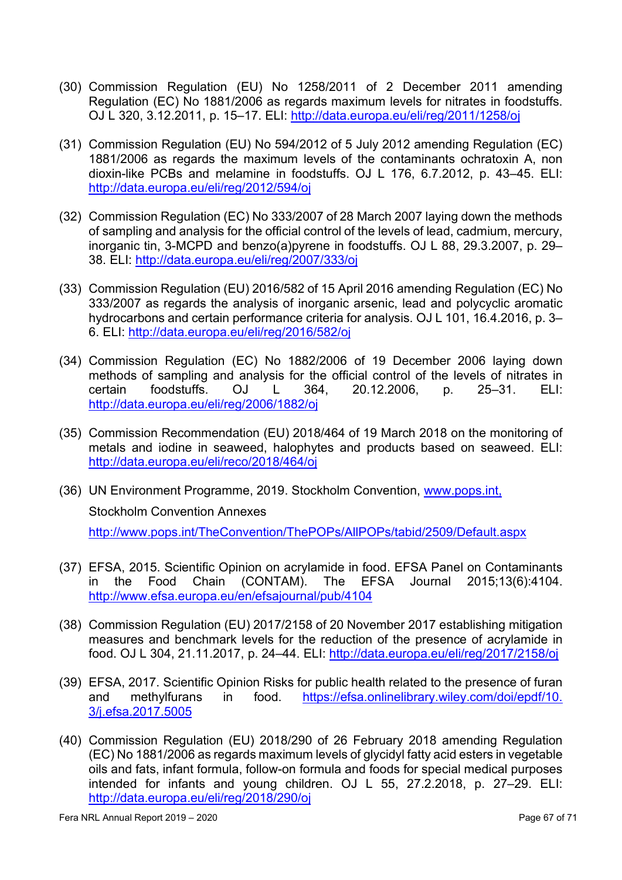(30) Commission Regulation (EU) No 1258/2011 of 2 December 2011 amending Regulation (EC) No 1881/2006 as regards maximum levels for nitrates in foodstuffs. OJ L 320, 3.12.2011, p. 15–17. ELI: http://data.europa.eu/eli/reg/2011/1258/oj

(31) Commission Regulation (EU) No 594/2012 of 5 July 2012 amending Regulation (EC) 1881/2006 as regards the maximum levels of the contaminants ochratoxin A, non dioxin-like PCBs and melamine in foodstuffs. OJ L 176, 6.7.2012, p. 43–45. ELI: http://data.europa.eu/eli/reg/2012/594/oj

(32) Commission Regulation (EC) No 333/2007 of 28 March 2007 laying down the methods of sampling and analysis for the official control of the levels of lead, cadmium, mercury, inorganic tin, 3-MCPD and benzo(a)pyrene in foodstuffs. OJ L 88, 29.3.2007, p. 29–38. ELI: http://data.europa.eu/eli/reg/2007/333/oj

(33) Commission Regulation (EU) 2016/582 of 15 April 2016 amending Regulation (EC) No 333/2007 as regards the analysis of inorganic arsenic, lead and polycyclic aromatic hydrocarbons and certain performance criteria for analysis. OJ L 101, 16.4.2016, p. 3–6. ELI: http://data.europa.eu/eli/reg/2016/582/oj

(34) Commission Regulation (EC) No 1882/2006 of 19 December 2006 laying down methods of sampling and analysis for the official control of the levels of nitrates in certain foodstuffs. OJ L 364, 20.12.2006, p. 25–31. ELI: http://data.europa.eu/eli/reg/2006/1882/oj

(35) Commission Recommendation (EU) 2018/464 of 19 March 2018 on the monitoring of metals and iodine in seaweed, halophytes and products based on seaweed. ELI: http://data.europa.eu/eli/reco/2018/464/oj

(36) UN Environment Programme, 2019. Stockholm Convention, www.pops.int,

Stockholm Convention Annexes

http://www.pops.int/TheConvention/ThePOPs/AllPOPs/tabid/2509/Default.aspx

(37) EFSA, 2015. Scientific Opinion on acrylamide in food. EFSA Panel on Contaminants in the Food Chain (CONTAM). The EFSA Journal 2015;13(6):4104. http://www.efsa.europa.eu/en/efsajournal/pub/4104

(38) Commission Regulation (EU) 2017/2158 of 20 November 2017 establishing mitigation measures and benchmark levels for the reduction of the presence of acrylamide in food. OJ L 304, 21.11.2017, p. 24–44. ELI: http://data.europa.eu/eli/reg/2017/2158/oj

(39) EFSA, 2017. Scientific Opinion Risks for public health related to the presence of furan and methylfurans in food. https://efsa.onlinelibrary.wiley.com/doi/epdf/10.3/j.efsa.2017.5005

(40) Commission Regulation (EU) 2018/290 of 26 February 2018 amending Regulation (EC) No 1881/2006 as regards maximum levels of glycidyl fatty acid esters in vegetable oils and fats, infant formula, follow-on formula and foods for special medical purposes intended for infants and young children. OJ L 55, 27.2.2018, p. 27–29. ELI: http://data.europa.eu/eli/reg/2018/290/oj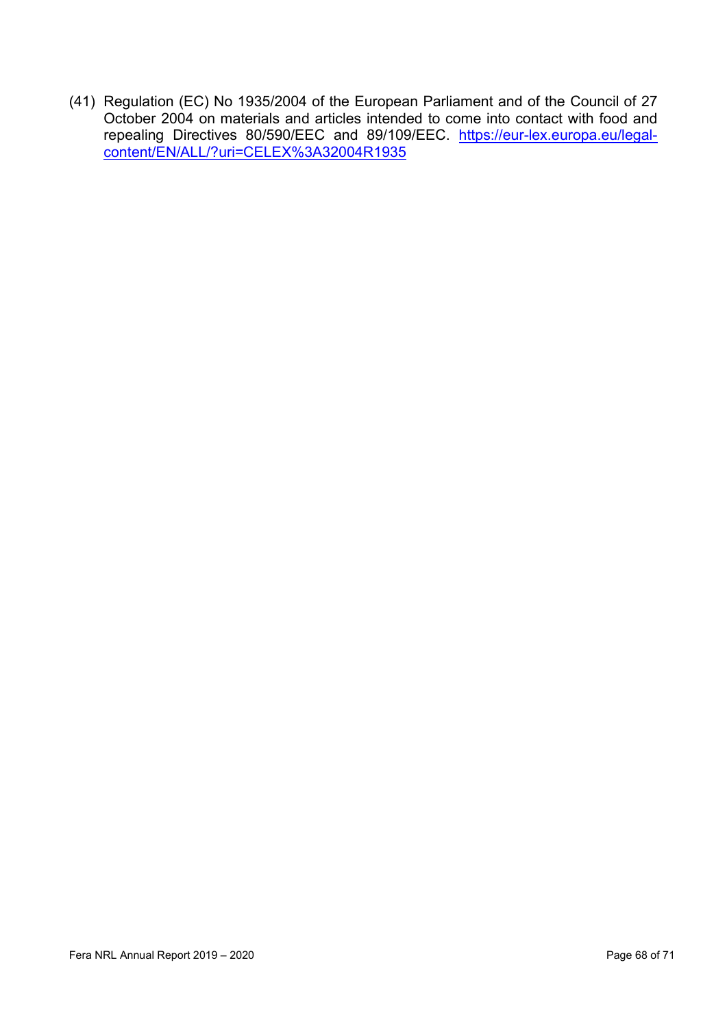(41) Regulation (EC) No 1935/2004 of the European Parliament and of the Council of 27 October 2004 on materials and articles intended to come into contact with food and repealing Directives 80/590/EEC and 89/109/EEC. https://eur-lex.europa.eu/legal-content/EN/ALL/?uri=CELEX%3A32004R1935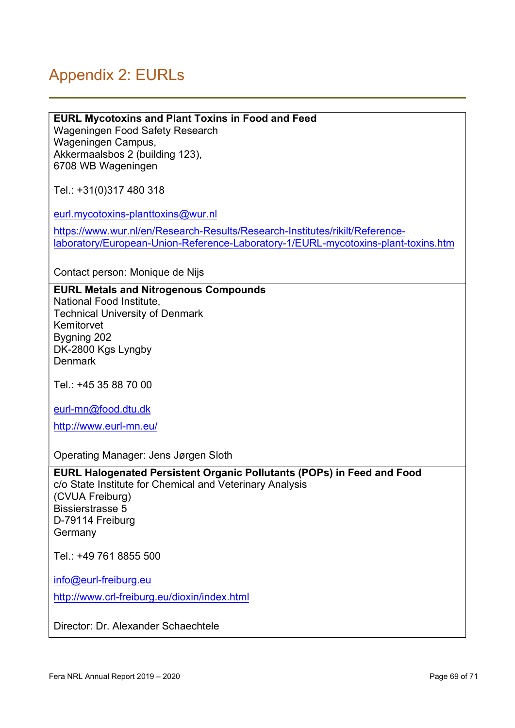# Appendix 2: EURLs

**EURL Mycotoxins and Plant Toxins in Food and Feed**
Wageningen Food Safety Research
Wageningen Campus,
Akkermaalsbos 2 (building 123),
6708 WB Wageningen

Tel.: +31(0)317 480 318

eurl.mycotoxins-planttoxins@wur.nl

https://www.wur.nl/en/Research-Results/Research-Institutes/rikilt/Reference-laboratory/European-Union-Reference-Laboratory-1/EURL-mycotoxins-plant-toxins.htm

Contact person: Monique de Nijs

**EURL Metals and Nitrogenous Compounds**
National Food Institute,
Technical University of Denmark
Kemitorvet
Bygning 202
DK-2800 Kgs Lyngby
Denmark

Tel.: +45 35 88 70 00

eurl-mn@food.dtu.dk

http://www.eurl-mn.eu/

Operating Manager: Jens Jørgen Sloth

**EURL Halogenated Persistent Organic Pollutants (POPs) in Feed and Food**
c/o State Institute for Chemical and Veterinary Analysis
(CVUA Freiburg)
Bissierstrasse 5
D-79114 Freiburg
Germany

Tel.: +49 761 8855 500

info@eurl-freiburg.eu

http://www.crl-freiburg.eu/dioxin/index.html

Director: Dr. Alexander Schaechtele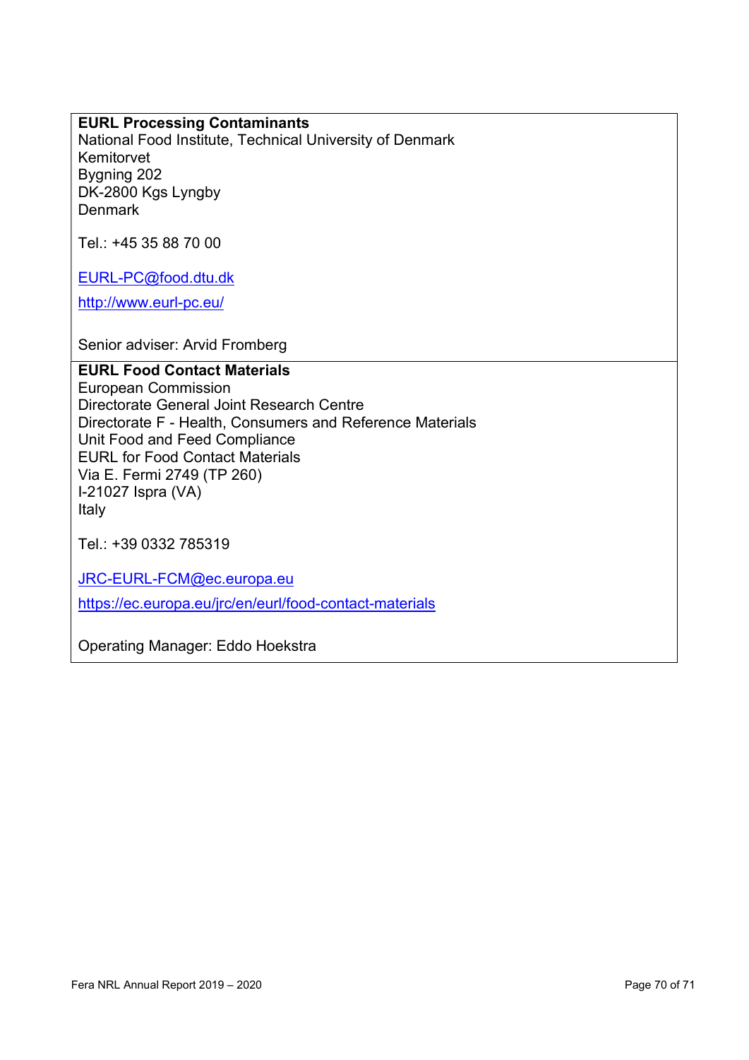**EURL Processing Contaminants**
National Food Institute, Technical University of Denmark
Kemitorvet
Bygning 202
DK-2800 Kgs Lyngby
Denmark

Tel.: +45 35 88 70 00

EURL-PC@food.dtu.dk

http://www.eurl-pc.eu/

Senior adviser: Arvid Fromberg

**EURL Food Contact Materials**
European Commission
Directorate General Joint Research Centre
Directorate F - Health, Consumers and Reference Materials
Unit Food and Feed Compliance
EURL for Food Contact Materials
Via E. Fermi 2749 (TP 260)
I-21027 Ispra (VA)
Italy

Tel.: +39 0332 785319

JRC-EURL-FCM@ec.europa.eu

https://ec.europa.eu/jrc/en/eurl/food-contact-materials

Operating Manager: Eddo Hoekstra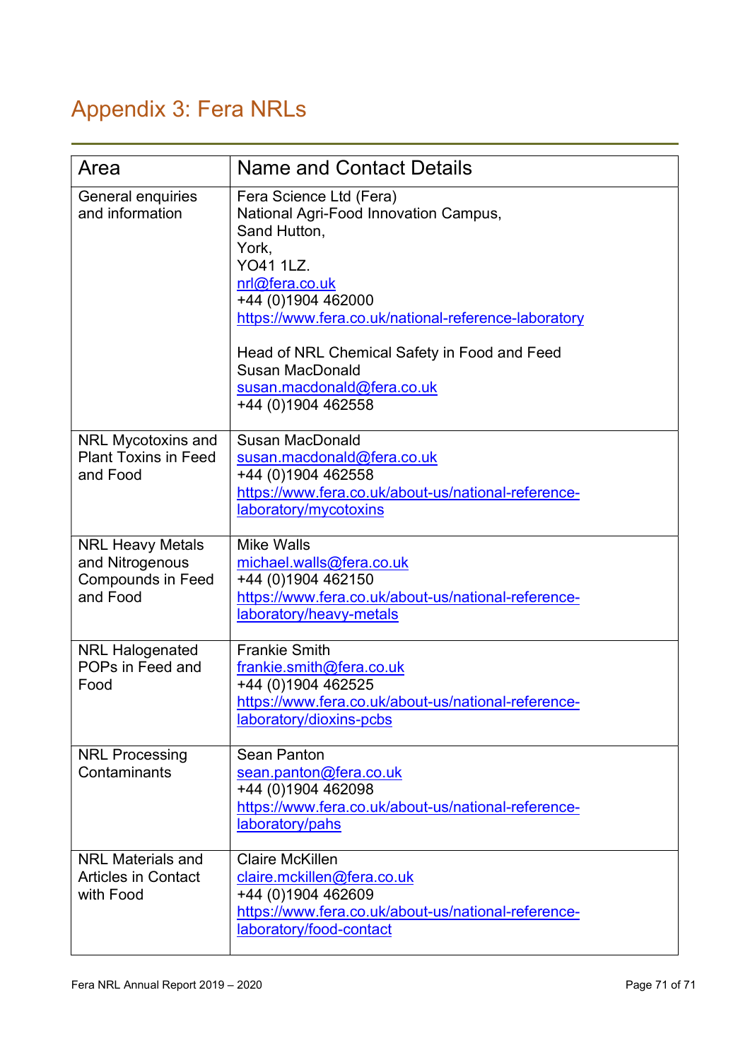# Appendix 3: Fera NRLs

| Area | Name and Contact Details |
|---|---|
| General enquiries and information | Fera Science Ltd (Fera)<br>National Agri-Food Innovation Campus,<br>Sand Hutton,<br>York,<br>YO41 1LZ.<br>nrl@fera.co.uk<br>+44 (0)1904 462000<br>https://www.fera.co.uk/national-reference-laboratory<br><br>Head of NRL Chemical Safety in Food and Feed<br>Susan MacDonald<br>susan.macdonald@fera.co.uk<br>+44 (0)1904 462558 |
| NRL Mycotoxins and Plant Toxins in Feed and Food | Susan MacDonald<br>susan.macdonald@fera.co.uk<br>+44 (0)1904 462558<br>https://www.fera.co.uk/about-us/national-reference-laboratory/mycotoxins |
| NRL Heavy Metals and Nitrogenous Compounds in Feed and Food | Mike Walls<br>michael.walls@fera.co.uk<br>+44 (0)1904 462150<br>https://www.fera.co.uk/about-us/national-reference-laboratory/heavy-metals |
| NRL Halogenated POPs in Feed and Food | Frankie Smith<br>frankie.smith@fera.co.uk<br>+44 (0)1904 462525<br>https://www.fera.co.uk/about-us/national-reference-laboratory/dioxins-pcbs |
| NRL Processing Contaminants | Sean Panton<br>sean.panton@fera.co.uk<br>+44 (0)1904 462098<br>https://www.fera.co.uk/about-us/national-reference-laboratory/pahs |
| NRL Materials and Articles in Contact with Food | Claire McKillen<br>claire.mckillen@fera.co.uk<br>+44 (0)1904 462609<br>https://www.fera.co.uk/about-us/national-reference-laboratory/food-contact |